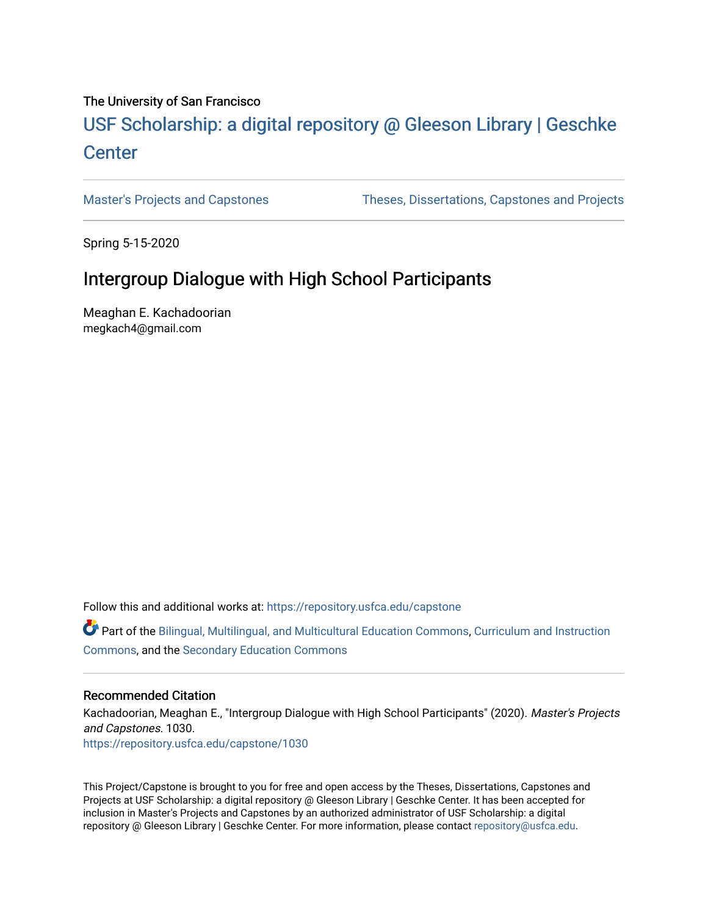The University of San Francisco

## USF Scholarship: a digital repository @ Gleeson Library | Geschke Center

Master's Projects and Capstones | Theses, Dissertations, Capstones and Projects

Spring 5-15-2020

# Intergroup Dialogue with High School Participants

Meaghan E. Kachadoorian
megkach4@gmail.com

Follow this and additional works at: https://repository.usfca.edu/capstone

Part of the Bilingual, Multilingual, and Multicultural Education Commons, Curriculum and Instruction Commons, and the Secondary Education Commons

### Recommended Citation

Kachadoorian, Meaghan E., "Intergroup Dialogue with High School Participants" (2020). *Master's Projects and Capstones*. 1030.
https://repository.usfca.edu/capstone/1030

This Project/Capstone is brought to you for free and open access by the Theses, Dissertations, Capstones and Projects at USF Scholarship: a digital repository @ Gleeson Library | Geschke Center. It has been accepted for inclusion in Master's Projects and Capstones by an authorized administrator of USF Scholarship: a digital repository @ Gleeson Library | Geschke Center. For more information, please contact repository@usfca.edu.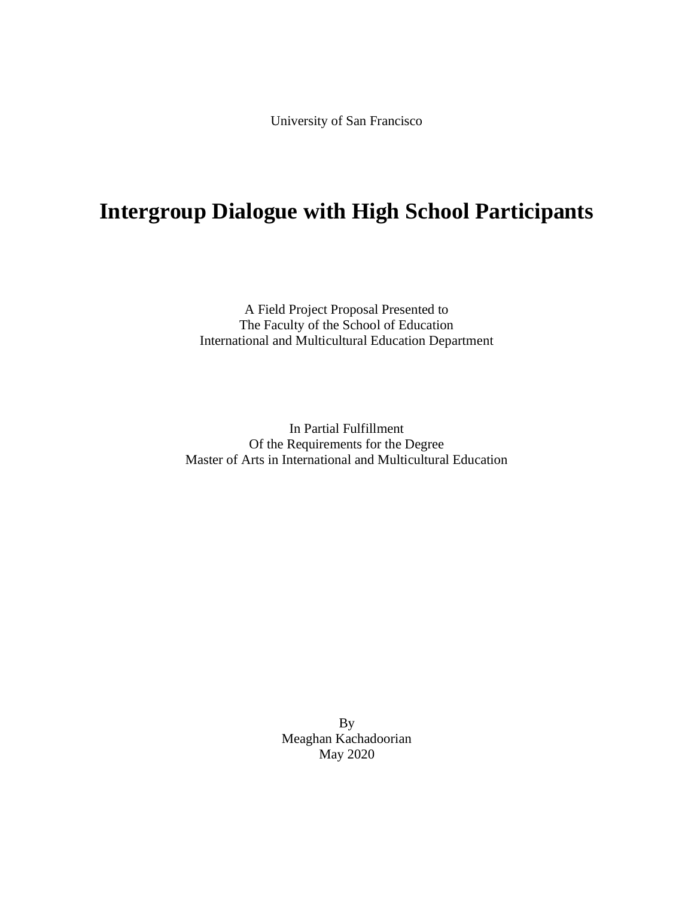University of San Francisco

# Intergroup Dialogue with High School Participants

A Field Project Proposal Presented to
The Faculty of the School of Education
International and Multicultural Education Department

In Partial Fulfillment
Of the Requirements for the Degree
Master of Arts in International and Multicultural Education

By
Meaghan Kachadoorian
May 2020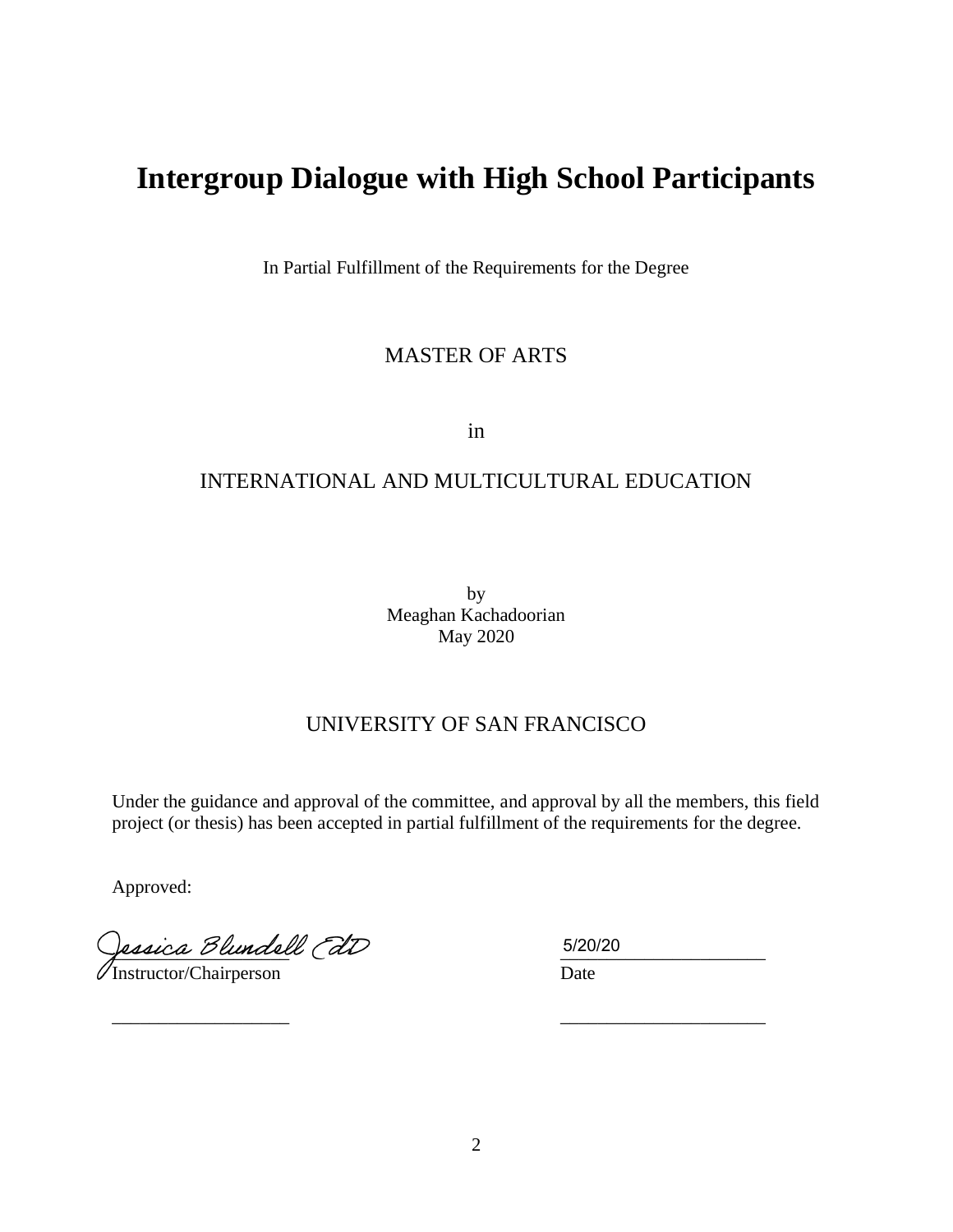# Intergroup Dialogue with High School Participants

In Partial Fulfillment of the Requirements for the Degree

MASTER OF ARTS

in

INTERNATIONAL AND MULTICULTURAL EDUCATION

by
Meaghan Kachadoorian
May 2020

UNIVERSITY OF SAN FRANCISCO

Under the guidance and approval of the committee, and approval by all the members, this field project (or thesis) has been accepted in partial fulfillment of the requirements for the degree.

Approved:

Jessica Blundell EdD &nbsp;&nbsp;&nbsp;&nbsp;&nbsp;&nbsp;&nbsp;&nbsp;&nbsp;&nbsp;&nbsp;&nbsp;&nbsp;&nbsp;&nbsp;&nbsp; 5/20/20
Instructor/Chairperson &nbsp;&nbsp;&nbsp;&nbsp;&nbsp;&nbsp;&nbsp;&nbsp;&nbsp;&nbsp;&nbsp;&nbsp;&nbsp;&nbsp;&nbsp;&nbsp; Date

\_\_\_\_\_\_\_\_\_\_\_\_\_\_\_\_\_\_ &nbsp;&nbsp;&nbsp;&nbsp;&nbsp;&nbsp;&nbsp;&nbsp;&nbsp;&nbsp;&nbsp;&nbsp;&nbsp;&nbsp;&nbsp;&nbsp; \_\_\_\_\_\_\_\_\_\_\_\_\_\_\_\_\_\_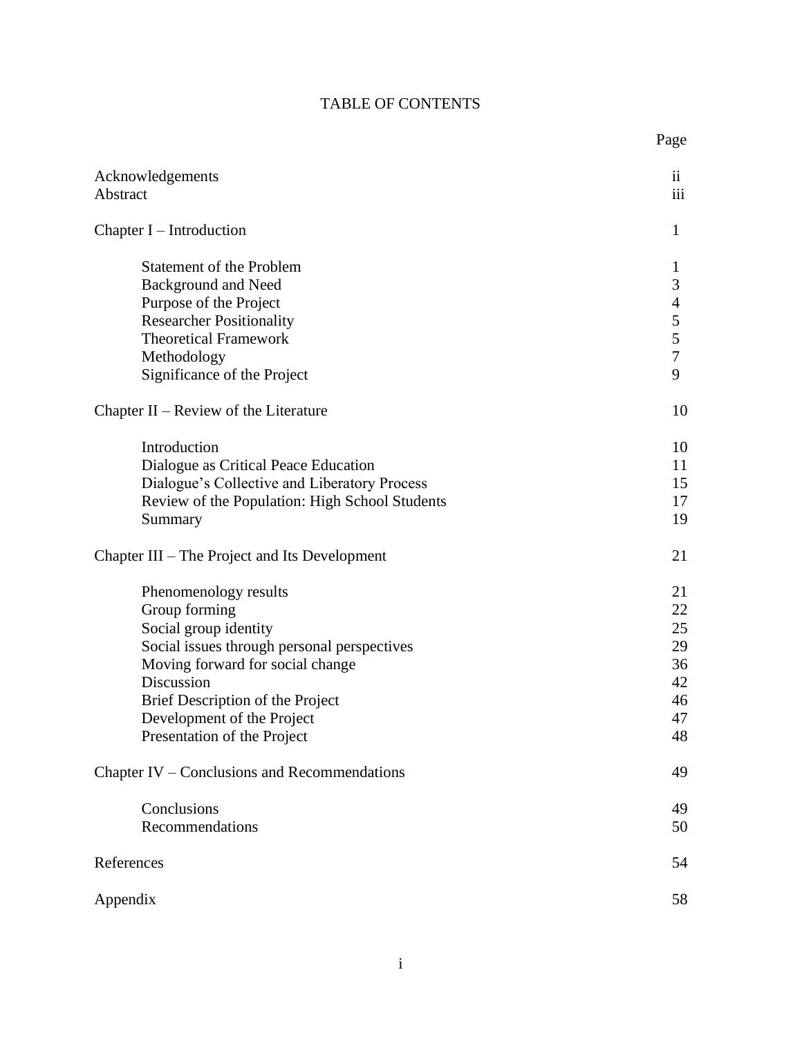# TABLE OF CONTENTS

| | Page |
|---|---|
| Acknowledgements | ii |
| Abstract | iii |
| Chapter I – Introduction | 1 |
| Statement of the Problem | 1 |
| Background and Need | 3 |
| Purpose of the Project | 4 |
| Researcher Positionality | 5 |
| Theoretical Framework | 5 |
| Methodology | 7 |
| Significance of the Project | 9 |
| Chapter II – Review of the Literature | 10 |
| Introduction | 10 |
| Dialogue as Critical Peace Education | 11 |
| Dialogue's Collective and Liberatory Process | 15 |
| Review of the Population: High School Students | 17 |
| Summary | 19 |
| Chapter III – The Project and Its Development | 21 |
| Phenomenology results | 21 |
| Group forming | 22 |
| Social group identity | 25 |
| Social issues through personal perspectives | 29 |
| Moving forward for social change | 36 |
| Discussion | 42 |
| Brief Description of the Project | 46 |
| Development of the Project | 47 |
| Presentation of the Project | 48 |
| Chapter IV – Conclusions and Recommendations | 49 |
| Conclusions | 49 |
| Recommendations | 50 |
| References | 54 |
| Appendix | 58 |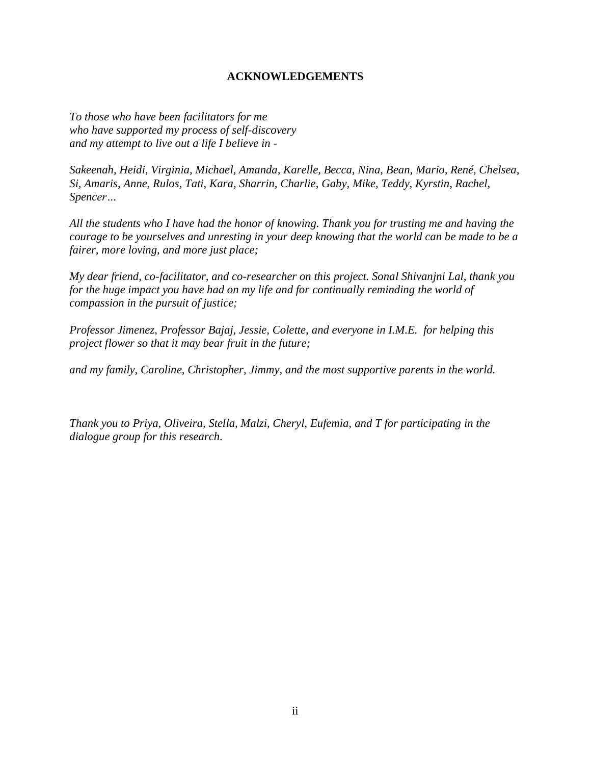## ACKNOWLEDGEMENTS

*To those who have been facilitators for me*
*who have supported my process of self-discovery*
*and my attempt to live out a life I believe in -*

*Sakeenah, Heidi, Virginia, Michael, Amanda, Karelle, Becca, Nina, Bean, Mario, René, Chelsea, Si, Amaris, Anne, Rulos, Tati, Kara, Sharrin, Charlie, Gaby, Mike, Teddy, Kyrstin, Rachel, Spencer…*

*All the students who I have had the honor of knowing. Thank you for trusting me and having the courage to be yourselves and unresting in your deep knowing that the world can be made to be a fairer, more loving, and more just place;*

*My dear friend, co-facilitator, and co-researcher on this project. Sonal Shivanjni Lal, thank you for the huge impact you have had on my life and for continually reminding the world of compassion in the pursuit of justice;*

*Professor Jimenez, Professor Bajaj, Jessie, Colette, and everyone in I.M.E. for helping this project flower so that it may bear fruit in the future;*

*and my family, Caroline, Christopher, Jimmy, and the most supportive parents in the world.*

*Thank you to Priya, Oliveira, Stella, Malzi, Cheryl, Eufemia, and T for participating in the dialogue group for this research.*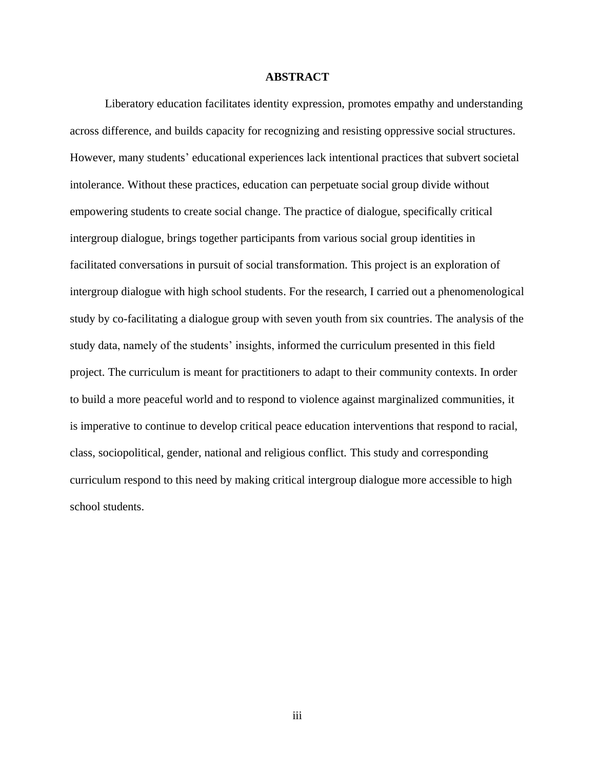# ABSTRACT

Liberatory education facilitates identity expression, promotes empathy and understanding across difference, and builds capacity for recognizing and resisting oppressive social structures. However, many students' educational experiences lack intentional practices that subvert societal intolerance. Without these practices, education can perpetuate social group divide without empowering students to create social change. The practice of dialogue, specifically critical intergroup dialogue, brings together participants from various social group identities in facilitated conversations in pursuit of social transformation. This project is an exploration of intergroup dialogue with high school students. For the research, I carried out a phenomenological study by co-facilitating a dialogue group with seven youth from six countries. The analysis of the study data, namely of the students' insights, informed the curriculum presented in this field project. The curriculum is meant for practitioners to adapt to their community contexts. In order to build a more peaceful world and to respond to violence against marginalized communities, it is imperative to continue to develop critical peace education interventions that respond to racial, class, sociopolitical, gender, national and religious conflict. This study and corresponding curriculum respond to this need by making critical intergroup dialogue more accessible to high school students.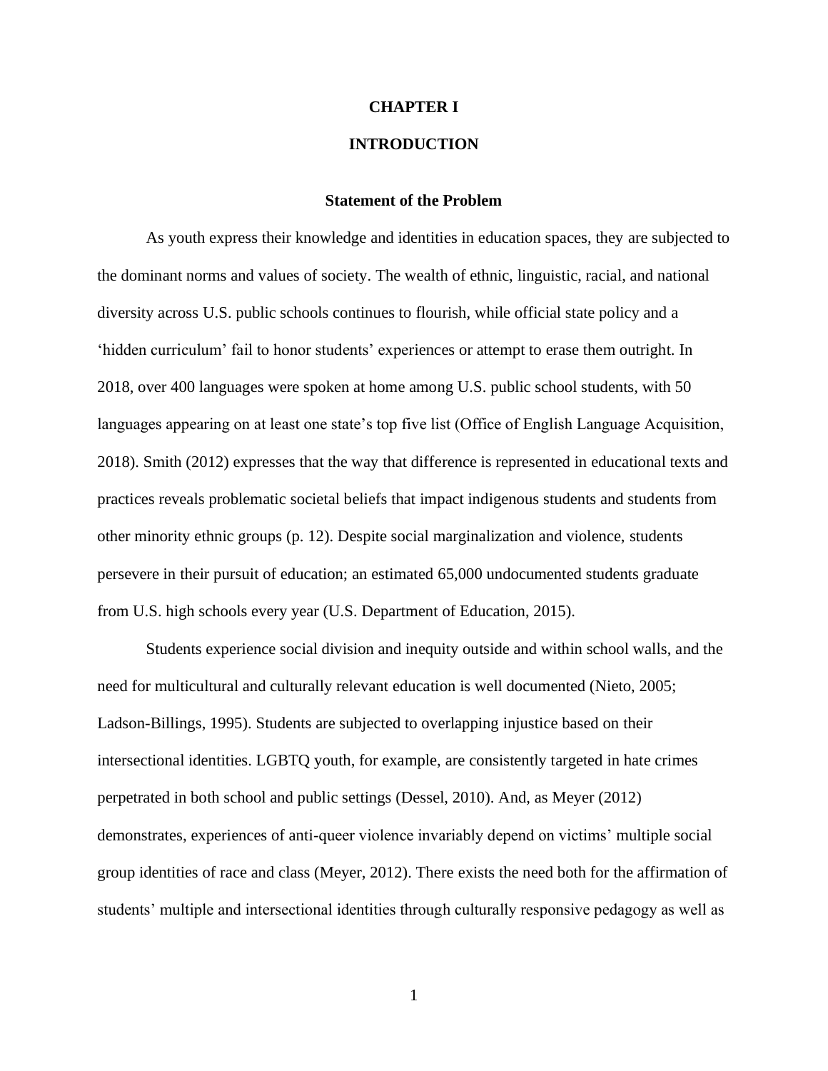# CHAPTER I

# INTRODUCTION

## Statement of the Problem

As youth express their knowledge and identities in education spaces, they are subjected to the dominant norms and values of society. The wealth of ethnic, linguistic, racial, and national diversity across U.S. public schools continues to flourish, while official state policy and a 'hidden curriculum' fail to honor students' experiences or attempt to erase them outright. In 2018, over 400 languages were spoken at home among U.S. public school students, with 50 languages appearing on at least one state's top five list (Office of English Language Acquisition, 2018). Smith (2012) expresses that the way that difference is represented in educational texts and practices reveals problematic societal beliefs that impact indigenous students and students from other minority ethnic groups (p. 12). Despite social marginalization and violence, students persevere in their pursuit of education; an estimated 65,000 undocumented students graduate from U.S. high schools every year (U.S. Department of Education, 2015).

Students experience social division and inequity outside and within school walls, and the need for multicultural and culturally relevant education is well documented (Nieto, 2005; Ladson-Billings, 1995). Students are subjected to overlapping injustice based on their intersectional identities. LGBTQ youth, for example, are consistently targeted in hate crimes perpetrated in both school and public settings (Dessel, 2010). And, as Meyer (2012) demonstrates, experiences of anti-queer violence invariably depend on victims' multiple social group identities of race and class (Meyer, 2012). There exists the need both for the affirmation of students' multiple and intersectional identities through culturally responsive pedagogy as well as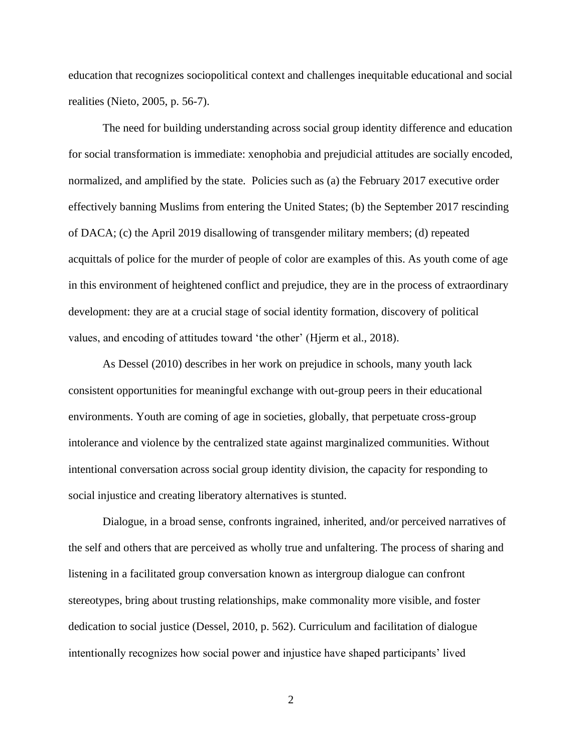education that recognizes sociopolitical context and challenges inequitable educational and social realities (Nieto, 2005, p. 56-7).

The need for building understanding across social group identity difference and education for social transformation is immediate: xenophobia and prejudicial attitudes are socially encoded, normalized, and amplified by the state. Policies such as (a) the February 2017 executive order effectively banning Muslims from entering the United States; (b) the September 2017 rescinding of DACA; (c) the April 2019 disallowing of transgender military members; (d) repeated acquittals of police for the murder of people of color are examples of this. As youth come of age in this environment of heightened conflict and prejudice, they are in the process of extraordinary development: they are at a crucial stage of social identity formation, discovery of political values, and encoding of attitudes toward 'the other' (Hjerm et al., 2018).

As Dessel (2010) describes in her work on prejudice in schools, many youth lack consistent opportunities for meaningful exchange with out-group peers in their educational environments. Youth are coming of age in societies, globally, that perpetuate cross-group intolerance and violence by the centralized state against marginalized communities. Without intentional conversation across social group identity division, the capacity for responding to social injustice and creating liberatory alternatives is stunted.

Dialogue, in a broad sense, confronts ingrained, inherited, and/or perceived narratives of the self and others that are perceived as wholly true and unfaltering. The process of sharing and listening in a facilitated group conversation known as intergroup dialogue can confront stereotypes, bring about trusting relationships, make commonality more visible, and foster dedication to social justice (Dessel, 2010, p. 562). Curriculum and facilitation of dialogue intentionally recognizes how social power and injustice have shaped participants' lived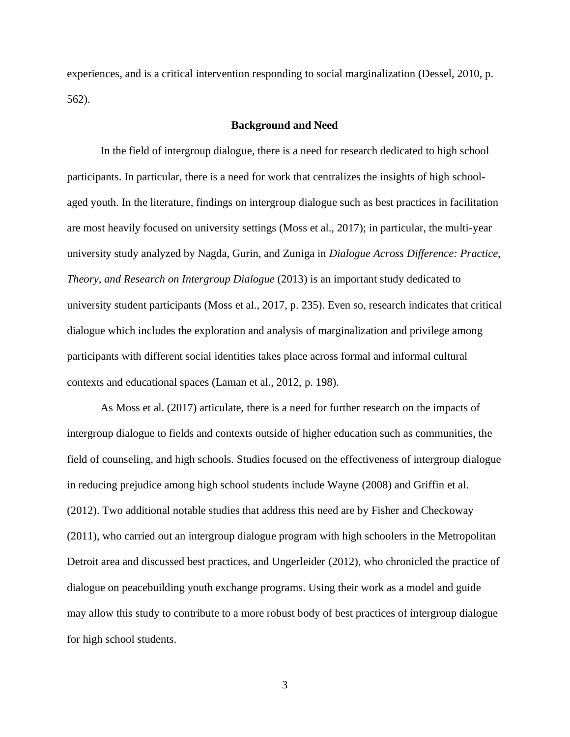experiences, and is a critical intervention responding to social marginalization (Dessel, 2010, p. 562).

## Background and Need

In the field of intergroup dialogue, there is a need for research dedicated to high school participants. In particular, there is a need for work that centralizes the insights of high school-aged youth. In the literature, findings on intergroup dialogue such as best practices in facilitation are most heavily focused on university settings (Moss et al., 2017); in particular, the multi-year university study analyzed by Nagda, Gurin, and Zuniga in *Dialogue Across Difference: Practice, Theory, and Research on Intergroup Dialogue* (2013) is an important study dedicated to university student participants (Moss et al., 2017, p. 235). Even so, research indicates that critical dialogue which includes the exploration and analysis of marginalization and privilege among participants with different social identities takes place across formal and informal cultural contexts and educational spaces (Laman et al., 2012, p. 198).

As Moss et al. (2017) articulate, there is a need for further research on the impacts of intergroup dialogue to fields and contexts outside of higher education such as communities, the field of counseling, and high schools. Studies focused on the effectiveness of intergroup dialogue in reducing prejudice among high school students include Wayne (2008) and Griffin et al. (2012). Two additional notable studies that address this need are by Fisher and Checkoway (2011), who carried out an intergroup dialogue program with high schoolers in the Metropolitan Detroit area and discussed best practices, and Ungerleider (2012), who chronicled the practice of dialogue on peacebuilding youth exchange programs. Using their work as a model and guide may allow this study to contribute to a more robust body of best practices of intergroup dialogue for high school students.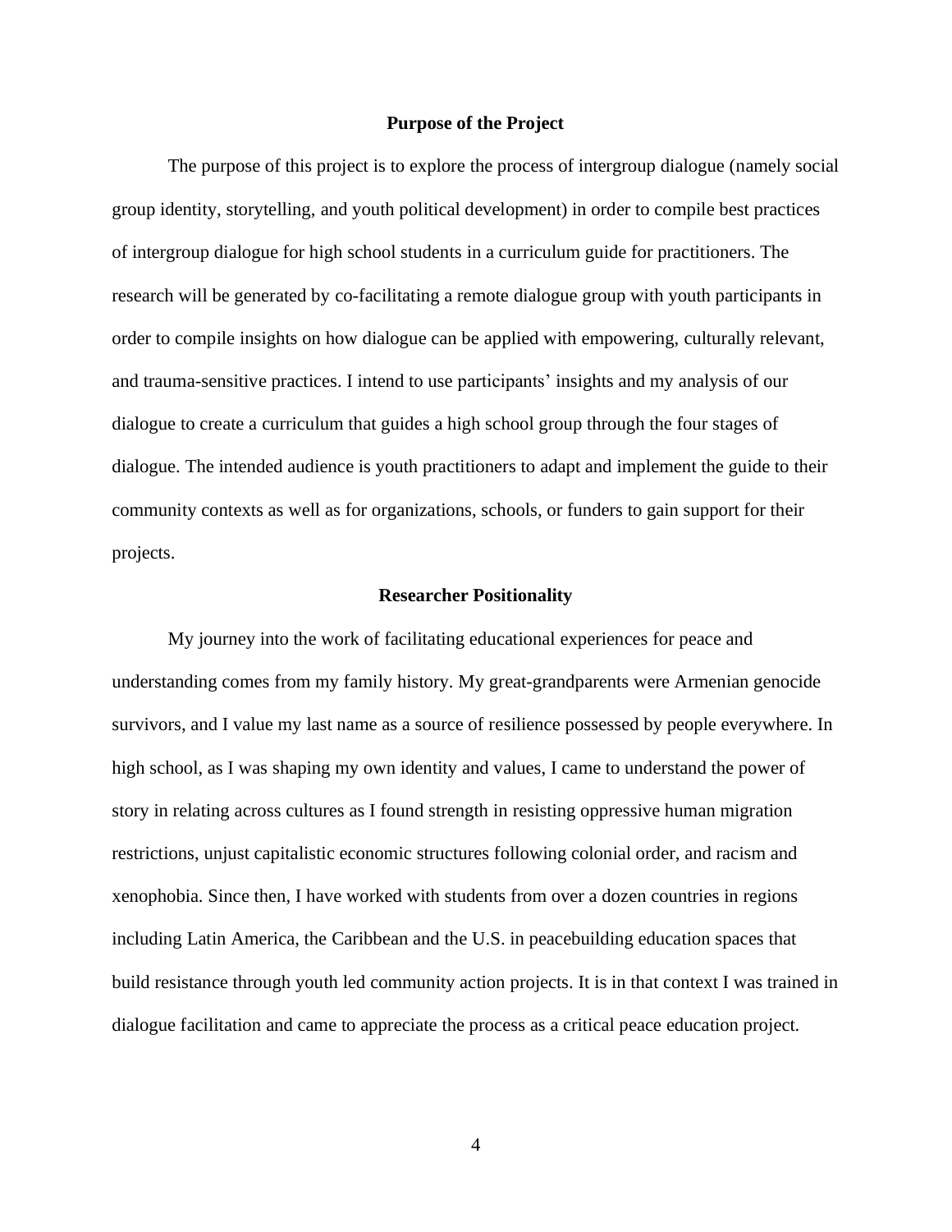## Purpose of the Project

The purpose of this project is to explore the process of intergroup dialogue (namely social group identity, storytelling, and youth political development) in order to compile best practices of intergroup dialogue for high school students in a curriculum guide for practitioners. The research will be generated by co-facilitating a remote dialogue group with youth participants in order to compile insights on how dialogue can be applied with empowering, culturally relevant, and trauma-sensitive practices. I intend to use participants' insights and my analysis of our dialogue to create a curriculum that guides a high school group through the four stages of dialogue. The intended audience is youth practitioners to adapt and implement the guide to their community contexts as well as for organizations, schools, or funders to gain support for their projects.

## Researcher Positionality

My journey into the work of facilitating educational experiences for peace and understanding comes from my family history. My great-grandparents were Armenian genocide survivors, and I value my last name as a source of resilience possessed by people everywhere. In high school, as I was shaping my own identity and values, I came to understand the power of story in relating across cultures as I found strength in resisting oppressive human migration restrictions, unjust capitalistic economic structures following colonial order, and racism and xenophobia. Since then, I have worked with students from over a dozen countries in regions including Latin America, the Caribbean and the U.S. in peacebuilding education spaces that build resistance through youth led community action projects. It is in that context I was trained in dialogue facilitation and came to appreciate the process as a critical peace education project.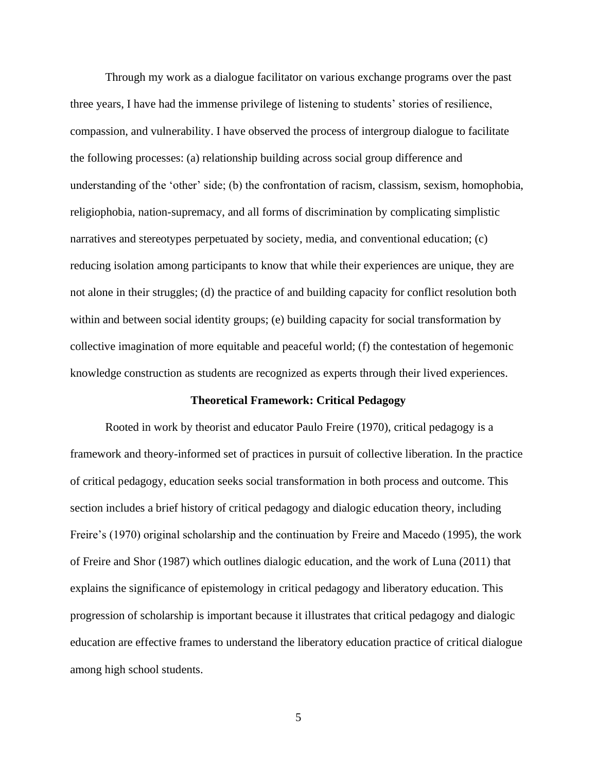Through my work as a dialogue facilitator on various exchange programs over the past three years, I have had the immense privilege of listening to students' stories of resilience, compassion, and vulnerability. I have observed the process of intergroup dialogue to facilitate the following processes: (a) relationship building across social group difference and understanding of the 'other' side; (b) the confrontation of racism, classism, sexism, homophobia, religiophobia, nation-supremacy, and all forms of discrimination by complicating simplistic narratives and stereotypes perpetuated by society, media, and conventional education; (c) reducing isolation among participants to know that while their experiences are unique, they are not alone in their struggles; (d) the practice of and building capacity for conflict resolution both within and between social identity groups; (e) building capacity for social transformation by collective imagination of more equitable and peaceful world; (f) the contestation of hegemonic knowledge construction as students are recognized as experts through their lived experiences.

## Theoretical Framework: Critical Pedagogy

Rooted in work by theorist and educator Paulo Freire (1970), critical pedagogy is a framework and theory-informed set of practices in pursuit of collective liberation. In the practice of critical pedagogy, education seeks social transformation in both process and outcome. This section includes a brief history of critical pedagogy and dialogic education theory, including Freire's (1970) original scholarship and the continuation by Freire and Macedo (1995), the work of Freire and Shor (1987) which outlines dialogic education, and the work of Luna (2011) that explains the significance of epistemology in critical pedagogy and liberatory education. This progression of scholarship is important because it illustrates that critical pedagogy and dialogic education are effective frames to understand the liberatory education practice of critical dialogue among high school students.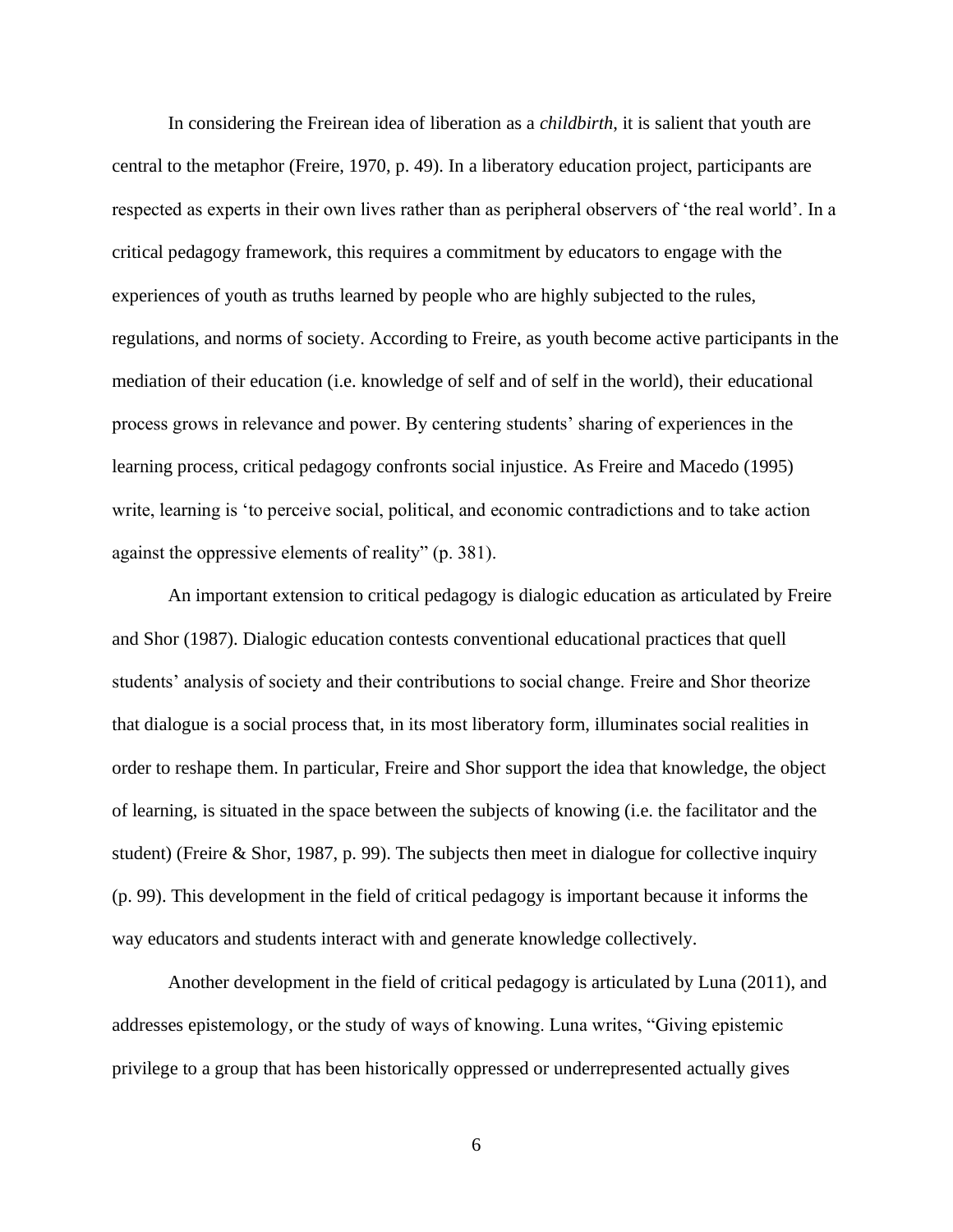In considering the Freirean idea of liberation as a *childbirth*, it is salient that youth are central to the metaphor (Freire, 1970, p. 49). In a liberatory education project, participants are respected as experts in their own lives rather than as peripheral observers of 'the real world'. In a critical pedagogy framework, this requires a commitment by educators to engage with the experiences of youth as truths learned by people who are highly subjected to the rules, regulations, and norms of society. According to Freire, as youth become active participants in the mediation of their education (i.e. knowledge of self and of self in the world), their educational process grows in relevance and power. By centering students' sharing of experiences in the learning process, critical pedagogy confronts social injustice. As Freire and Macedo (1995) write, learning is 'to perceive social, political, and economic contradictions and to take action against the oppressive elements of reality" (p. 381).

An important extension to critical pedagogy is dialogic education as articulated by Freire and Shor (1987). Dialogic education contests conventional educational practices that quell students' analysis of society and their contributions to social change. Freire and Shor theorize that dialogue is a social process that, in its most liberatory form, illuminates social realities in order to reshape them. In particular, Freire and Shor support the idea that knowledge, the object of learning, is situated in the space between the subjects of knowing (i.e. the facilitator and the student) (Freire & Shor, 1987, p. 99). The subjects then meet in dialogue for collective inquiry (p. 99). This development in the field of critical pedagogy is important because it informs the way educators and students interact with and generate knowledge collectively.

Another development in the field of critical pedagogy is articulated by Luna (2011), and addresses epistemology, or the study of ways of knowing. Luna writes, "Giving epistemic privilege to a group that has been historically oppressed or underrepresented actually gives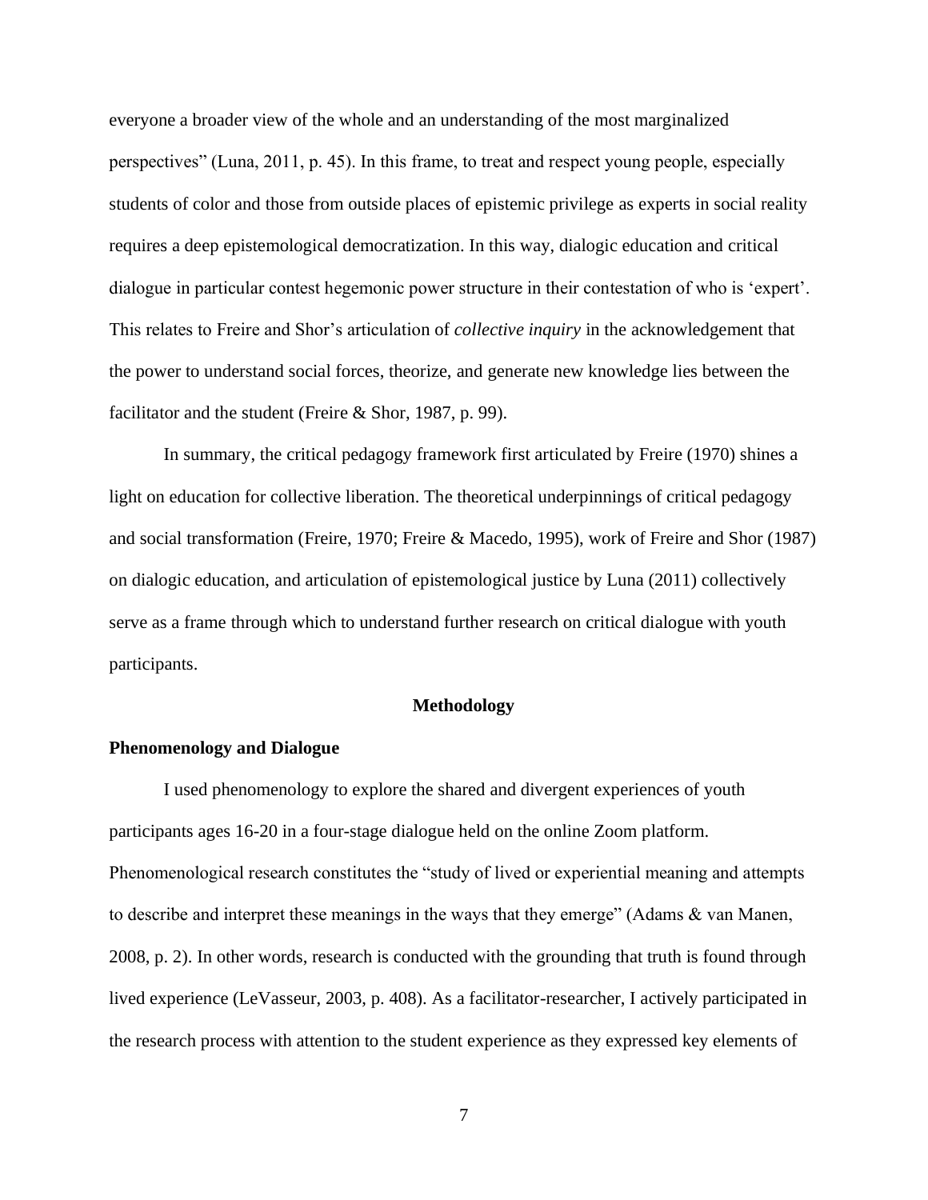everyone a broader view of the whole and an understanding of the most marginalized perspectives" (Luna, 2011, p. 45). In this frame, to treat and respect young people, especially students of color and those from outside places of epistemic privilege as experts in social reality requires a deep epistemological democratization. In this way, dialogic education and critical dialogue in particular contest hegemonic power structure in their contestation of who is 'expert'. This relates to Freire and Shor's articulation of *collective inquiry* in the acknowledgement that the power to understand social forces, theorize, and generate new knowledge lies between the facilitator and the student (Freire & Shor, 1987, p. 99).

In summary, the critical pedagogy framework first articulated by Freire (1970) shines a light on education for collective liberation. The theoretical underpinnings of critical pedagogy and social transformation (Freire, 1970; Freire & Macedo, 1995), work of Freire and Shor (1987) on dialogic education, and articulation of epistemological justice by Luna (2011) collectively serve as a frame through which to understand further research on critical dialogue with youth participants.

## Methodology

### Phenomenology and Dialogue

I used phenomenology to explore the shared and divergent experiences of youth participants ages 16-20 in a four-stage dialogue held on the online Zoom platform. Phenomenological research constitutes the "study of lived or experiential meaning and attempts to describe and interpret these meanings in the ways that they emerge" (Adams & van Manen, 2008, p. 2). In other words, research is conducted with the grounding that truth is found through lived experience (LeVasseur, 2003, p. 408). As a facilitator-researcher, I actively participated in the research process with attention to the student experience as they expressed key elements of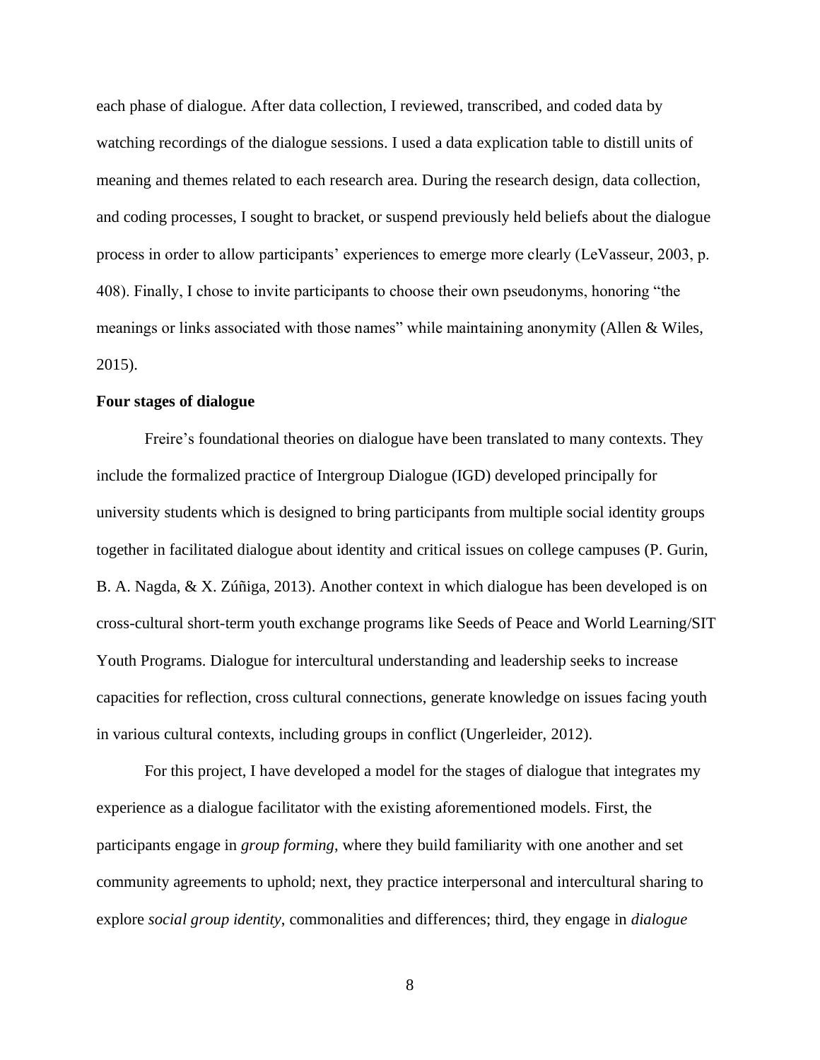each phase of dialogue. After data collection, I reviewed, transcribed, and coded data by watching recordings of the dialogue sessions. I used a data explication table to distill units of meaning and themes related to each research area. During the research design, data collection, and coding processes, I sought to bracket, or suspend previously held beliefs about the dialogue process in order to allow participants' experiences to emerge more clearly (LeVasseur, 2003, p. 408). Finally, I chose to invite participants to choose their own pseudonyms, honoring "the meanings or links associated with those names" while maintaining anonymity (Allen & Wiles, 2015).

**Four stages of dialogue**

Freire's foundational theories on dialogue have been translated to many contexts. They include the formalized practice of Intergroup Dialogue (IGD) developed principally for university students which is designed to bring participants from multiple social identity groups together in facilitated dialogue about identity and critical issues on college campuses (P. Gurin, B. A. Nagda, & X. Zúñiga, 2013). Another context in which dialogue has been developed is on cross-cultural short-term youth exchange programs like Seeds of Peace and World Learning/SIT Youth Programs. Dialogue for intercultural understanding and leadership seeks to increase capacities for reflection, cross cultural connections, generate knowledge on issues facing youth in various cultural contexts, including groups in conflict (Ungerleider, 2012).

For this project, I have developed a model for the stages of dialogue that integrates my experience as a dialogue facilitator with the existing aforementioned models. First, the participants engage in *group forming*, where they build familiarity with one another and set community agreements to uphold; next, they practice interpersonal and intercultural sharing to explore *social group identity*, commonalities and differences; third, they engage in *dialogue*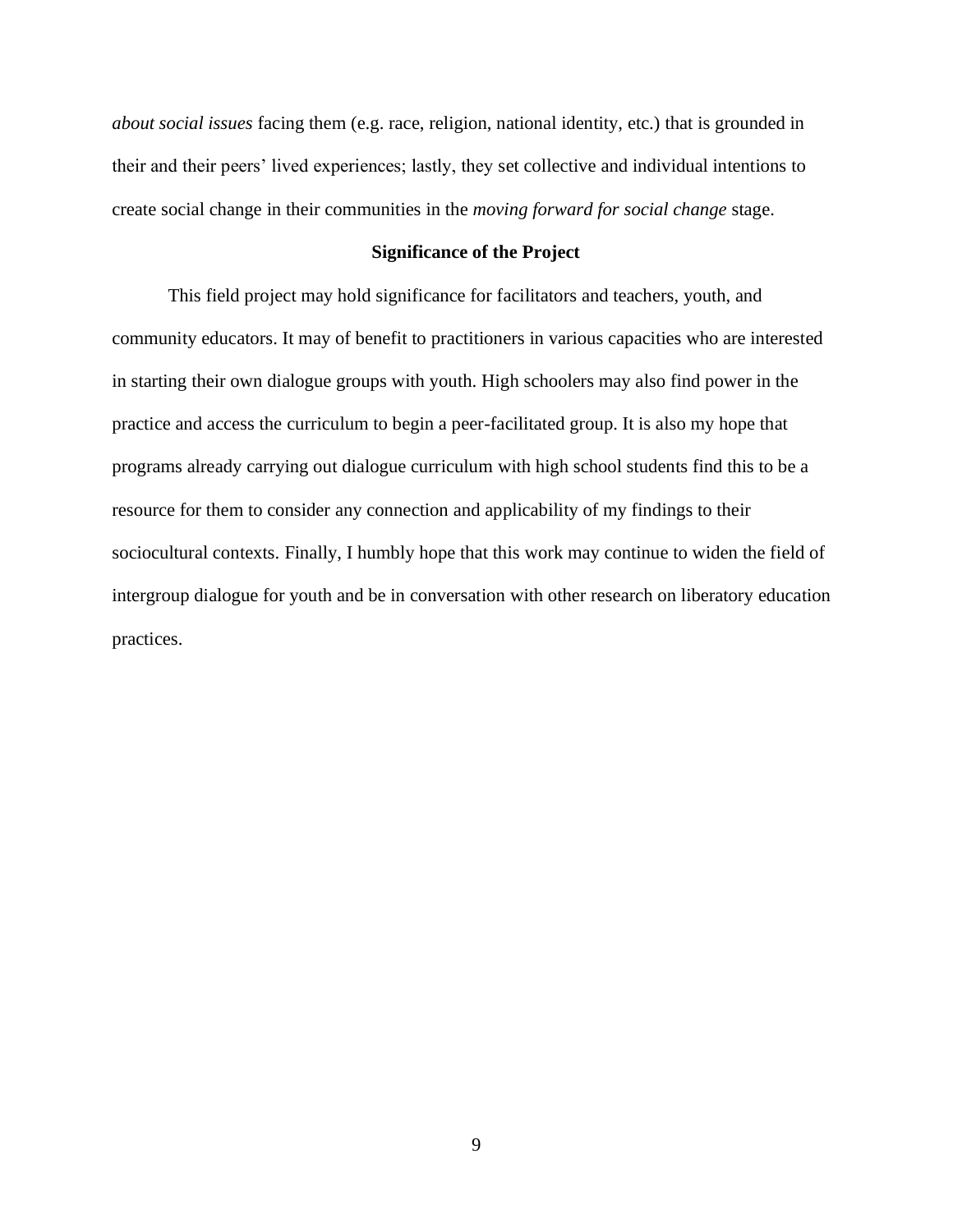*about social issues* facing them (e.g. race, religion, national identity, etc.) that is grounded in their and their peers' lived experiences; lastly, they set collective and individual intentions to create social change in their communities in the *moving forward for social change* stage.

**Significance of the Project**

This field project may hold significance for facilitators and teachers, youth, and community educators. It may of benefit to practitioners in various capacities who are interested in starting their own dialogue groups with youth. High schoolers may also find power in the practice and access the curriculum to begin a peer-facilitated group. It is also my hope that programs already carrying out dialogue curriculum with high school students find this to be a resource for them to consider any connection and applicability of my findings to their sociocultural contexts. Finally, I humbly hope that this work may continue to widen the field of intergroup dialogue for youth and be in conversation with other research on liberatory education practices.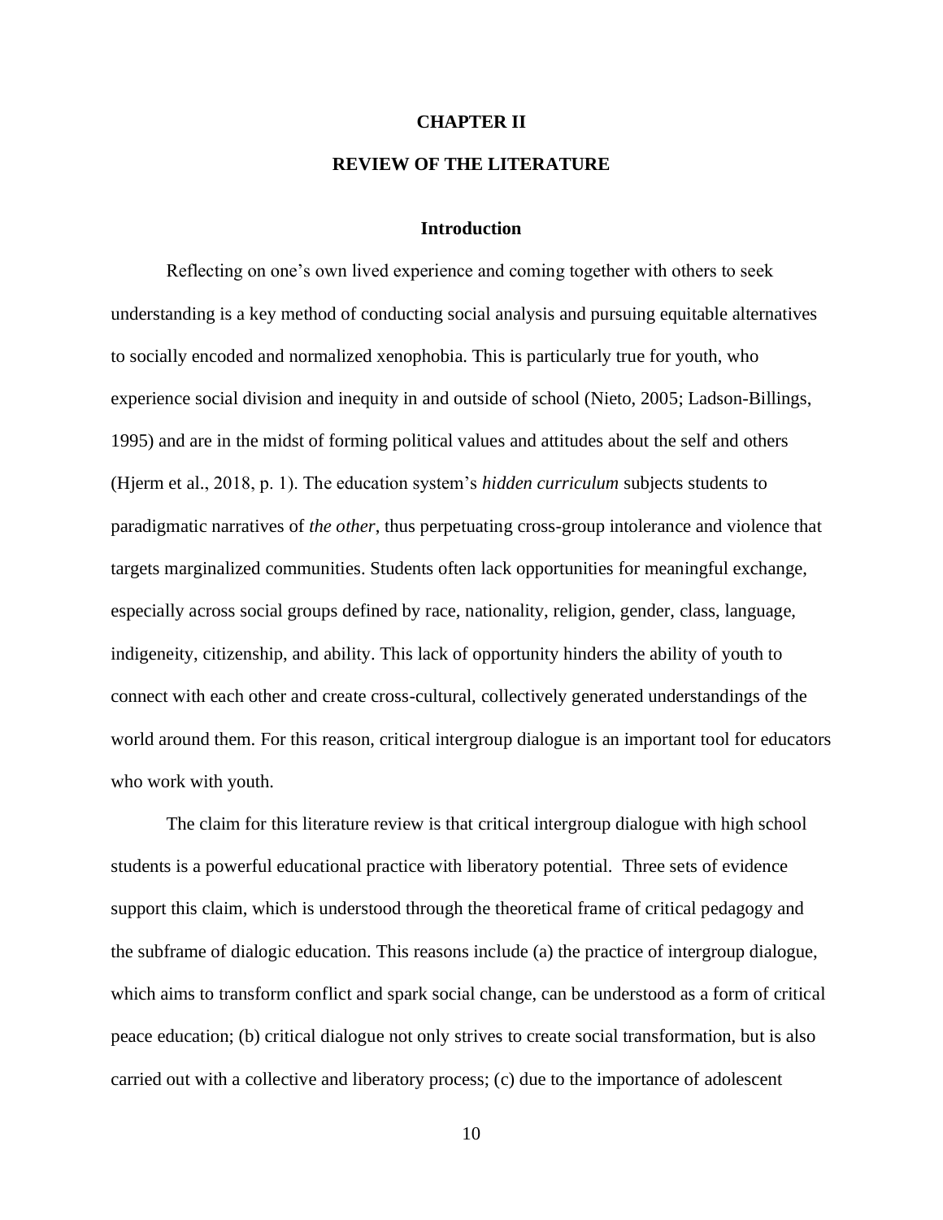# CHAPTER II

# REVIEW OF THE LITERATURE

## Introduction

Reflecting on one's own lived experience and coming together with others to seek understanding is a key method of conducting social analysis and pursuing equitable alternatives to socially encoded and normalized xenophobia. This is particularly true for youth, who experience social division and inequity in and outside of school (Nieto, 2005; Ladson-Billings, 1995) and are in the midst of forming political values and attitudes about the self and others (Hjerm et al., 2018, p. 1). The education system's *hidden curriculum* subjects students to paradigmatic narratives of *the other*, thus perpetuating cross-group intolerance and violence that targets marginalized communities. Students often lack opportunities for meaningful exchange, especially across social groups defined by race, nationality, religion, gender, class, language, indigeneity, citizenship, and ability. This lack of opportunity hinders the ability of youth to connect with each other and create cross-cultural, collectively generated understandings of the world around them. For this reason, critical intergroup dialogue is an important tool for educators who work with youth.

The claim for this literature review is that critical intergroup dialogue with high school students is a powerful educational practice with liberatory potential. Three sets of evidence support this claim, which is understood through the theoretical frame of critical pedagogy and the subframe of dialogic education. This reasons include (a) the practice of intergroup dialogue, which aims to transform conflict and spark social change, can be understood as a form of critical peace education; (b) critical dialogue not only strives to create social transformation, but is also carried out with a collective and liberatory process; (c) due to the importance of adolescent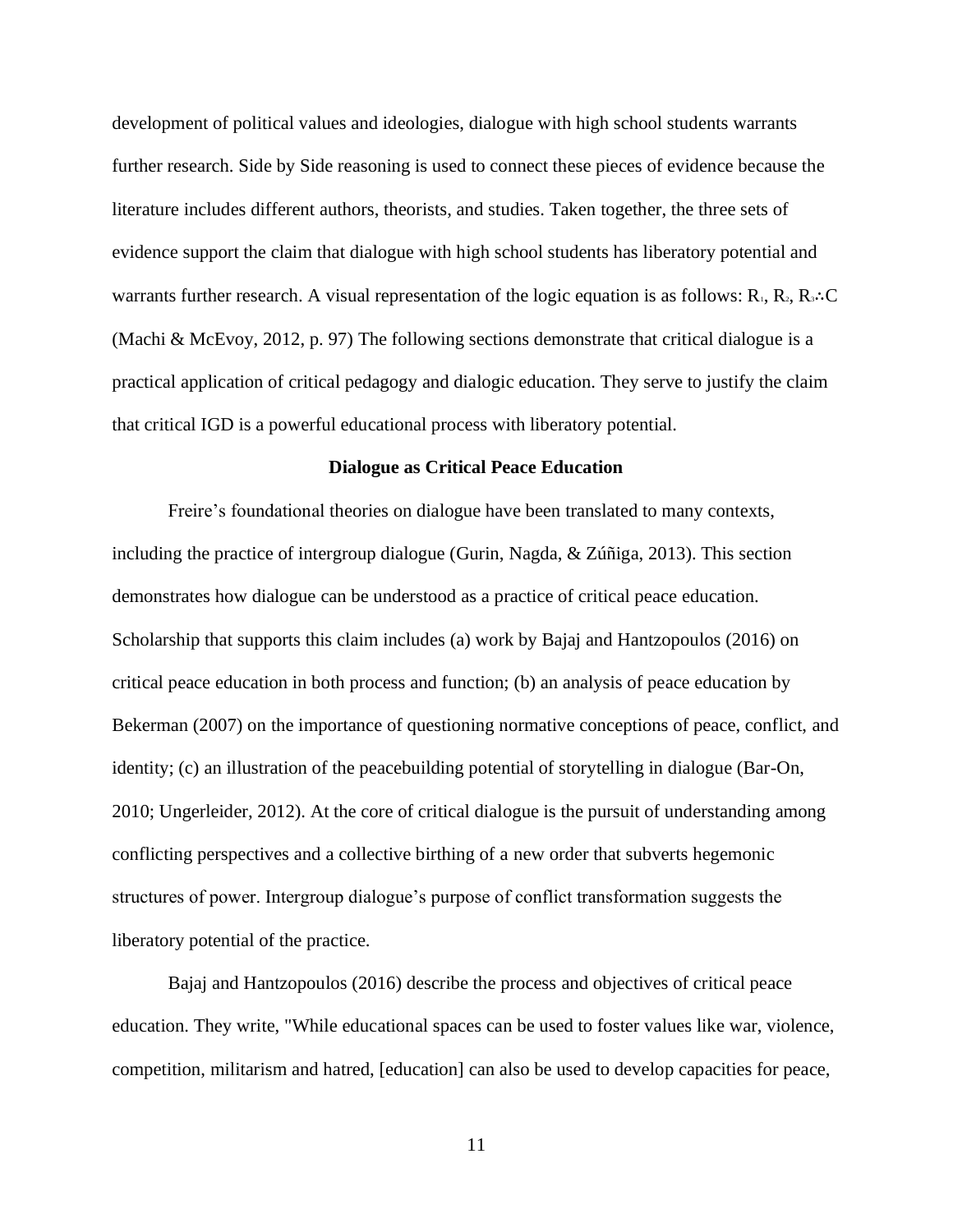development of political values and ideologies, dialogue with high school students warrants further research. Side by Side reasoning is used to connect these pieces of evidence because the literature includes different authors, theorists, and studies. Taken together, the three sets of evidence support the claim that dialogue with high school students has liberatory potential and warrants further research. A visual representation of the logic equation is as follows: $R_1$, $R_2$, $R_3 \therefore C$ (Machi & McEvoy, 2012, p. 97) The following sections demonstrate that critical dialogue is a practical application of critical pedagogy and dialogic education. They serve to justify the claim that critical IGD is a powerful educational process with liberatory potential.

## Dialogue as Critical Peace Education

Freire's foundational theories on dialogue have been translated to many contexts, including the practice of intergroup dialogue (Gurin, Nagda, & Zúñiga, 2013). This section demonstrates how dialogue can be understood as a practice of critical peace education. Scholarship that supports this claim includes (a) work by Bajaj and Hantzopoulos (2016) on critical peace education in both process and function; (b) an analysis of peace education by Bekerman (2007) on the importance of questioning normative conceptions of peace, conflict, and identity; (c) an illustration of the peacebuilding potential of storytelling in dialogue (Bar-On, 2010; Ungerleider, 2012). At the core of critical dialogue is the pursuit of understanding among conflicting perspectives and a collective birthing of a new order that subverts hegemonic structures of power. Intergroup dialogue's purpose of conflict transformation suggests the liberatory potential of the practice.

Bajaj and Hantzopoulos (2016) describe the process and objectives of critical peace education. They write, "While educational spaces can be used to foster values like war, violence, competition, militarism and hatred, [education] can also be used to develop capacities for peace,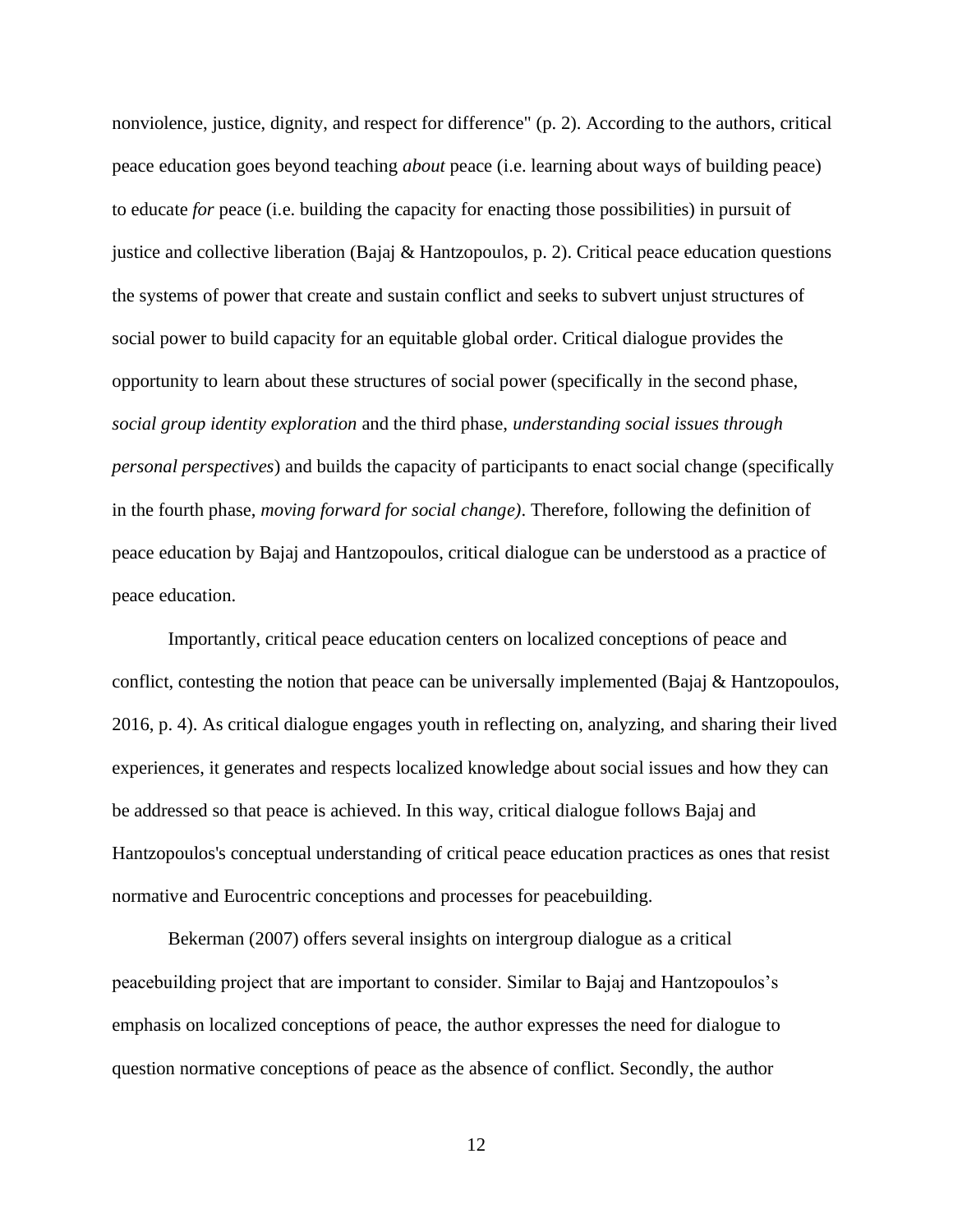nonviolence, justice, dignity, and respect for difference" (p. 2). According to the authors, critical peace education goes beyond teaching *about* peace (i.e. learning about ways of building peace) to educate *for* peace (i.e. building the capacity for enacting those possibilities) in pursuit of justice and collective liberation (Bajaj & Hantzopoulos, p. 2). Critical peace education questions the systems of power that create and sustain conflict and seeks to subvert unjust structures of social power to build capacity for an equitable global order. Critical dialogue provides the opportunity to learn about these structures of social power (specifically in the second phase, *social group identity exploration* and the third phase, *understanding social issues through personal perspectives*) and builds the capacity of participants to enact social change (specifically in the fourth phase, *moving forward for social change)*. Therefore, following the definition of peace education by Bajaj and Hantzopoulos, critical dialogue can be understood as a practice of peace education.

Importantly, critical peace education centers on localized conceptions of peace and conflict, contesting the notion that peace can be universally implemented (Bajaj & Hantzopoulos, 2016, p. 4). As critical dialogue engages youth in reflecting on, analyzing, and sharing their lived experiences, it generates and respects localized knowledge about social issues and how they can be addressed so that peace is achieved. In this way, critical dialogue follows Bajaj and Hantzopoulos's conceptual understanding of critical peace education practices as ones that resist normative and Eurocentric conceptions and processes for peacebuilding.

Bekerman (2007) offers several insights on intergroup dialogue as a critical peacebuilding project that are important to consider. Similar to Bajaj and Hantzopoulos's emphasis on localized conceptions of peace, the author expresses the need for dialogue to question normative conceptions of peace as the absence of conflict. Secondly, the author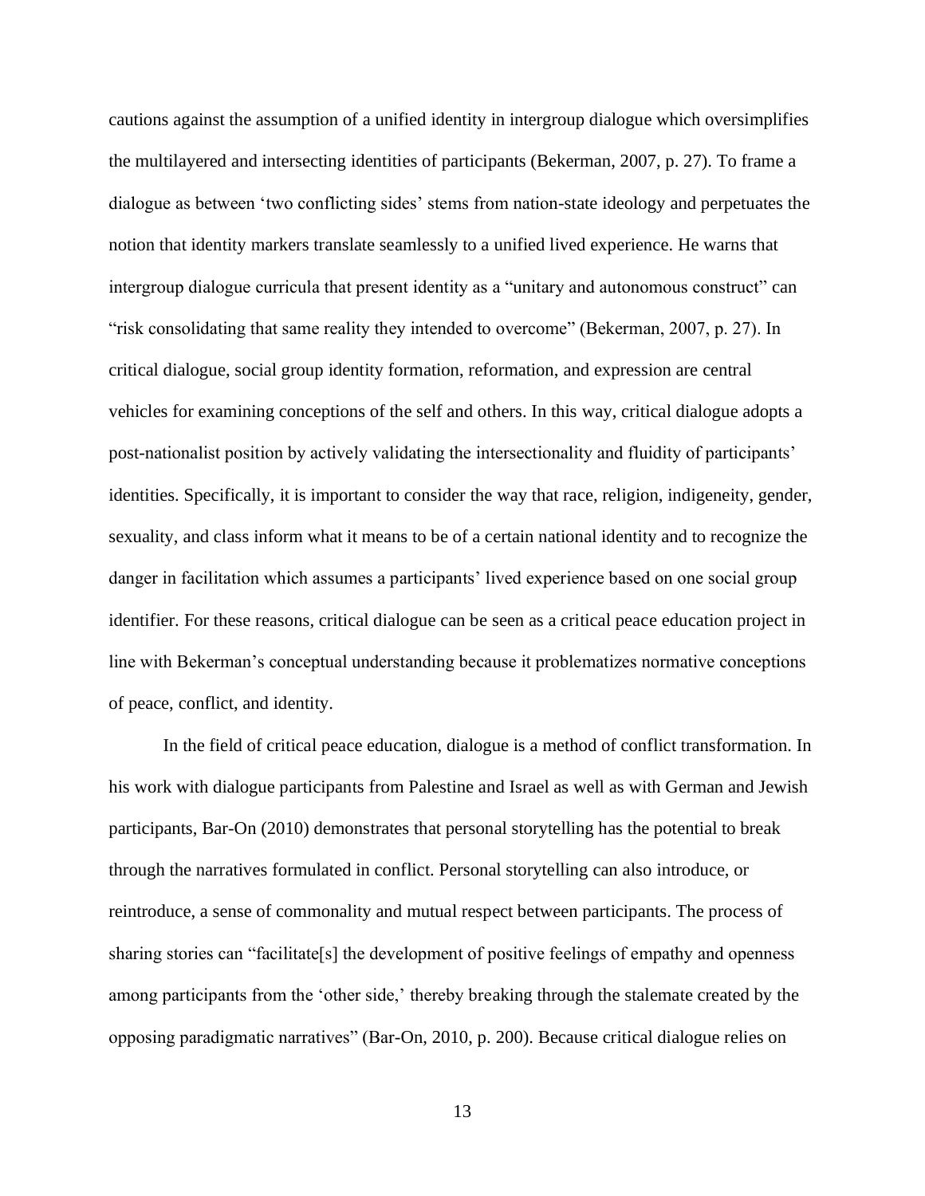cautions against the assumption of a unified identity in intergroup dialogue which oversimplifies the multilayered and intersecting identities of participants (Bekerman, 2007, p. 27). To frame a dialogue as between 'two conflicting sides' stems from nation-state ideology and perpetuates the notion that identity markers translate seamlessly to a unified lived experience. He warns that intergroup dialogue curricula that present identity as a "unitary and autonomous construct" can "risk consolidating that same reality they intended to overcome" (Bekerman, 2007, p. 27). In critical dialogue, social group identity formation, reformation, and expression are central vehicles for examining conceptions of the self and others. In this way, critical dialogue adopts a post-nationalist position by actively validating the intersectionality and fluidity of participants' identities. Specifically, it is important to consider the way that race, religion, indigeneity, gender, sexuality, and class inform what it means to be of a certain national identity and to recognize the danger in facilitation which assumes a participants' lived experience based on one social group identifier. For these reasons, critical dialogue can be seen as a critical peace education project in line with Bekerman's conceptual understanding because it problematizes normative conceptions of peace, conflict, and identity.

In the field of critical peace education, dialogue is a method of conflict transformation. In his work with dialogue participants from Palestine and Israel as well as with German and Jewish participants, Bar-On (2010) demonstrates that personal storytelling has the potential to break through the narratives formulated in conflict. Personal storytelling can also introduce, or reintroduce, a sense of commonality and mutual respect between participants. The process of sharing stories can "facilitate[s] the development of positive feelings of empathy and openness among participants from the 'other side,' thereby breaking through the stalemate created by the opposing paradigmatic narratives" (Bar-On, 2010, p. 200). Because critical dialogue relies on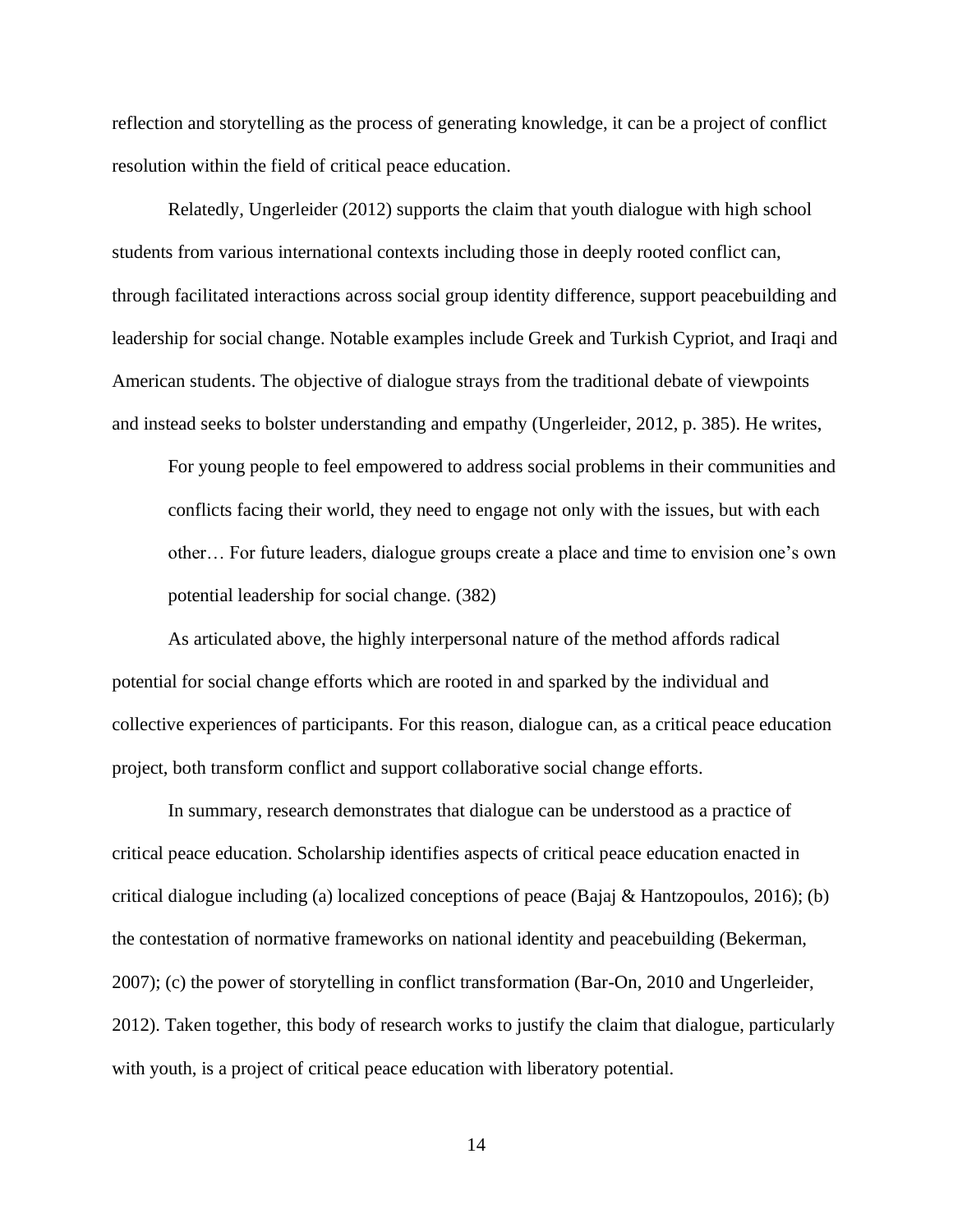reflection and storytelling as the process of generating knowledge, it can be a project of conflict resolution within the field of critical peace education.

Relatedly, Ungerleider (2012) supports the claim that youth dialogue with high school students from various international contexts including those in deeply rooted conflict can, through facilitated interactions across social group identity difference, support peacebuilding and leadership for social change. Notable examples include Greek and Turkish Cypriot, and Iraqi and American students. The objective of dialogue strays from the traditional debate of viewpoints and instead seeks to bolster understanding and empathy (Ungerleider, 2012, p. 385). He writes,

> For young people to feel empowered to address social problems in their communities and conflicts facing their world, they need to engage not only with the issues, but with each other… For future leaders, dialogue groups create a place and time to envision one's own potential leadership for social change. (382)

As articulated above, the highly interpersonal nature of the method affords radical potential for social change efforts which are rooted in and sparked by the individual and collective experiences of participants. For this reason, dialogue can, as a critical peace education project, both transform conflict and support collaborative social change efforts.

In summary, research demonstrates that dialogue can be understood as a practice of critical peace education. Scholarship identifies aspects of critical peace education enacted in critical dialogue including (a) localized conceptions of peace (Bajaj & Hantzopoulos, 2016); (b) the contestation of normative frameworks on national identity and peacebuilding (Bekerman, 2007); (c) the power of storytelling in conflict transformation (Bar-On, 2010 and Ungerleider, 2012). Taken together, this body of research works to justify the claim that dialogue, particularly with youth, is a project of critical peace education with liberatory potential.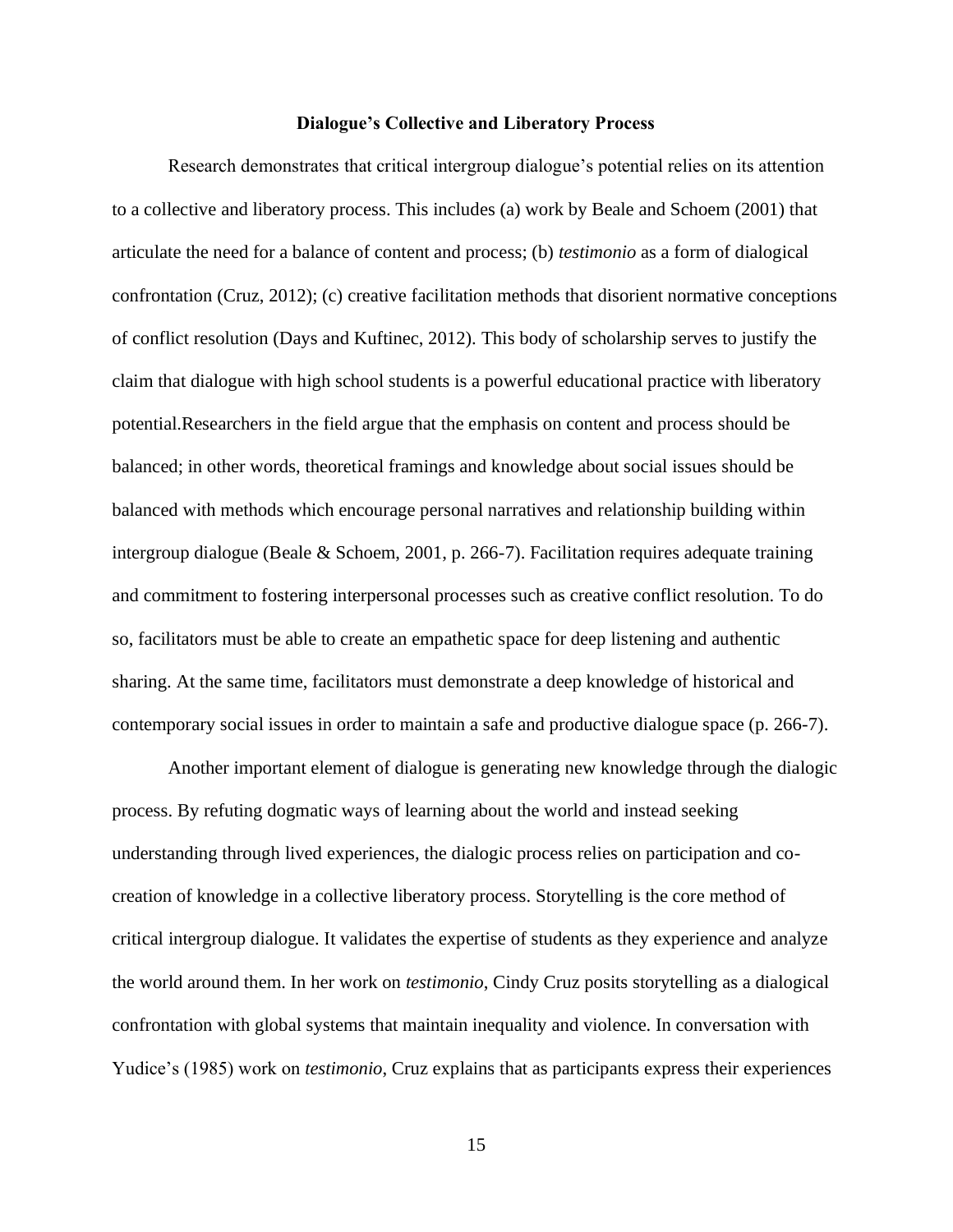## Dialogue's Collective and Liberatory Process

Research demonstrates that critical intergroup dialogue's potential relies on its attention to a collective and liberatory process. This includes (a) work by Beale and Schoem (2001) that articulate the need for a balance of content and process; (b) *testimonio* as a form of dialogical confrontation (Cruz, 2012); (c) creative facilitation methods that disorient normative conceptions of conflict resolution (Days and Kuftinec, 2012). This body of scholarship serves to justify the claim that dialogue with high school students is a powerful educational practice with liberatory potential.Researchers in the field argue that the emphasis on content and process should be balanced; in other words, theoretical framings and knowledge about social issues should be balanced with methods which encourage personal narratives and relationship building within intergroup dialogue (Beale & Schoem, 2001, p. 266-7). Facilitation requires adequate training and commitment to fostering interpersonal processes such as creative conflict resolution. To do so, facilitators must be able to create an empathetic space for deep listening and authentic sharing. At the same time, facilitators must demonstrate a deep knowledge of historical and contemporary social issues in order to maintain a safe and productive dialogue space (p. 266-7).

Another important element of dialogue is generating new knowledge through the dialogic process. By refuting dogmatic ways of learning about the world and instead seeking understanding through lived experiences, the dialogic process relies on participation and co-creation of knowledge in a collective liberatory process. Storytelling is the core method of critical intergroup dialogue. It validates the expertise of students as they experience and analyze the world around them. In her work on *testimonio*, Cindy Cruz posits storytelling as a dialogical confrontation with global systems that maintain inequality and violence. In conversation with Yudice's (1985) work on *testimonio*, Cruz explains that as participants express their experiences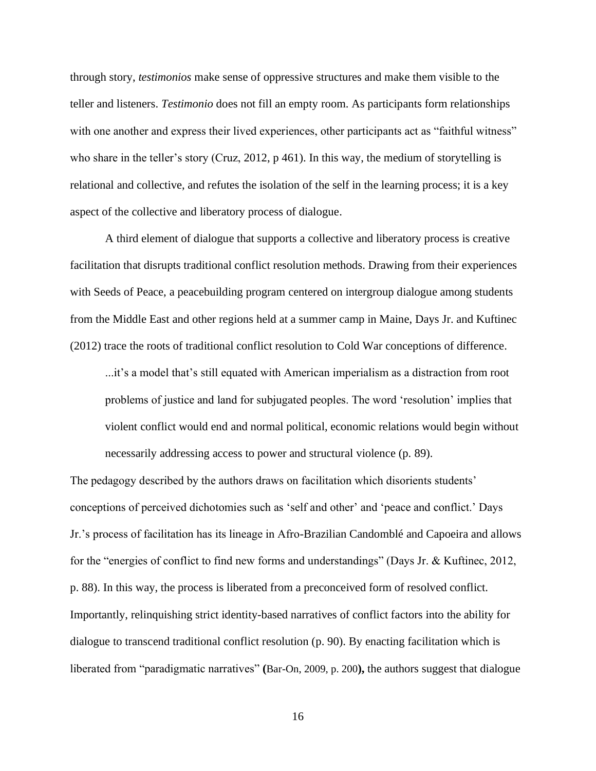through story, *testimonios* make sense of oppressive structures and make them visible to the teller and listeners. *Testimonio* does not fill an empty room. As participants form relationships with one another and express their lived experiences, other participants act as "faithful witness" who share in the teller's story (Cruz, 2012, p 461). In this way, the medium of storytelling is relational and collective, and refutes the isolation of the self in the learning process; it is a key aspect of the collective and liberatory process of dialogue.

A third element of dialogue that supports a collective and liberatory process is creative facilitation that disrupts traditional conflict resolution methods. Drawing from their experiences with Seeds of Peace, a peacebuilding program centered on intergroup dialogue among students from the Middle East and other regions held at a summer camp in Maine, Days Jr. and Kuftinec (2012) trace the roots of traditional conflict resolution to Cold War conceptions of difference.

> ...it's a model that's still equated with American imperialism as a distraction from root problems of justice and land for subjugated peoples. The word 'resolution' implies that violent conflict would end and normal political, economic relations would begin without necessarily addressing access to power and structural violence (p. 89).

The pedagogy described by the authors draws on facilitation which disorients students' conceptions of perceived dichotomies such as 'self and other' and 'peace and conflict.' Days Jr.'s process of facilitation has its lineage in Afro-Brazilian Candomblé and Capoeira and allows for the "energies of conflict to find new forms and understandings" (Days Jr. & Kuftinec, 2012, p. 88). In this way, the process is liberated from a preconceived form of resolved conflict. Importantly, relinquishing strict identity-based narratives of conflict factors into the ability for dialogue to transcend traditional conflict resolution (p. 90). By enacting facilitation which is liberated from "paradigmatic narratives" **(**Bar-On, 2009, p. 200**),** the authors suggest that dialogue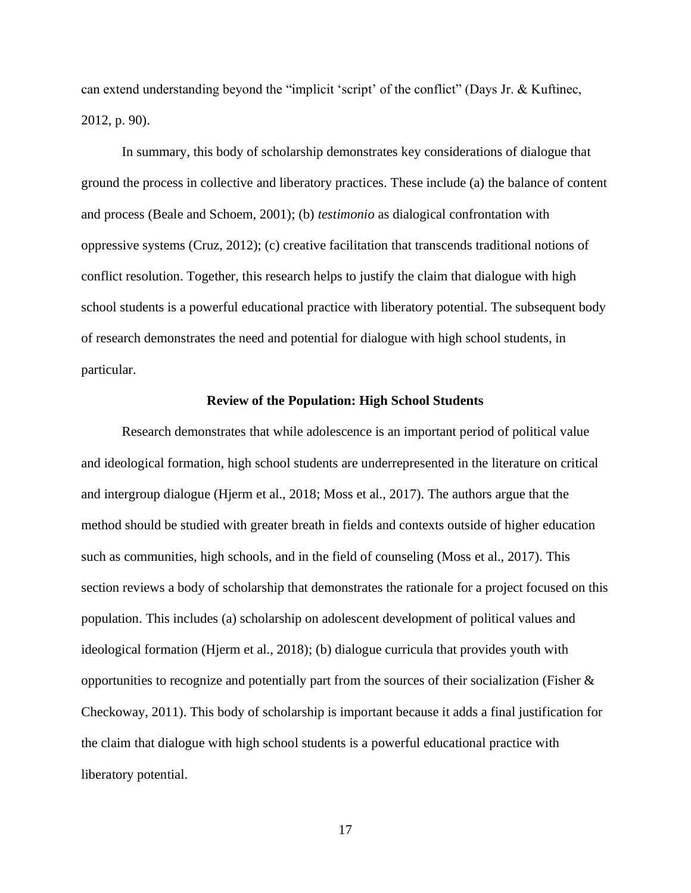can extend understanding beyond the "implicit 'script' of the conflict" (Days Jr. & Kuftinec, 2012, p. 90).

In summary, this body of scholarship demonstrates key considerations of dialogue that ground the process in collective and liberatory practices. These include (a) the balance of content and process (Beale and Schoem, 2001); (b) *testimonio* as dialogical confrontation with oppressive systems (Cruz, 2012); (c) creative facilitation that transcends traditional notions of conflict resolution. Together, this research helps to justify the claim that dialogue with high school students is a powerful educational practice with liberatory potential. The subsequent body of research demonstrates the need and potential for dialogue with high school students, in particular.

## Review of the Population: High School Students

Research demonstrates that while adolescence is an important period of political value and ideological formation, high school students are underrepresented in the literature on critical and intergroup dialogue (Hjerm et al., 2018; Moss et al., 2017). The authors argue that the method should be studied with greater breath in fields and contexts outside of higher education such as communities, high schools, and in the field of counseling (Moss et al., 2017). This section reviews a body of scholarship that demonstrates the rationale for a project focused on this population. This includes (a) scholarship on adolescent development of political values and ideological formation (Hjerm et al., 2018); (b) dialogue curricula that provides youth with opportunities to recognize and potentially part from the sources of their socialization (Fisher & Checkoway, 2011). This body of scholarship is important because it adds a final justification for the claim that dialogue with high school students is a powerful educational practice with liberatory potential.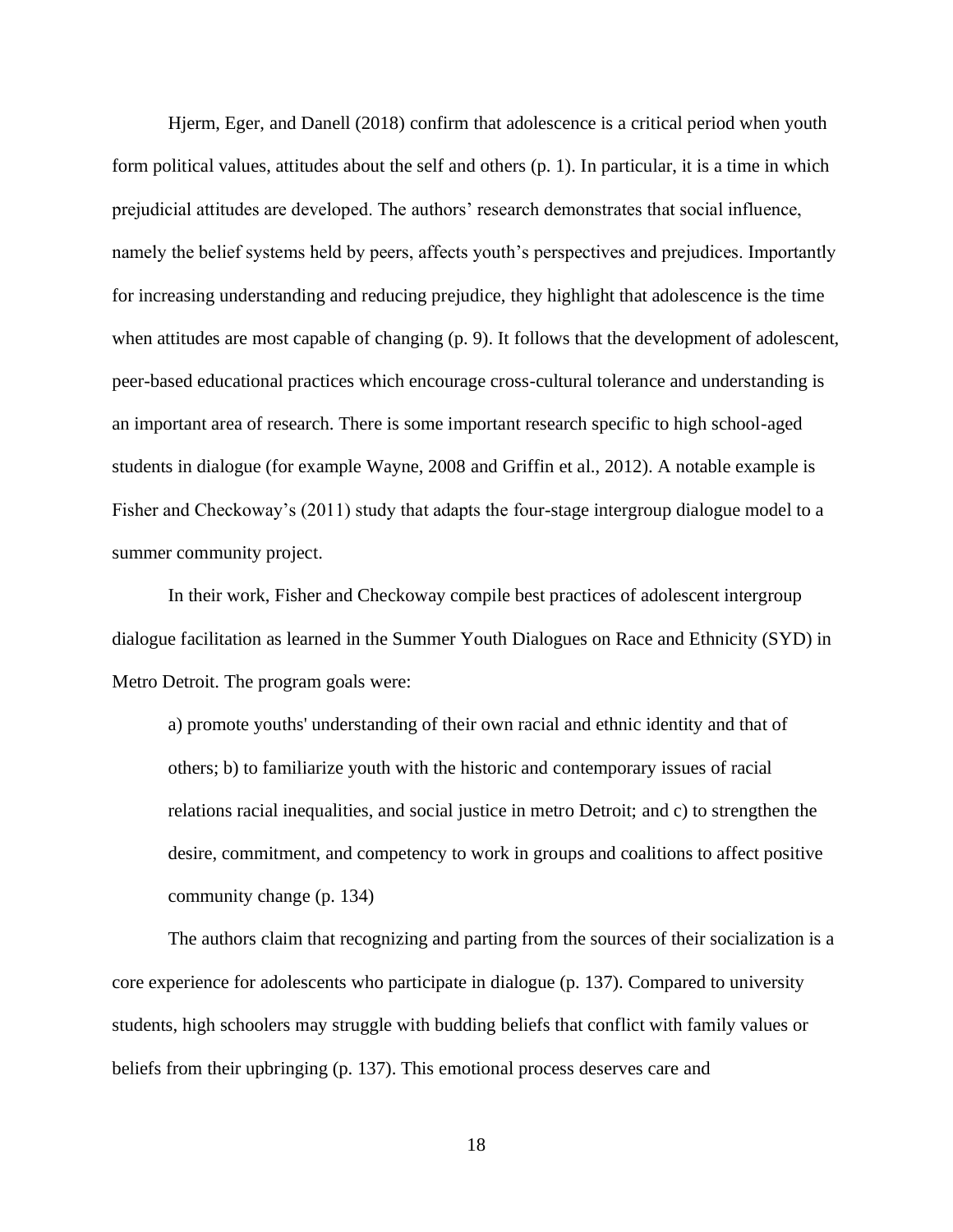Hjerm, Eger, and Danell (2018) confirm that adolescence is a critical period when youth form political values, attitudes about the self and others (p. 1). In particular, it is a time in which prejudicial attitudes are developed. The authors' research demonstrates that social influence, namely the belief systems held by peers, affects youth's perspectives and prejudices. Importantly for increasing understanding and reducing prejudice, they highlight that adolescence is the time when attitudes are most capable of changing (p. 9). It follows that the development of adolescent, peer-based educational practices which encourage cross-cultural tolerance and understanding is an important area of research. There is some important research specific to high school-aged students in dialogue (for example Wayne, 2008 and Griffin et al., 2012). A notable example is Fisher and Checkoway's (2011) study that adapts the four-stage intergroup dialogue model to a summer community project.

In their work, Fisher and Checkoway compile best practices of adolescent intergroup dialogue facilitation as learned in the Summer Youth Dialogues on Race and Ethnicity (SYD) in Metro Detroit. The program goals were:

> a) promote youths' understanding of their own racial and ethnic identity and that of others; b) to familiarize youth with the historic and contemporary issues of racial relations racial inequalities, and social justice in metro Detroit; and c) to strengthen the desire, commitment, and competency to work in groups and coalitions to affect positive community change (p. 134)

The authors claim that recognizing and parting from the sources of their socialization is a core experience for adolescents who participate in dialogue (p. 137). Compared to university students, high schoolers may struggle with budding beliefs that conflict with family values or beliefs from their upbringing (p. 137). This emotional process deserves care and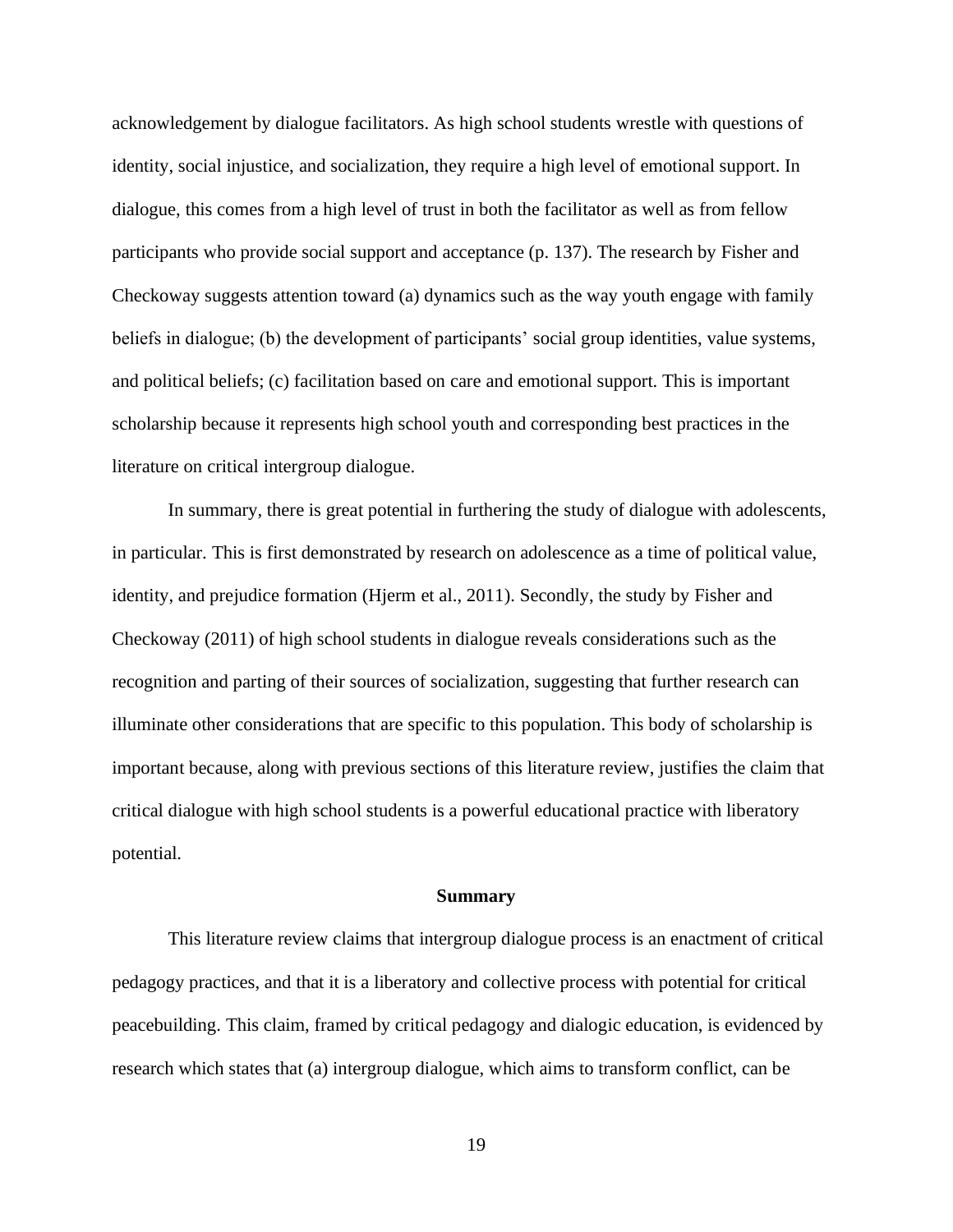acknowledgement by dialogue facilitators. As high school students wrestle with questions of identity, social injustice, and socialization, they require a high level of emotional support. In dialogue, this comes from a high level of trust in both the facilitator as well as from fellow participants who provide social support and acceptance (p. 137). The research by Fisher and Checkoway suggests attention toward (a) dynamics such as the way youth engage with family beliefs in dialogue; (b) the development of participants' social group identities, value systems, and political beliefs; (c) facilitation based on care and emotional support. This is important scholarship because it represents high school youth and corresponding best practices in the literature on critical intergroup dialogue.

In summary, there is great potential in furthering the study of dialogue with adolescents, in particular. This is first demonstrated by research on adolescence as a time of political value, identity, and prejudice formation (Hjerm et al., 2011). Secondly, the study by Fisher and Checkoway (2011) of high school students in dialogue reveals considerations such as the recognition and parting of their sources of socialization, suggesting that further research can illuminate other considerations that are specific to this population. This body of scholarship is important because, along with previous sections of this literature review, justifies the claim that critical dialogue with high school students is a powerful educational practice with liberatory potential.

## Summary

This literature review claims that intergroup dialogue process is an enactment of critical pedagogy practices, and that it is a liberatory and collective process with potential for critical peacebuilding. This claim, framed by critical pedagogy and dialogic education, is evidenced by research which states that (a) intergroup dialogue, which aims to transform conflict, can be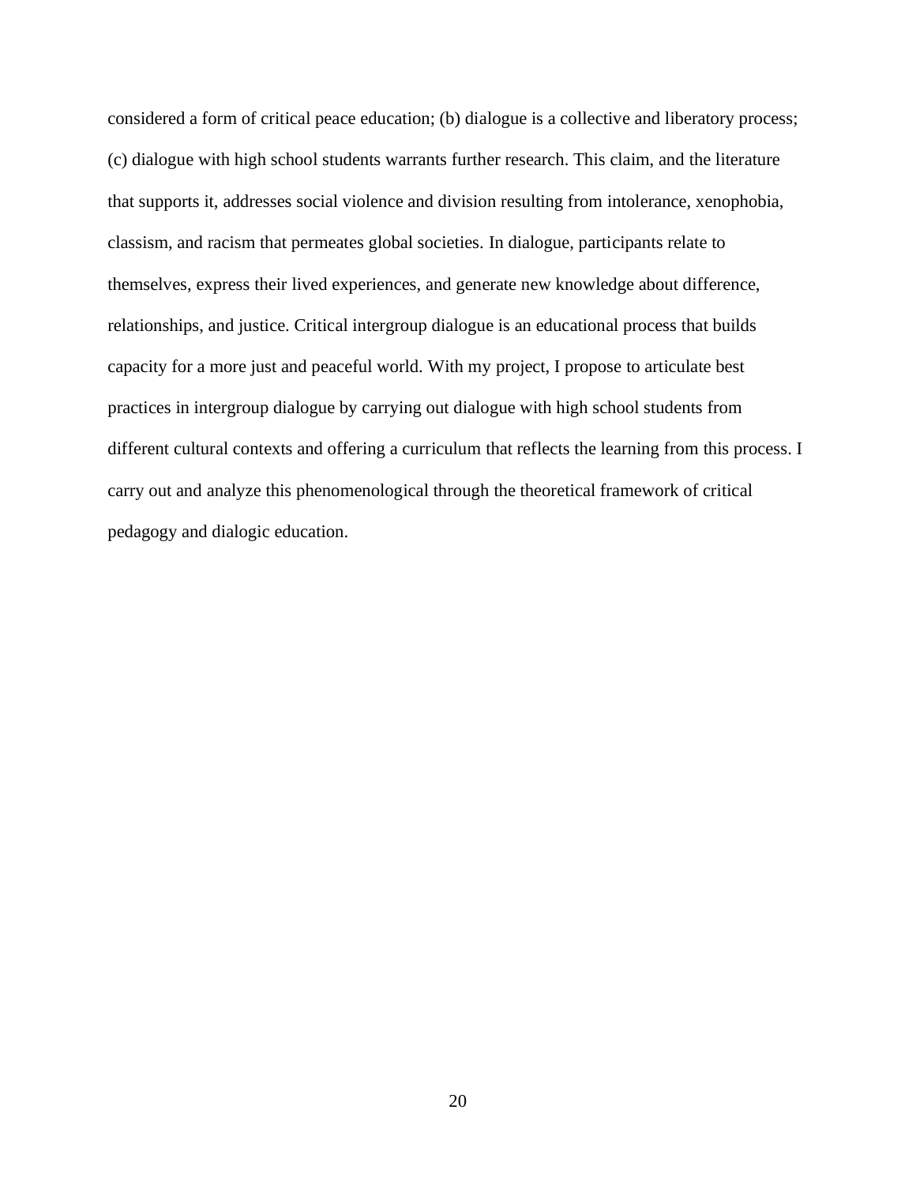considered a form of critical peace education; (b) dialogue is a collective and liberatory process; (c) dialogue with high school students warrants further research. This claim, and the literature that supports it, addresses social violence and division resulting from intolerance, xenophobia, classism, and racism that permeates global societies. In dialogue, participants relate to themselves, express their lived experiences, and generate new knowledge about difference, relationships, and justice. Critical intergroup dialogue is an educational process that builds capacity for a more just and peaceful world. With my project, I propose to articulate best practices in intergroup dialogue by carrying out dialogue with high school students from different cultural contexts and offering a curriculum that reflects the learning from this process. I carry out and analyze this phenomenological through the theoretical framework of critical pedagogy and dialogic education.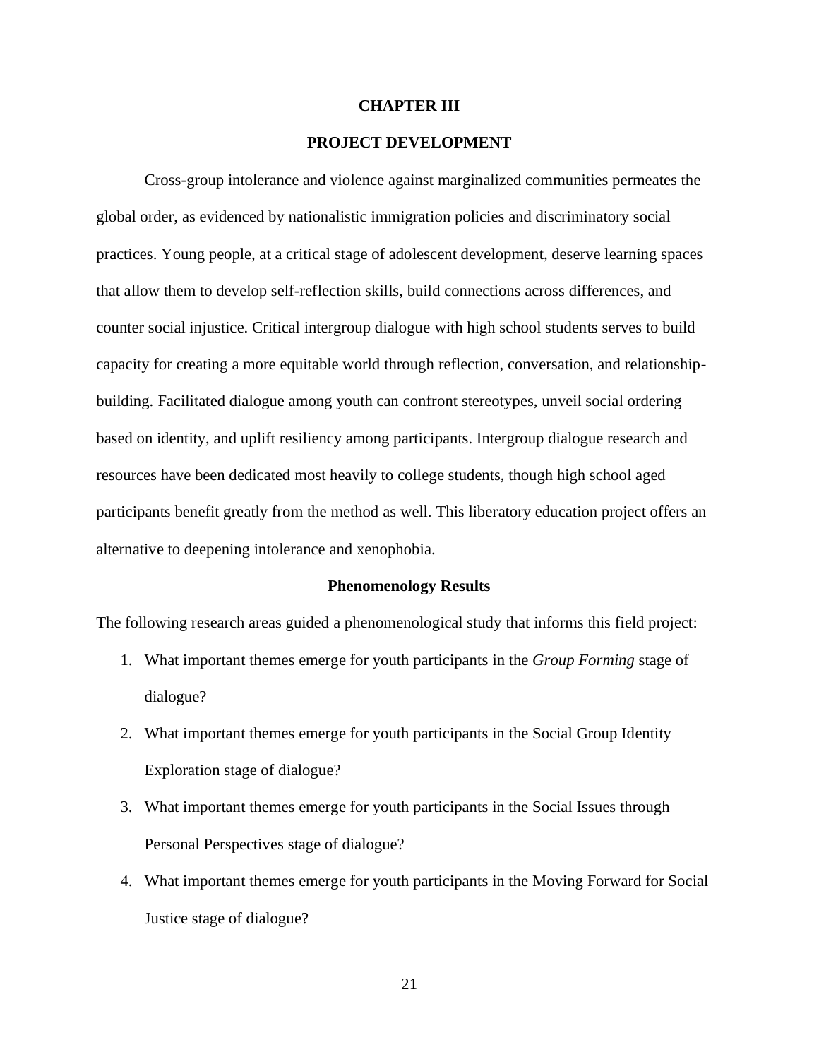# CHAPTER III

# PROJECT DEVELOPMENT

Cross-group intolerance and violence against marginalized communities permeates the global order, as evidenced by nationalistic immigration policies and discriminatory social practices. Young people, at a critical stage of adolescent development, deserve learning spaces that allow them to develop self-reflection skills, build connections across differences, and counter social injustice. Critical intergroup dialogue with high school students serves to build capacity for creating a more equitable world through reflection, conversation, and relationship-building. Facilitated dialogue among youth can confront stereotypes, unveil social ordering based on identity, and uplift resiliency among participants. Intergroup dialogue research and resources have been dedicated most heavily to college students, though high school aged participants benefit greatly from the method as well. This liberatory education project offers an alternative to deepening intolerance and xenophobia.

## Phenomenology Results

The following research areas guided a phenomenological study that informs this field project:

1. What important themes emerge for youth participants in the *Group Forming* stage of dialogue?
2. What important themes emerge for youth participants in the Social Group Identity Exploration stage of dialogue?
3. What important themes emerge for youth participants in the Social Issues through Personal Perspectives stage of dialogue?
4. What important themes emerge for youth participants in the Moving Forward for Social Justice stage of dialogue?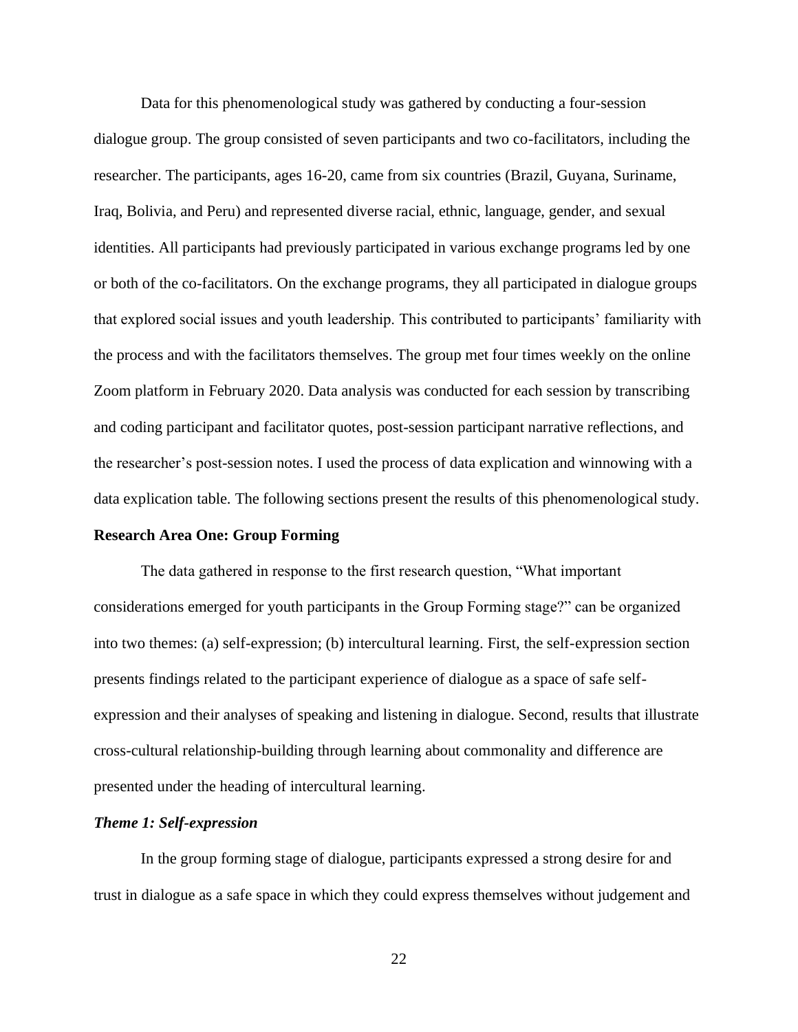Data for this phenomenological study was gathered by conducting a four-session dialogue group. The group consisted of seven participants and two co-facilitators, including the researcher. The participants, ages 16-20, came from six countries (Brazil, Guyana, Suriname, Iraq, Bolivia, and Peru) and represented diverse racial, ethnic, language, gender, and sexual identities. All participants had previously participated in various exchange programs led by one or both of the co-facilitators. On the exchange programs, they all participated in dialogue groups that explored social issues and youth leadership. This contributed to participants' familiarity with the process and with the facilitators themselves. The group met four times weekly on the online Zoom platform in February 2020. Data analysis was conducted for each session by transcribing and coding participant and facilitator quotes, post-session participant narrative reflections, and the researcher's post-session notes. I used the process of data explication and winnowing with a data explication table. The following sections present the results of this phenomenological study.

## Research Area One: Group Forming

The data gathered in response to the first research question, "What important considerations emerged for youth participants in the Group Forming stage?" can be organized into two themes: (a) self-expression; (b) intercultural learning. First, the self-expression section presents findings related to the participant experience of dialogue as a space of safe self-expression and their analyses of speaking and listening in dialogue. Second, results that illustrate cross-cultural relationship-building through learning about commonality and difference are presented under the heading of intercultural learning.

### *Theme 1: Self-expression*

In the group forming stage of dialogue, participants expressed a strong desire for and trust in dialogue as a safe space in which they could express themselves without judgement and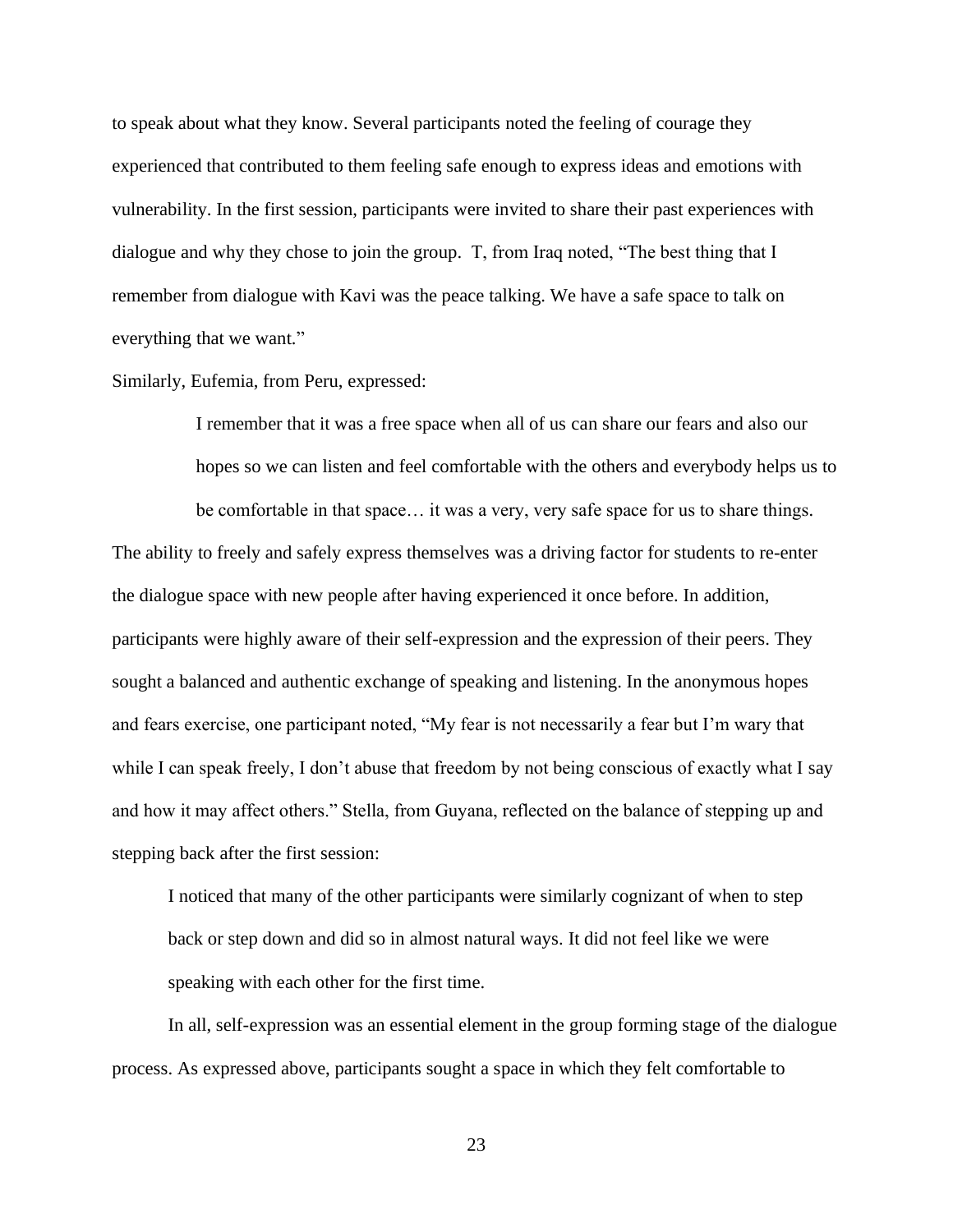to speak about what they know. Several participants noted the feeling of courage they experienced that contributed to them feeling safe enough to express ideas and emotions with vulnerability. In the first session, participants were invited to share their past experiences with dialogue and why they chose to join the group. T, from Iraq noted, "The best thing that I remember from dialogue with Kavi was the peace talking. We have a safe space to talk on everything that we want."

Similarly, Eufemia, from Peru, expressed:

> I remember that it was a free space when all of us can share our fears and also our hopes so we can listen and feel comfortable with the others and everybody helps us to be comfortable in that space… it was a very, very safe space for us to share things.

The ability to freely and safely express themselves was a driving factor for students to re-enter the dialogue space with new people after having experienced it once before. In addition, participants were highly aware of their self-expression and the expression of their peers. They sought a balanced and authentic exchange of speaking and listening. In the anonymous hopes and fears exercise, one participant noted, "My fear is not necessarily a fear but I'm wary that while I can speak freely, I don't abuse that freedom by not being conscious of exactly what I say and how it may affect others." Stella, from Guyana, reflected on the balance of stepping up and stepping back after the first session:

> I noticed that many of the other participants were similarly cognizant of when to step back or step down and did so in almost natural ways. It did not feel like we were speaking with each other for the first time.

In all, self-expression was an essential element in the group forming stage of the dialogue process. As expressed above, participants sought a space in which they felt comfortable to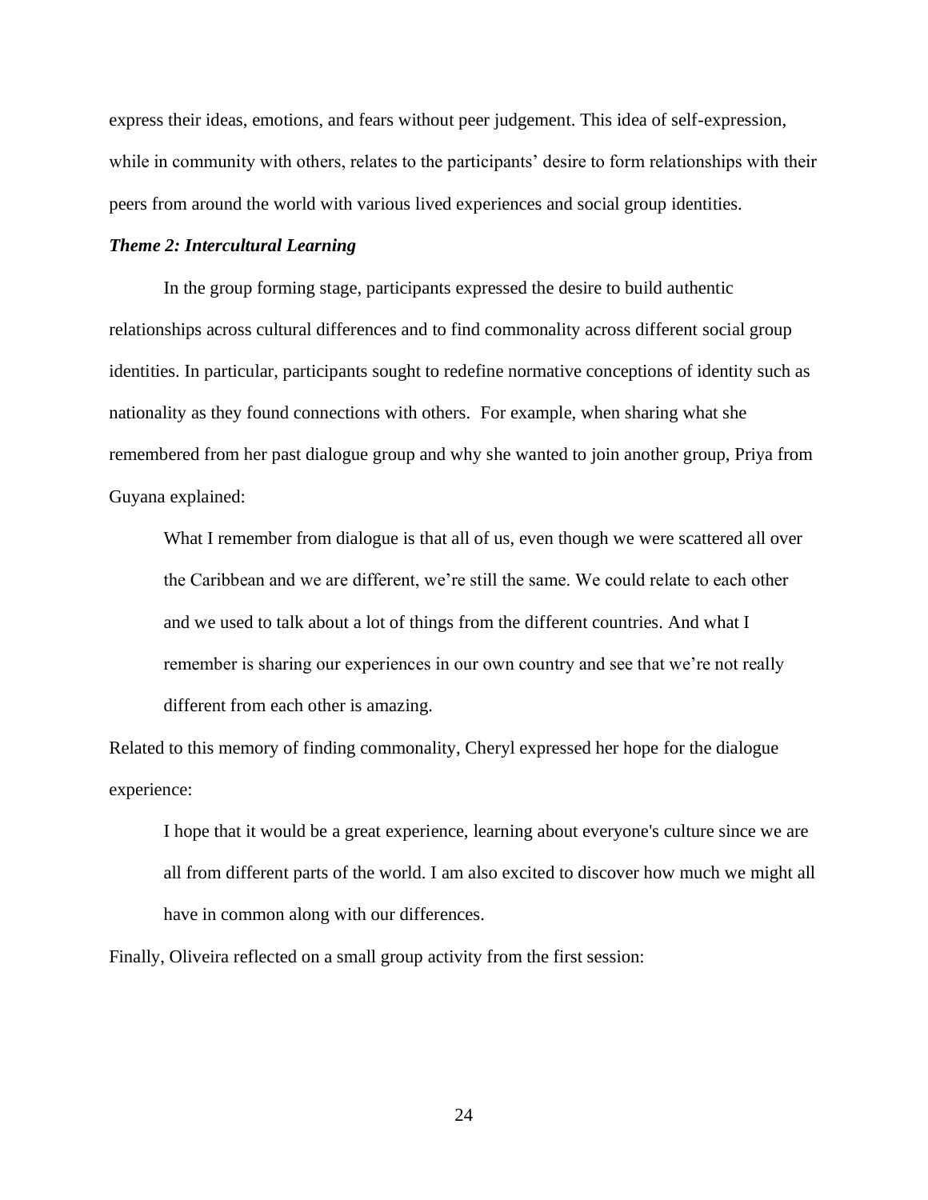express their ideas, emotions, and fears without peer judgement. This idea of self-expression, while in community with others, relates to the participants' desire to form relationships with their peers from around the world with various lived experiences and social group identities.

### ***Theme 2: Intercultural Learning***

In the group forming stage, participants expressed the desire to build authentic relationships across cultural differences and to find commonality across different social group identities. In particular, participants sought to redefine normative conceptions of identity such as nationality as they found connections with others. For example, when sharing what she remembered from her past dialogue group and why she wanted to join another group, Priya from Guyana explained:

> What I remember from dialogue is that all of us, even though we were scattered all over the Caribbean and we are different, we're still the same. We could relate to each other and we used to talk about a lot of things from the different countries. And what I remember is sharing our experiences in our own country and see that we're not really different from each other is amazing.

Related to this memory of finding commonality, Cheryl expressed her hope for the dialogue experience:

> I hope that it would be a great experience, learning about everyone's culture since we are all from different parts of the world. I am also excited to discover how much we might all have in common along with our differences.

Finally, Oliveira reflected on a small group activity from the first session: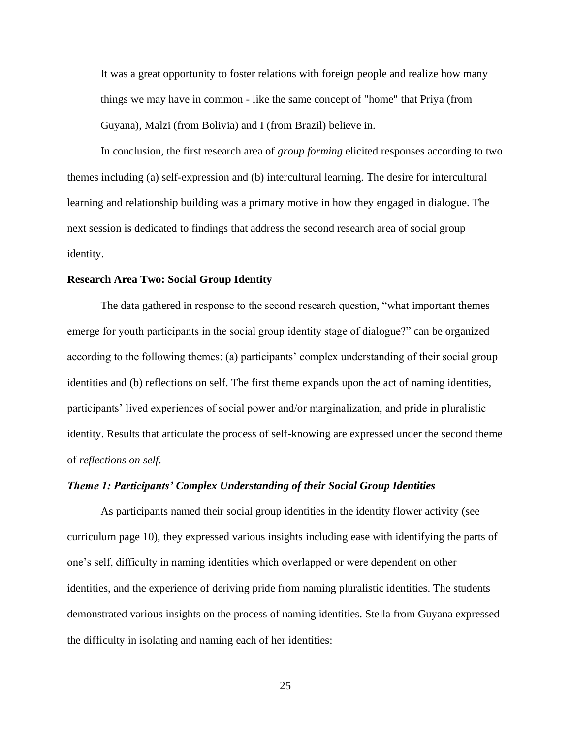> It was a great opportunity to foster relations with foreign people and realize how many things we may have in common - like the same concept of "home" that Priya (from Guyana), Malzi (from Bolivia) and I (from Brazil) believe in.

In conclusion, the first research area of *group forming* elicited responses according to two themes including (a) self-expression and (b) intercultural learning. The desire for intercultural learning and relationship building was a primary motive in how they engaged in dialogue. The next session is dedicated to findings that address the second research area of social group identity.

**Research Area Two: Social Group Identity**

The data gathered in response to the second research question, "what important themes emerge for youth participants in the social group identity stage of dialogue?" can be organized according to the following themes: (a) participants' complex understanding of their social group identities and (b) reflections on self. The first theme expands upon the act of naming identities, participants' lived experiences of social power and/or marginalization, and pride in pluralistic identity. Results that articulate the process of self-knowing are expressed under the second theme of *reflections on self.*

***Theme 1: Participants' Complex Understanding of their Social Group Identities***

As participants named their social group identities in the identity flower activity (see curriculum page 10), they expressed various insights including ease with identifying the parts of one's self, difficulty in naming identities which overlapped or were dependent on other identities, and the experience of deriving pride from naming pluralistic identities. The students demonstrated various insights on the process of naming identities. Stella from Guyana expressed the difficulty in isolating and naming each of her identities: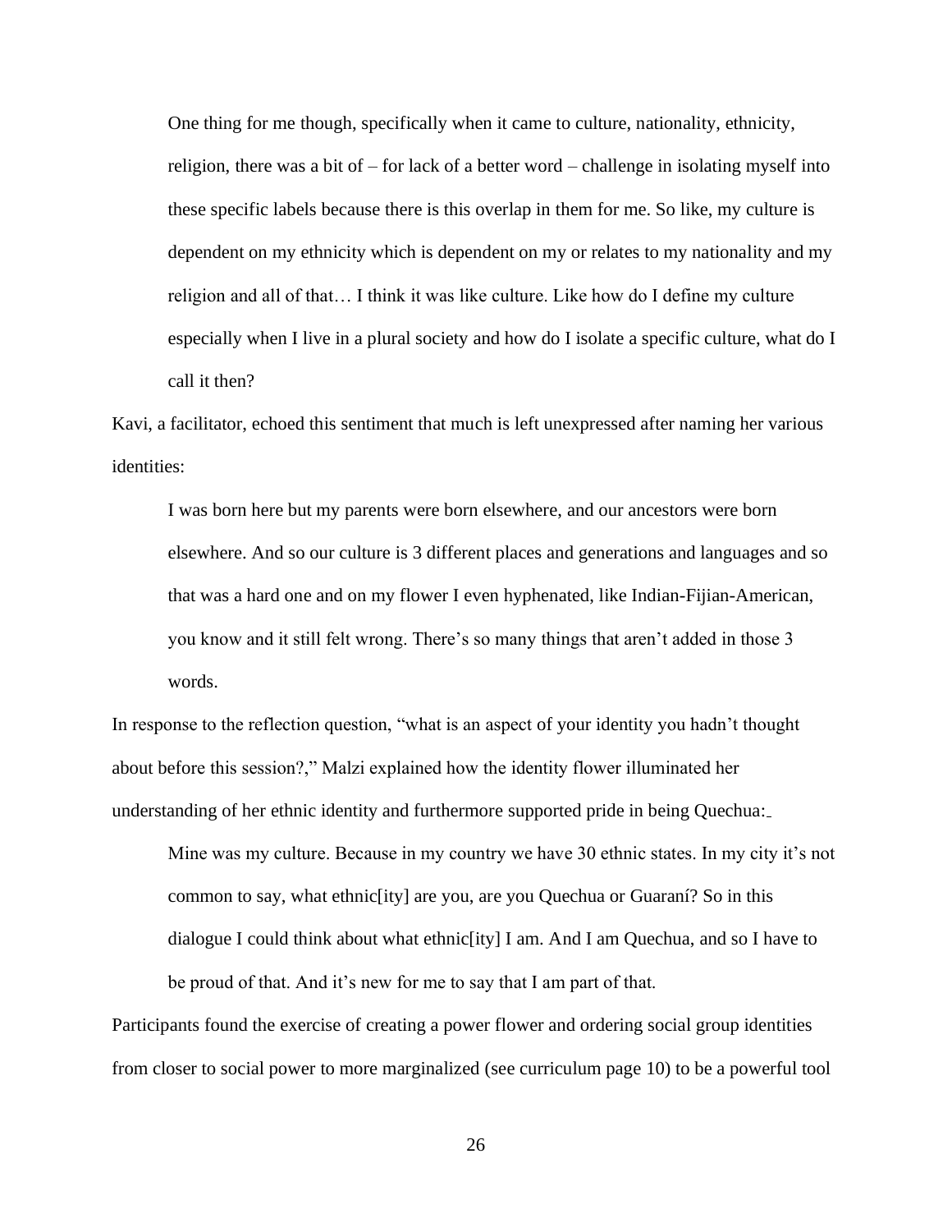> One thing for me though, specifically when it came to culture, nationality, ethnicity, religion, there was a bit of – for lack of a better word – challenge in isolating myself into these specific labels because there is this overlap in them for me. So like, my culture is dependent on my ethnicity which is dependent on my or relates to my nationality and my religion and all of that… I think it was like culture. Like how do I define my culture especially when I live in a plural society and how do I isolate a specific culture, what do I call it then?

Kavi, a facilitator, echoed this sentiment that much is left unexpressed after naming her various identities:

> I was born here but my parents were born elsewhere, and our ancestors were born elsewhere. And so our culture is 3 different places and generations and languages and so that was a hard one and on my flower I even hyphenated, like Indian-Fijian-American, you know and it still felt wrong. There's so many things that aren't added in those 3 words.

In response to the reflection question, "what is an aspect of your identity you hadn't thought about before this session?," Malzi explained how the identity flower illuminated her understanding of her ethnic identity and furthermore supported pride in being Quechua:

> Mine was my culture. Because in my country we have 30 ethnic states. In my city it's not common to say, what ethnic[ity] are you, are you Quechua or Guaraní? So in this dialogue I could think about what ethnic[ity] I am. And I am Quechua, and so I have to be proud of that. And it's new for me to say that I am part of that.

Participants found the exercise of creating a power flower and ordering social group identities from closer to social power to more marginalized (see curriculum page 10) to be a powerful tool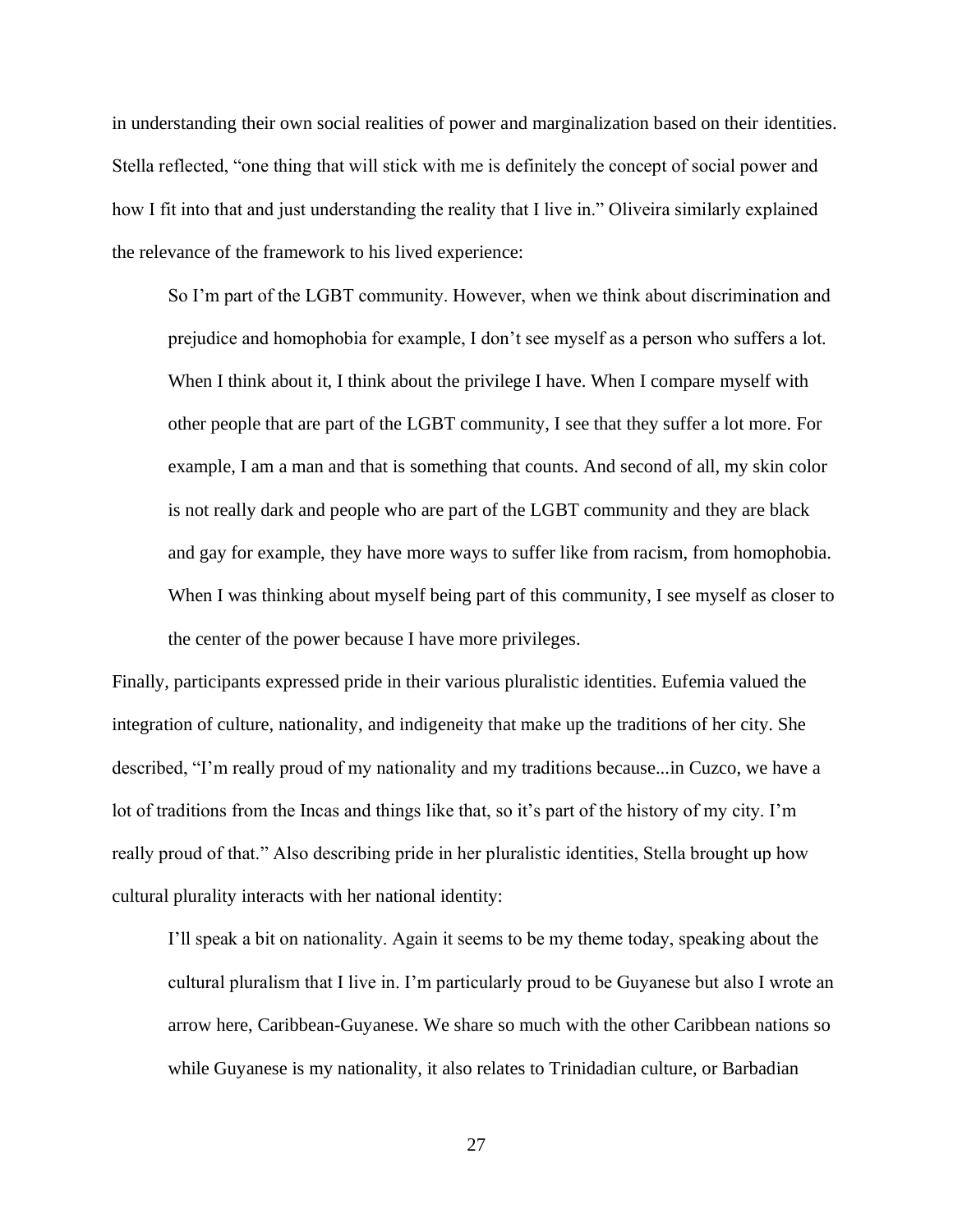in understanding their own social realities of power and marginalization based on their identities. Stella reflected, "one thing that will stick with me is definitely the concept of social power and how I fit into that and just understanding the reality that I live in." Oliveira similarly explained the relevance of the framework to his lived experience:

> So I'm part of the LGBT community. However, when we think about discrimination and prejudice and homophobia for example, I don't see myself as a person who suffers a lot. When I think about it, I think about the privilege I have. When I compare myself with other people that are part of the LGBT community, I see that they suffer a lot more. For example, I am a man and that is something that counts. And second of all, my skin color is not really dark and people who are part of the LGBT community and they are black and gay for example, they have more ways to suffer like from racism, from homophobia. When I was thinking about myself being part of this community, I see myself as closer to the center of the power because I have more privileges.

Finally, participants expressed pride in their various pluralistic identities. Eufemia valued the integration of culture, nationality, and indigeneity that make up the traditions of her city. She described, "I'm really proud of my nationality and my traditions because...in Cuzco, we have a lot of traditions from the Incas and things like that, so it's part of the history of my city. I'm really proud of that." Also describing pride in her pluralistic identities, Stella brought up how cultural plurality interacts with her national identity:

> I'll speak a bit on nationality. Again it seems to be my theme today, speaking about the cultural pluralism that I live in. I'm particularly proud to be Guyanese but also I wrote an arrow here, Caribbean-Guyanese. We share so much with the other Caribbean nations so while Guyanese is my nationality, it also relates to Trinidadian culture, or Barbadian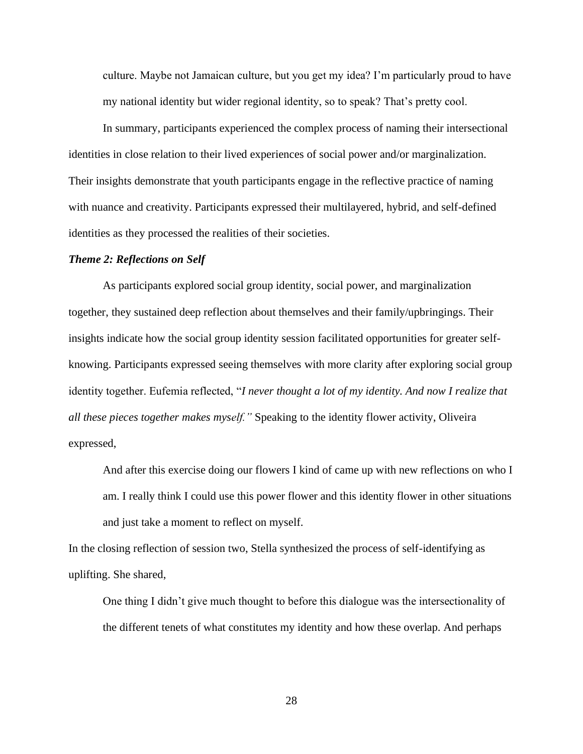> culture. Maybe not Jamaican culture, but you get my idea? I'm particularly proud to have my national identity but wider regional identity, so to speak? That's pretty cool.

In summary, participants experienced the complex process of naming their intersectional identities in close relation to their lived experiences of social power and/or marginalization. Their insights demonstrate that youth participants engage in the reflective practice of naming with nuance and creativity. Participants expressed their multilayered, hybrid, and self-defined identities as they processed the realities of their societies.

### *Theme 2: Reflections on Self*

As participants explored social group identity, social power, and marginalization together, they sustained deep reflection about themselves and their family/upbringings. Their insights indicate how the social group identity session facilitated opportunities for greater self-knowing. Participants expressed seeing themselves with more clarity after exploring social group identity together. Eufemia reflected, "*I never thought a lot of my identity. And now I realize that all these pieces together makes myself."* Speaking to the identity flower activity, Oliveira expressed,

> And after this exercise doing our flowers I kind of came up with new reflections on who I am. I really think I could use this power flower and this identity flower in other situations and just take a moment to reflect on myself.

In the closing reflection of session two, Stella synthesized the process of self-identifying as uplifting. She shared,

> One thing I didn't give much thought to before this dialogue was the intersectionality of the different tenets of what constitutes my identity and how these overlap. And perhaps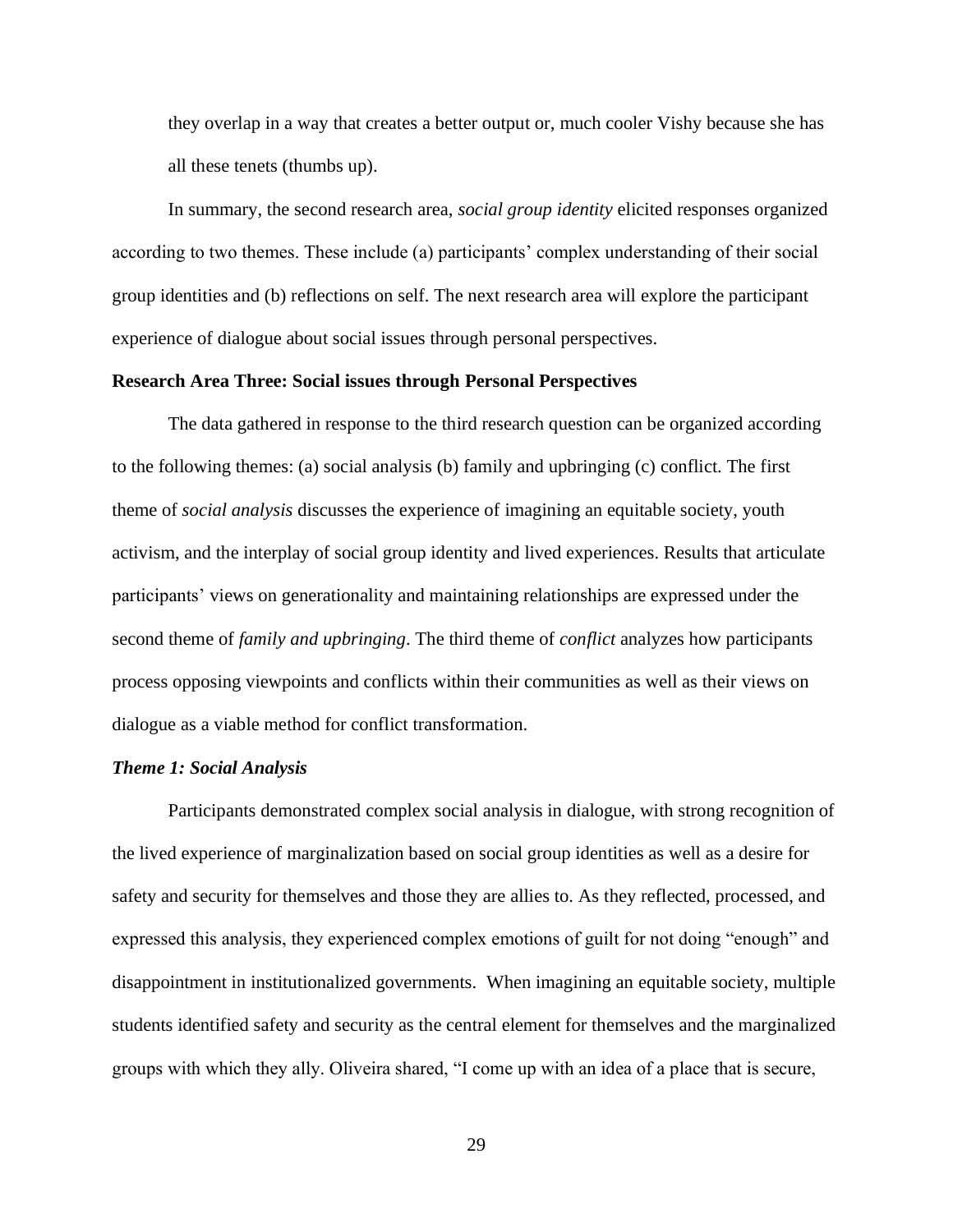they overlap in a way that creates a better output or, much cooler Vishy because she has all these tenets (thumbs up).

In summary, the second research area, *social group identity* elicited responses organized according to two themes. These include (a) participants' complex understanding of their social group identities and (b) reflections on self. The next research area will explore the participant experience of dialogue about social issues through personal perspectives.

**Research Area Three: Social issues through Personal Perspectives**

The data gathered in response to the third research question can be organized according to the following themes: (a) social analysis (b) family and upbringing (c) conflict. The first theme of *social analysis* discusses the experience of imagining an equitable society, youth activism, and the interplay of social group identity and lived experiences. Results that articulate participants' views on generationality and maintaining relationships are expressed under the second theme of *family and upbringing*. The third theme of *conflict* analyzes how participants process opposing viewpoints and conflicts within their communities as well as their views on dialogue as a viable method for conflict transformation.

***Theme 1: Social Analysis***

Participants demonstrated complex social analysis in dialogue, with strong recognition of the lived experience of marginalization based on social group identities as well as a desire for safety and security for themselves and those they are allies to. As they reflected, processed, and expressed this analysis, they experienced complex emotions of guilt for not doing "enough" and disappointment in institutionalized governments. When imagining an equitable society, multiple students identified safety and security as the central element for themselves and the marginalized groups with which they ally. Oliveira shared, "I come up with an idea of a place that is secure,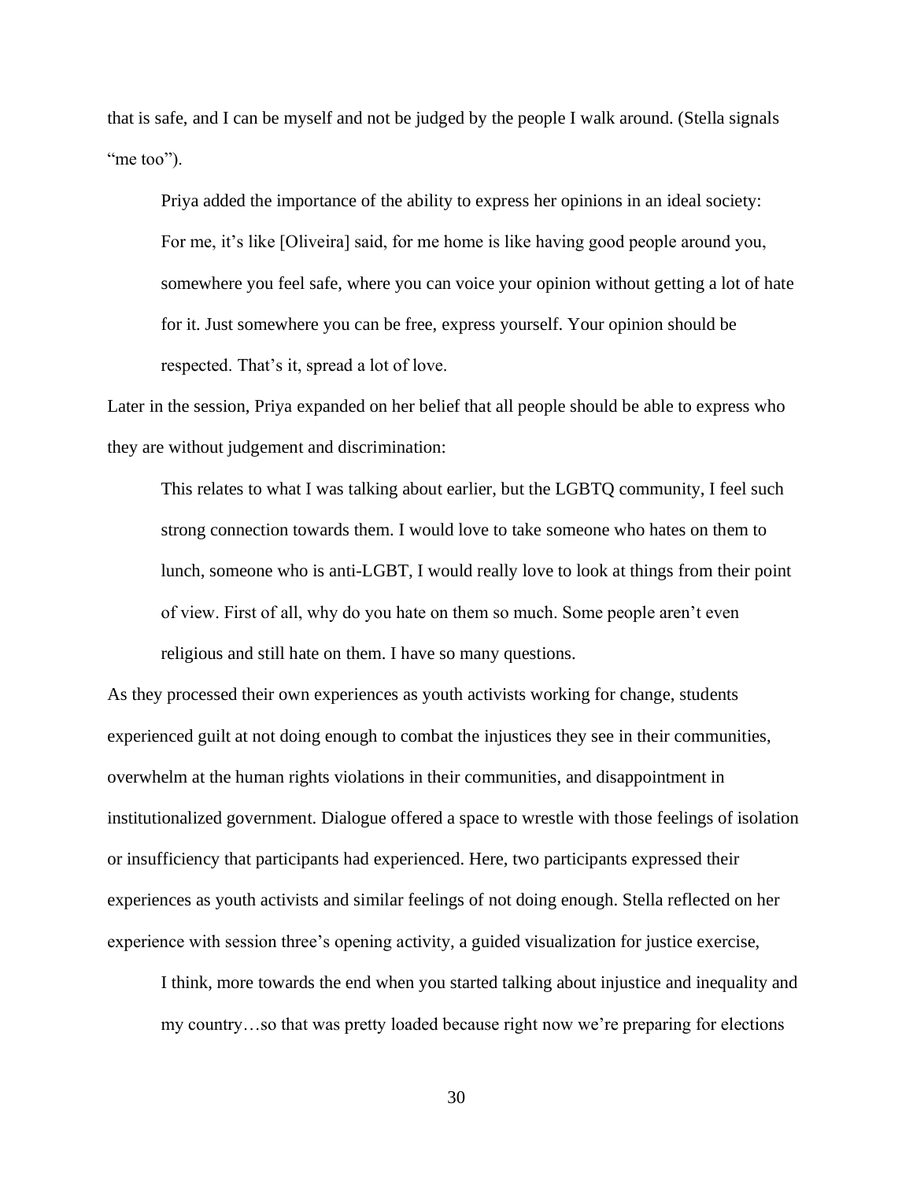that is safe, and I can be myself and not be judged by the people I walk around. (Stella signals "me too").

Priya added the importance of the ability to express her opinions in an ideal society:

> For me, it's like [Oliveira] said, for me home is like having good people around you, somewhere you feel safe, where you can voice your opinion without getting a lot of hate for it. Just somewhere you can be free, express yourself. Your opinion should be respected. That's it, spread a lot of love.

Later in the session, Priya expanded on her belief that all people should be able to express who they are without judgement and discrimination:

> This relates to what I was talking about earlier, but the LGBTQ community, I feel such strong connection towards them. I would love to take someone who hates on them to lunch, someone who is anti-LGBT, I would really love to look at things from their point of view. First of all, why do you hate on them so much. Some people aren't even religious and still hate on them. I have so many questions.

As they processed their own experiences as youth activists working for change, students experienced guilt at not doing enough to combat the injustices they see in their communities, overwhelm at the human rights violations in their communities, and disappointment in institutionalized government. Dialogue offered a space to wrestle with those feelings of isolation or insufficiency that participants had experienced. Here, two participants expressed their experiences as youth activists and similar feelings of not doing enough. Stella reflected on her experience with session three's opening activity, a guided visualization for justice exercise,

> I think, more towards the end when you started talking about injustice and inequality and my country…so that was pretty loaded because right now we're preparing for elections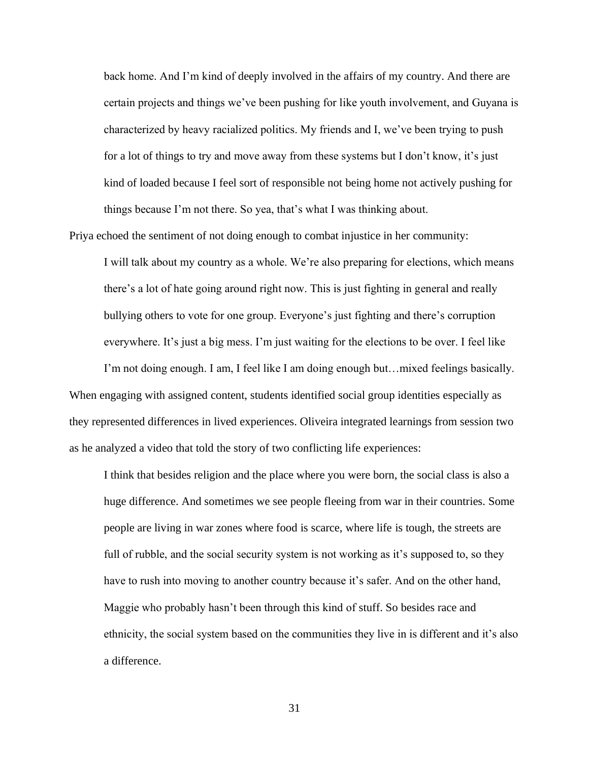> back home. And I'm kind of deeply involved in the affairs of my country. And there are certain projects and things we've been pushing for like youth involvement, and Guyana is characterized by heavy racialized politics. My friends and I, we've been trying to push for a lot of things to try and move away from these systems but I don't know, it's just kind of loaded because I feel sort of responsible not being home not actively pushing for things because I'm not there. So yea, that's what I was thinking about.

Priya echoed the sentiment of not doing enough to combat injustice in her community:

> I will talk about my country as a whole. We're also preparing for elections, which means there's a lot of hate going around right now. This is just fighting in general and really bullying others to vote for one group. Everyone's just fighting and there's corruption everywhere. It's just a big mess. I'm just waiting for the elections to be over. I feel like I'm not doing enough. I am, I feel like I am doing enough but…mixed feelings basically.

When engaging with assigned content, students identified social group identities especially as they represented differences in lived experiences. Oliveira integrated learnings from session two as he analyzed a video that told the story of two conflicting life experiences:

> I think that besides religion and the place where you were born, the social class is also a huge difference. And sometimes we see people fleeing from war in their countries. Some people are living in war zones where food is scarce, where life is tough, the streets are full of rubble, and the social security system is not working as it's supposed to, so they have to rush into moving to another country because it's safer. And on the other hand, Maggie who probably hasn't been through this kind of stuff. So besides race and ethnicity, the social system based on the communities they live in is different and it's also a difference.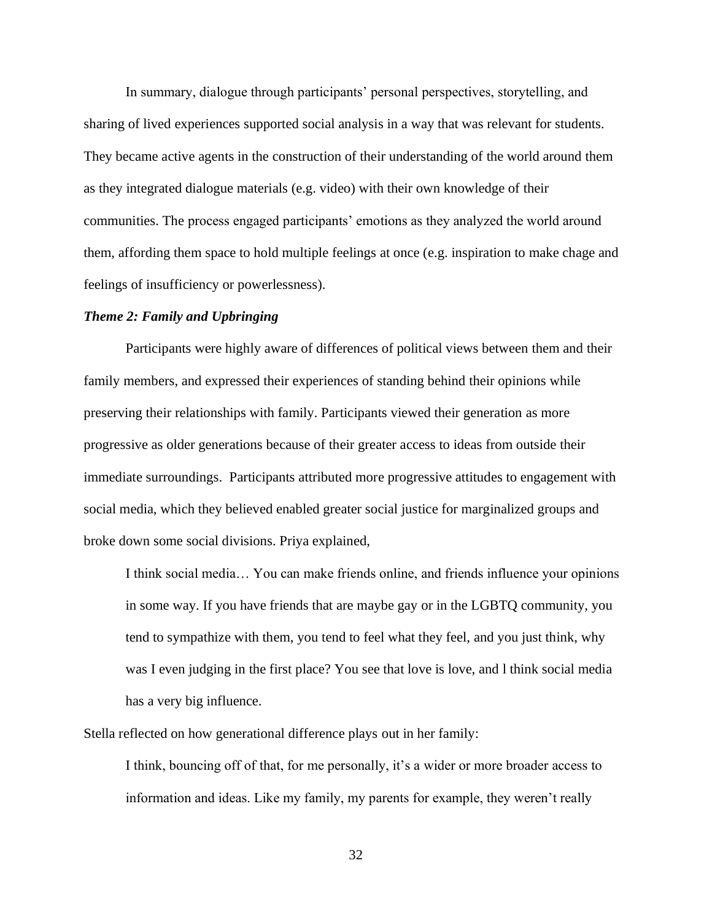In summary, dialogue through participants' personal perspectives, storytelling, and sharing of lived experiences supported social analysis in a way that was relevant for students. They became active agents in the construction of their understanding of the world around them as they integrated dialogue materials (e.g. video) with their own knowledge of their communities. The process engaged participants' emotions as they analyzed the world around them, affording them space to hold multiple feelings at once (e.g. inspiration to make chage and feelings of insufficiency or powerlessness).

### *Theme 2: Family and Upbringing*

Participants were highly aware of differences of political views between them and their family members, and expressed their experiences of standing behind their opinions while preserving their relationships with family. Participants viewed their generation as more progressive as older generations because of their greater access to ideas from outside their immediate surroundings. Participants attributed more progressive attitudes to engagement with social media, which they believed enabled greater social justice for marginalized groups and broke down some social divisions. Priya explained,

> I think social media… You can make friends online, and friends influence your opinions in some way. If you have friends that are maybe gay or in the LGBTQ community, you tend to sympathize with them, you tend to feel what they feel, and you just think, why was I even judging in the first place? You see that love is love, and l think social media has a very big influence.

Stella reflected on how generational difference plays out in her family:

> I think, bouncing off of that, for me personally, it's a wider or more broader access to information and ideas. Like my family, my parents for example, they weren't really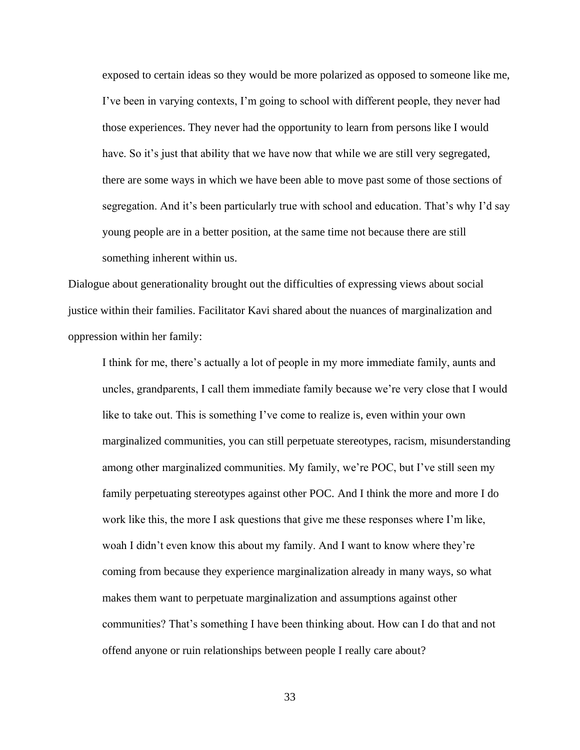> exposed to certain ideas so they would be more polarized as opposed to someone like me, I've been in varying contexts, I'm going to school with different people, they never had those experiences. They never had the opportunity to learn from persons like I would have. So it's just that ability that we have now that while we are still very segregated, there are some ways in which we have been able to move past some of those sections of segregation. And it's been particularly true with school and education. That's why I'd say young people are in a better position, at the same time not because there are still something inherent within us.

Dialogue about generationality brought out the difficulties of expressing views about social justice within their families. Facilitator Kavi shared about the nuances of marginalization and oppression within her family:

> I think for me, there's actually a lot of people in my more immediate family, aunts and uncles, grandparents, I call them immediate family because we're very close that I would like to take out. This is something I've come to realize is, even within your own marginalized communities, you can still perpetuate stereotypes, racism, misunderstanding among other marginalized communities. My family, we're POC, but I've still seen my family perpetuating stereotypes against other POC. And I think the more and more I do work like this, the more I ask questions that give me these responses where I'm like, woah I didn't even know this about my family. And I want to know where they're coming from because they experience marginalization already in many ways, so what makes them want to perpetuate marginalization and assumptions against other communities? That's something I have been thinking about. How can I do that and not offend anyone or ruin relationships between people I really care about?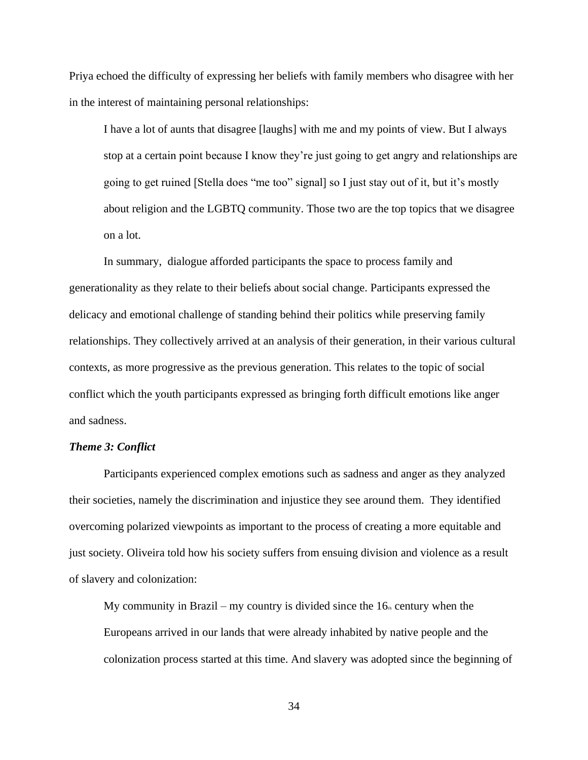Priya echoed the difficulty of expressing her beliefs with family members who disagree with her in the interest of maintaining personal relationships:

> I have a lot of aunts that disagree [laughs] with me and my points of view. But I always stop at a certain point because I know they're just going to get angry and relationships are going to get ruined [Stella does "me too" signal] so I just stay out of it, but it's mostly about religion and the LGBTQ community. Those two are the top topics that we disagree on a lot.

In summary, dialogue afforded participants the space to process family and generationality as they relate to their beliefs about social change. Participants expressed the delicacy and emotional challenge of standing behind their politics while preserving family relationships. They collectively arrived at an analysis of their generation, in their various cultural contexts, as more progressive as the previous generation. This relates to the topic of social conflict which the youth participants expressed as bringing forth difficult emotions like anger and sadness.

### ***Theme 3: Conflict***

Participants experienced complex emotions such as sadness and anger as they analyzed their societies, namely the discrimination and injustice they see around them. They identified overcoming polarized viewpoints as important to the process of creating a more equitable and just society. Oliveira told how his society suffers from ensuing division and violence as a result of slavery and colonization:

> My community in Brazil – my country is divided since the 16th century when the Europeans arrived in our lands that were already inhabited by native people and the colonization process started at this time. And slavery was adopted since the beginning of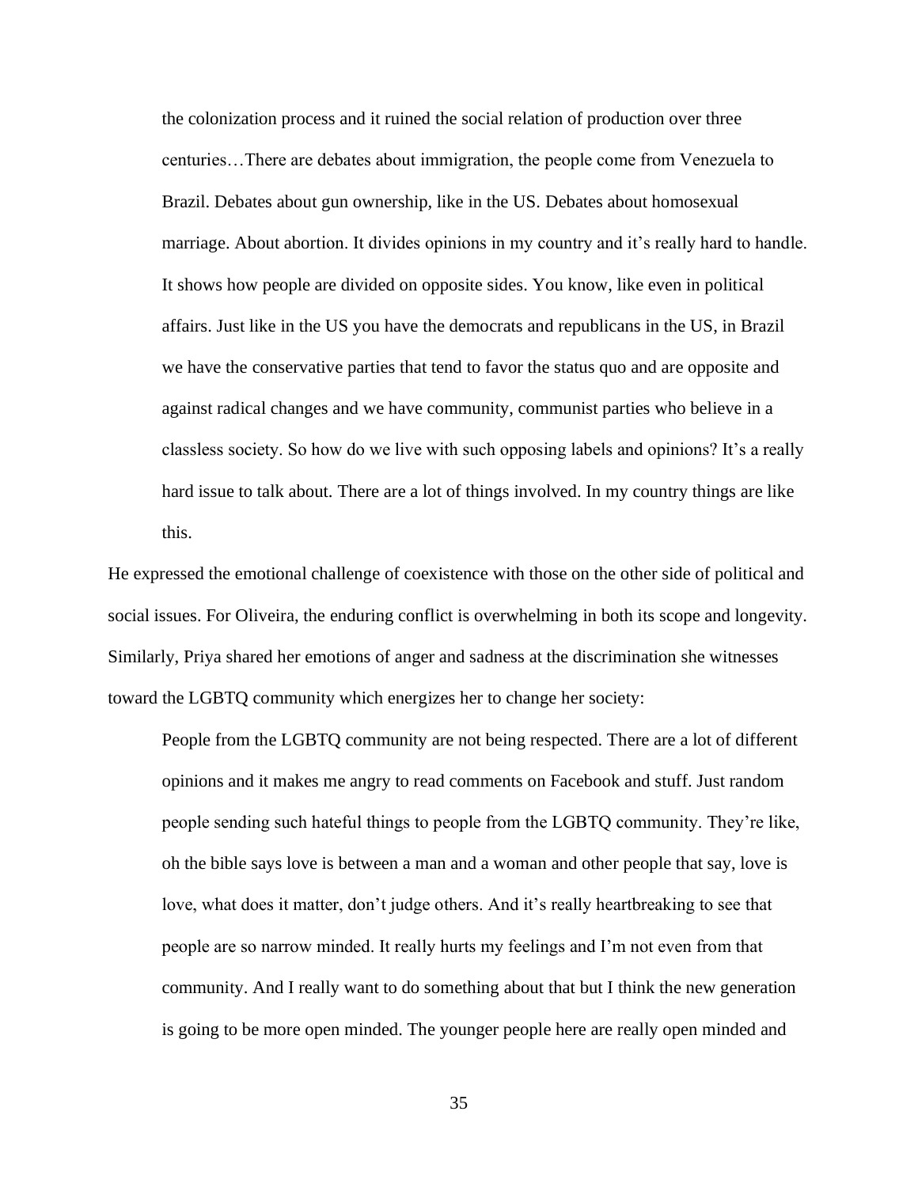> the colonization process and it ruined the social relation of production over three centuries…There are debates about immigration, the people come from Venezuela to Brazil. Debates about gun ownership, like in the US. Debates about homosexual marriage. About abortion. It divides opinions in my country and it's really hard to handle. It shows how people are divided on opposite sides. You know, like even in political affairs. Just like in the US you have the democrats and republicans in the US, in Brazil we have the conservative parties that tend to favor the status quo and are opposite and against radical changes and we have community, communist parties who believe in a classless society. So how do we live with such opposing labels and opinions? It's a really hard issue to talk about. There are a lot of things involved. In my country things are like this.

He expressed the emotional challenge of coexistence with those on the other side of political and social issues. For Oliveira, the enduring conflict is overwhelming in both its scope and longevity. Similarly, Priya shared her emotions of anger and sadness at the discrimination she witnesses toward the LGBTQ community which energizes her to change her society:

> People from the LGBTQ community are not being respected. There are a lot of different opinions and it makes me angry to read comments on Facebook and stuff. Just random people sending such hateful things to people from the LGBTQ community. They're like, oh the bible says love is between a man and a woman and other people that say, love is love, what does it matter, don't judge others. And it's really heartbreaking to see that people are so narrow minded. It really hurts my feelings and I'm not even from that community. And I really want to do something about that but I think the new generation is going to be more open minded. The younger people here are really open minded and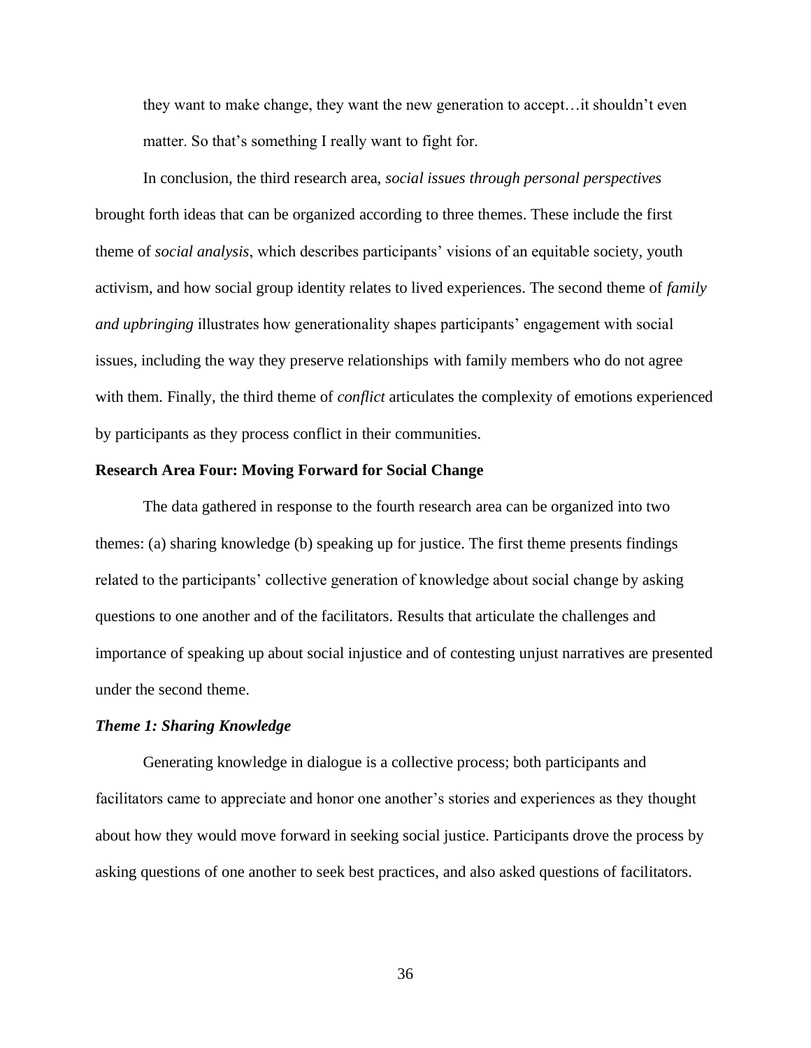> they want to make change, they want the new generation to accept…it shouldn't even matter. So that's something I really want to fight for.

In conclusion, the third research area, *social issues through personal perspectives* brought forth ideas that can be organized according to three themes. These include the first theme of *social analysis*, which describes participants' visions of an equitable society, youth activism, and how social group identity relates to lived experiences. The second theme of *family and upbringing* illustrates how generationality shapes participants' engagement with social issues, including the way they preserve relationships with family members who do not agree with them. Finally, the third theme of *conflict* articulates the complexity of emotions experienced by participants as they process conflict in their communities.

## Research Area Four: Moving Forward for Social Change

The data gathered in response to the fourth research area can be organized into two themes: (a) sharing knowledge (b) speaking up for justice. The first theme presents findings related to the participants' collective generation of knowledge about social change by asking questions to one another and of the facilitators. Results that articulate the challenges and importance of speaking up about social injustice and of contesting unjust narratives are presented under the second theme.

### *Theme 1: Sharing Knowledge*

Generating knowledge in dialogue is a collective process; both participants and facilitators came to appreciate and honor one another's stories and experiences as they thought about how they would move forward in seeking social justice. Participants drove the process by asking questions of one another to seek best practices, and also asked questions of facilitators.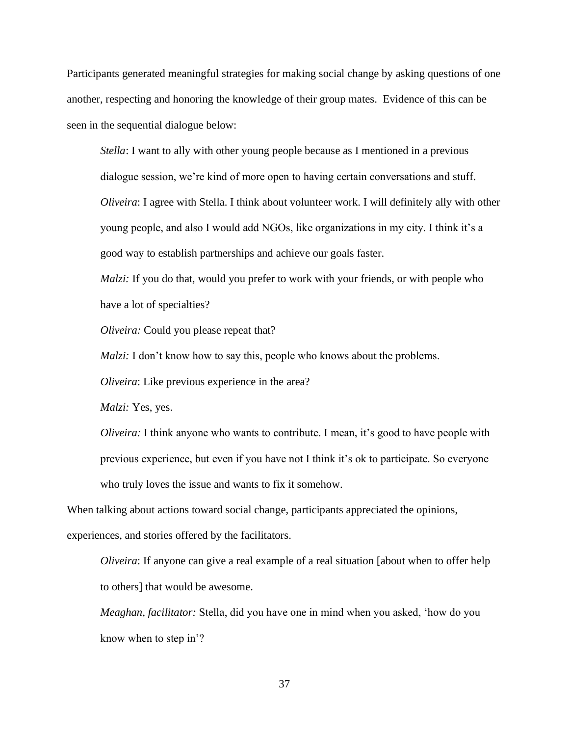Participants generated meaningful strategies for making social change by asking questions of one another, respecting and honoring the knowledge of their group mates. Evidence of this can be seen in the sequential dialogue below:

> *Stella*: I want to ally with other young people because as I mentioned in a previous dialogue session, we're kind of more open to having certain conversations and stuff.
>
> *Oliveira*: I agree with Stella. I think about volunteer work. I will definitely ally with other young people, and also I would add NGOs, like organizations in my city. I think it's a good way to establish partnerships and achieve our goals faster.
>
> *Malzi:* If you do that, would you prefer to work with your friends, or with people who have a lot of specialties?
>
> *Oliveira:* Could you please repeat that?
>
> *Malzi:* I don't know how to say this, people who knows about the problems.
>
> *Oliveira*: Like previous experience in the area?
>
> *Malzi:* Yes, yes.
>
> *Oliveira:* I think anyone who wants to contribute. I mean, it's good to have people with previous experience, but even if you have not I think it's ok to participate. So everyone who truly loves the issue and wants to fix it somehow.

When talking about actions toward social change, participants appreciated the opinions, experiences, and stories offered by the facilitators.

> *Oliveira*: If anyone can give a real example of a real situation [about when to offer help to others] that would be awesome.
>
> *Meaghan, facilitator:* Stella, did you have one in mind when you asked, 'how do you know when to step in'?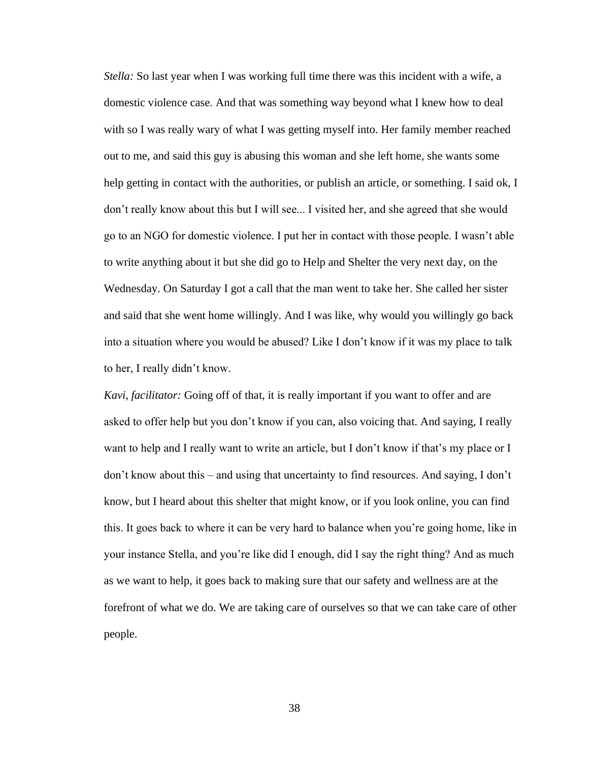*Stella:* So last year when I was working full time there was this incident with a wife, a domestic violence case. And that was something way beyond what I knew how to deal with so I was really wary of what I was getting myself into. Her family member reached out to me, and said this guy is abusing this woman and she left home, she wants some help getting in contact with the authorities, or publish an article, or something. I said ok, I don't really know about this but I will see... I visited her, and she agreed that she would go to an NGO for domestic violence. I put her in contact with those people. I wasn't able to write anything about it but she did go to Help and Shelter the very next day, on the Wednesday. On Saturday I got a call that the man went to take her. She called her sister and said that she went home willingly. And I was like, why would you willingly go back into a situation where you would be abused? Like I don't know if it was my place to talk to her, I really didn't know.

*Kavi, facilitator:* Going off of that, it is really important if you want to offer and are asked to offer help but you don't know if you can, also voicing that. And saying, I really want to help and I really want to write an article, but I don't know if that's my place or I don't know about this – and using that uncertainty to find resources. And saying, I don't know, but I heard about this shelter that might know, or if you look online, you can find this. It goes back to where it can be very hard to balance when you're going home, like in your instance Stella, and you're like did I enough, did I say the right thing? And as much as we want to help, it goes back to making sure that our safety and wellness are at the forefront of what we do. We are taking care of ourselves so that we can take care of other people.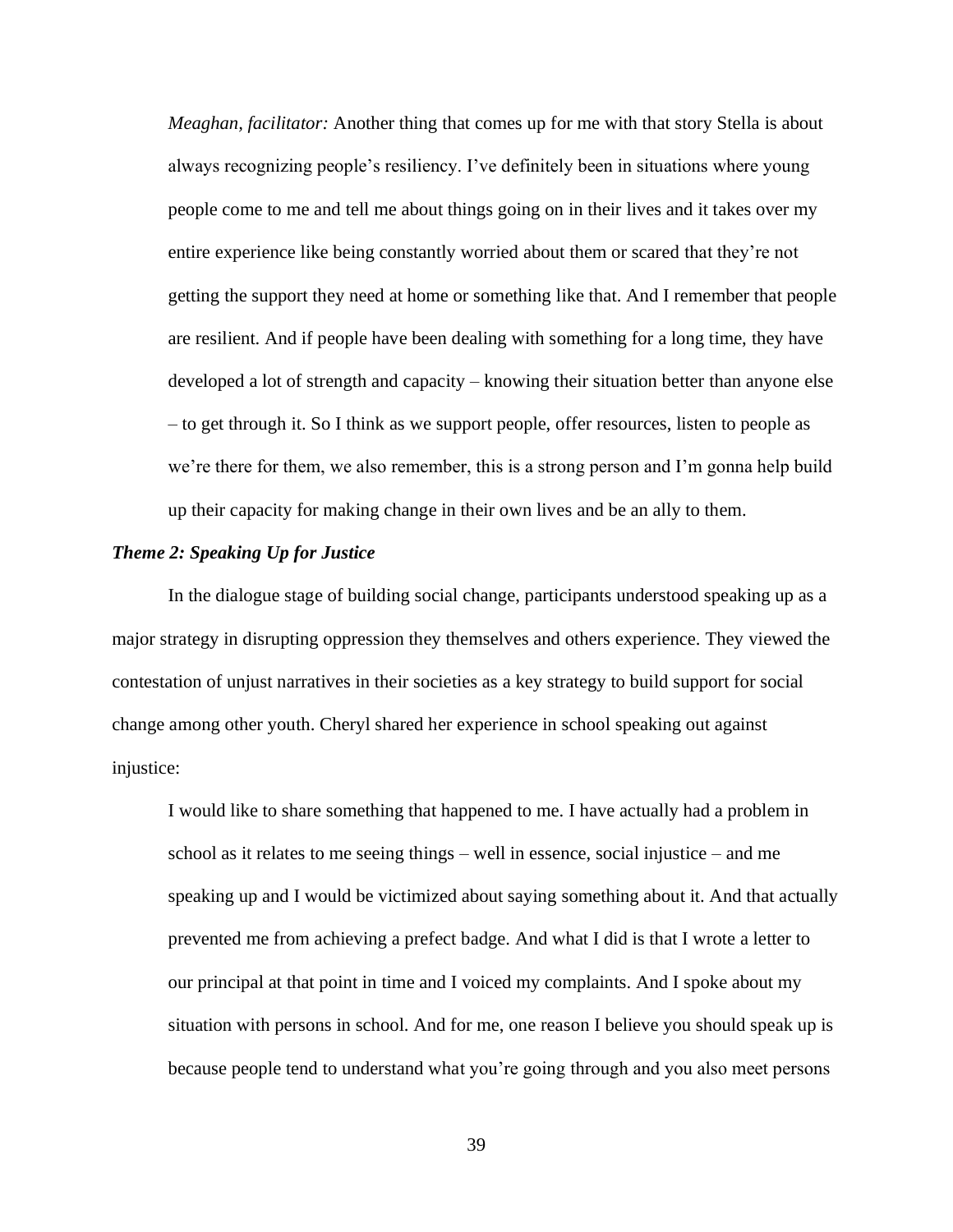> *Meaghan, facilitator:* Another thing that comes up for me with that story Stella is about always recognizing people's resiliency. I've definitely been in situations where young people come to me and tell me about things going on in their lives and it takes over my entire experience like being constantly worried about them or scared that they're not getting the support they need at home or something like that. And I remember that people are resilient. And if people have been dealing with something for a long time, they have developed a lot of strength and capacity – knowing their situation better than anyone else – to get through it. So I think as we support people, offer resources, listen to people as we're there for them, we also remember, this is a strong person and I'm gonna help build up their capacity for making change in their own lives and be an ally to them.

### *Theme 2: Speaking Up for Justice*

In the dialogue stage of building social change, participants understood speaking up as a major strategy in disrupting oppression they themselves and others experience. They viewed the contestation of unjust narratives in their societies as a key strategy to build support for social change among other youth. Cheryl shared her experience in school speaking out against injustice:

> I would like to share something that happened to me. I have actually had a problem in school as it relates to me seeing things – well in essence, social injustice – and me speaking up and I would be victimized about saying something about it. And that actually prevented me from achieving a prefect badge. And what I did is that I wrote a letter to our principal at that point in time and I voiced my complaints. And I spoke about my situation with persons in school. And for me, one reason I believe you should speak up is because people tend to understand what you're going through and you also meet persons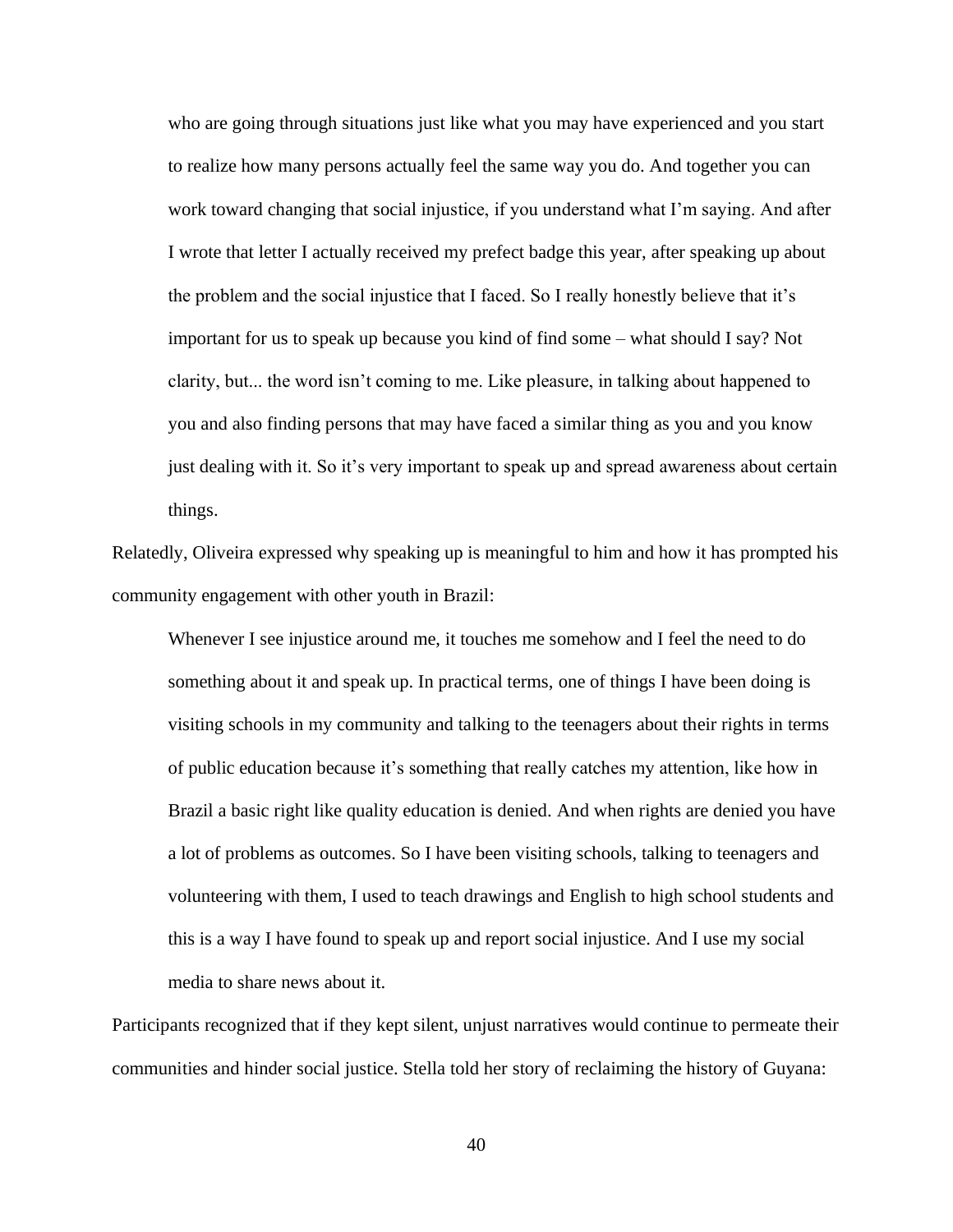> who are going through situations just like what you may have experienced and you start to realize how many persons actually feel the same way you do. And together you can work toward changing that social injustice, if you understand what I'm saying. And after I wrote that letter I actually received my prefect badge this year, after speaking up about the problem and the social injustice that I faced. So I really honestly believe that it's important for us to speak up because you kind of find some – what should I say? Not clarity, but... the word isn't coming to me. Like pleasure, in talking about happened to you and also finding persons that may have faced a similar thing as you and you know just dealing with it. So it's very important to speak up and spread awareness about certain things.

Relatedly, Oliveira expressed why speaking up is meaningful to him and how it has prompted his community engagement with other youth in Brazil:

> Whenever I see injustice around me, it touches me somehow and I feel the need to do something about it and speak up. In practical terms, one of things I have been doing is visiting schools in my community and talking to the teenagers about their rights in terms of public education because it's something that really catches my attention, like how in Brazil a basic right like quality education is denied. And when rights are denied you have a lot of problems as outcomes. So I have been visiting schools, talking to teenagers and volunteering with them, I used to teach drawings and English to high school students and this is a way I have found to speak up and report social injustice. And I use my social media to share news about it.

Participants recognized that if they kept silent, unjust narratives would continue to permeate their communities and hinder social justice. Stella told her story of reclaiming the history of Guyana: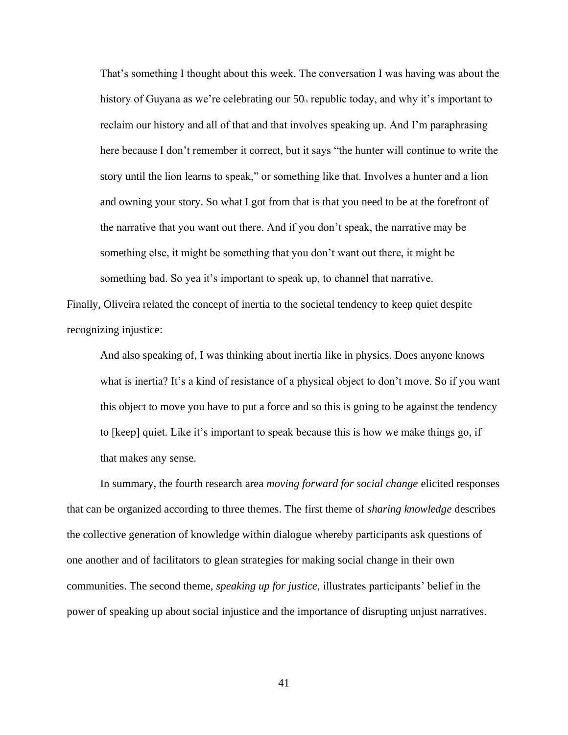> That's something I thought about this week. The conversation I was having was about the history of Guyana as we're celebrating our 50th republic today, and why it's important to reclaim our history and all of that and that involves speaking up. And I'm paraphrasing here because I don't remember it correct, but it says "the hunter will continue to write the story until the lion learns to speak," or something like that. Involves a hunter and a lion and owning your story. So what I got from that is that you need to be at the forefront of the narrative that you want out there. And if you don't speak, the narrative may be something else, it might be something that you don't want out there, it might be something bad. So yea it's important to speak up, to channel that narrative.

Finally, Oliveira related the concept of inertia to the societal tendency to keep quiet despite recognizing injustice:

> And also speaking of, I was thinking about inertia like in physics. Does anyone knows what is inertia? It's a kind of resistance of a physical object to don't move. So if you want this object to move you have to put a force and so this is going to be against the tendency to [keep] quiet. Like it's important to speak because this is how we make things go, if that makes any sense.

In summary, the fourth research area *moving forward for social change* elicited responses that can be organized according to three themes. The first theme of *sharing knowledge* describes the collective generation of knowledge within dialogue whereby participants ask questions of one another and of facilitators to glean strategies for making social change in their own communities. The second theme, *speaking up for justice,* illustrates participants' belief in the power of speaking up about social injustice and the importance of disrupting unjust narratives.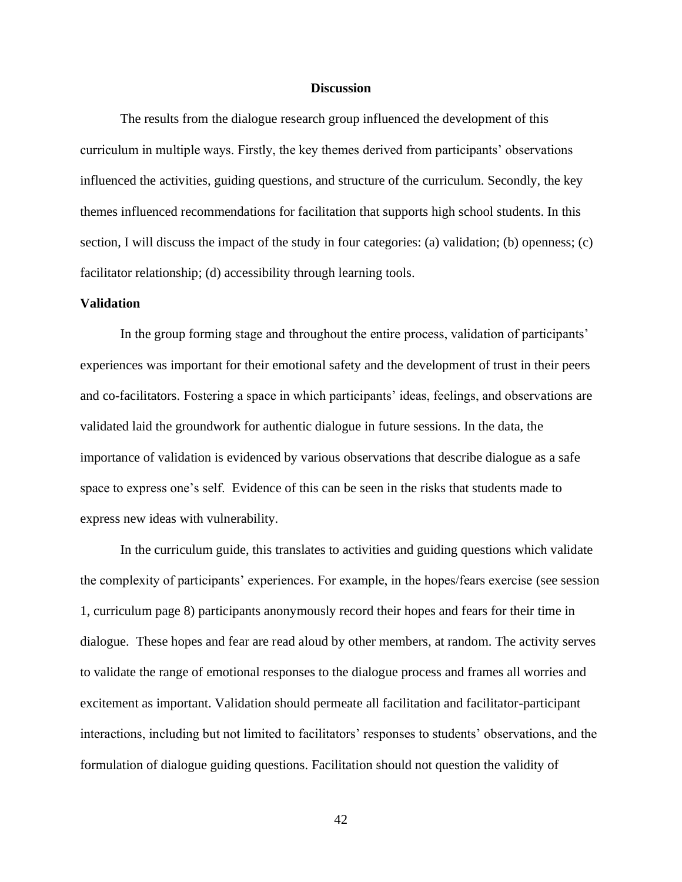## Discussion

The results from the dialogue research group influenced the development of this curriculum in multiple ways. Firstly, the key themes derived from participants' observations influenced the activities, guiding questions, and structure of the curriculum. Secondly, the key themes influenced recommendations for facilitation that supports high school students. In this section, I will discuss the impact of the study in four categories: (a) validation; (b) openness; (c) facilitator relationship; (d) accessibility through learning tools.

### Validation

In the group forming stage and throughout the entire process, validation of participants' experiences was important for their emotional safety and the development of trust in their peers and co-facilitators. Fostering a space in which participants' ideas, feelings, and observations are validated laid the groundwork for authentic dialogue in future sessions. In the data, the importance of validation is evidenced by various observations that describe dialogue as a safe space to express one's self. Evidence of this can be seen in the risks that students made to express new ideas with vulnerability.

In the curriculum guide, this translates to activities and guiding questions which validate the complexity of participants' experiences. For example, in the hopes/fears exercise (see session 1, curriculum page 8) participants anonymously record their hopes and fears for their time in dialogue. These hopes and fear are read aloud by other members, at random. The activity serves to validate the range of emotional responses to the dialogue process and frames all worries and excitement as important. Validation should permeate all facilitation and facilitator-participant interactions, including but not limited to facilitators' responses to students' observations, and the formulation of dialogue guiding questions. Facilitation should not question the validity of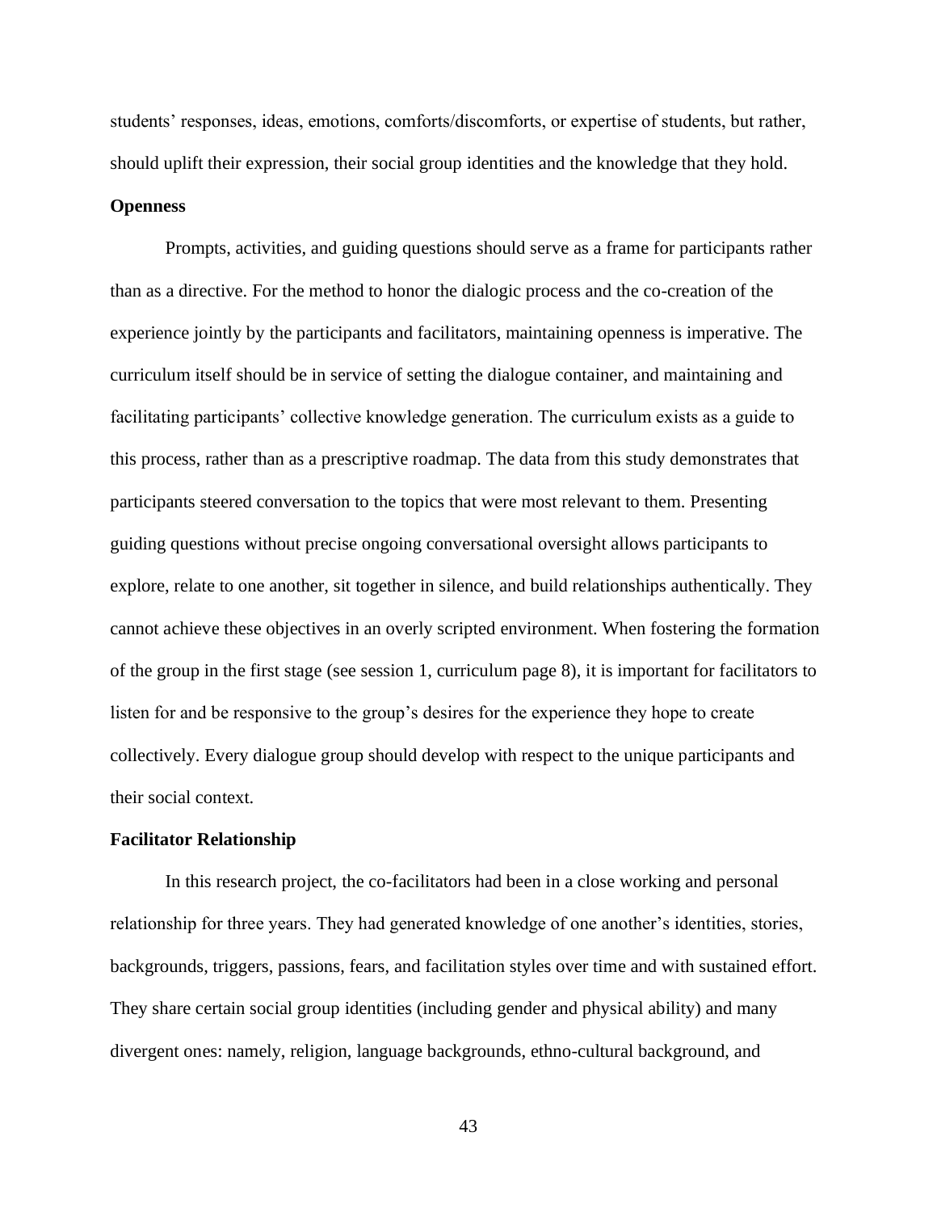students' responses, ideas, emotions, comforts/discomforts, or expertise of students, but rather, should uplift their expression, their social group identities and the knowledge that they hold.

**Openness**

Prompts, activities, and guiding questions should serve as a frame for participants rather than as a directive. For the method to honor the dialogic process and the co-creation of the experience jointly by the participants and facilitators, maintaining openness is imperative. The curriculum itself should be in service of setting the dialogue container, and maintaining and facilitating participants' collective knowledge generation. The curriculum exists as a guide to this process, rather than as a prescriptive roadmap. The data from this study demonstrates that participants steered conversation to the topics that were most relevant to them. Presenting guiding questions without precise ongoing conversational oversight allows participants to explore, relate to one another, sit together in silence, and build relationships authentically. They cannot achieve these objectives in an overly scripted environment. When fostering the formation of the group in the first stage (see session 1, curriculum page 8), it is important for facilitators to listen for and be responsive to the group's desires for the experience they hope to create collectively. Every dialogue group should develop with respect to the unique participants and their social context.

**Facilitator Relationship**

In this research project, the co-facilitators had been in a close working and personal relationship for three years. They had generated knowledge of one another's identities, stories, backgrounds, triggers, passions, fears, and facilitation styles over time and with sustained effort. They share certain social group identities (including gender and physical ability) and many divergent ones: namely, religion, language backgrounds, ethno-cultural background, and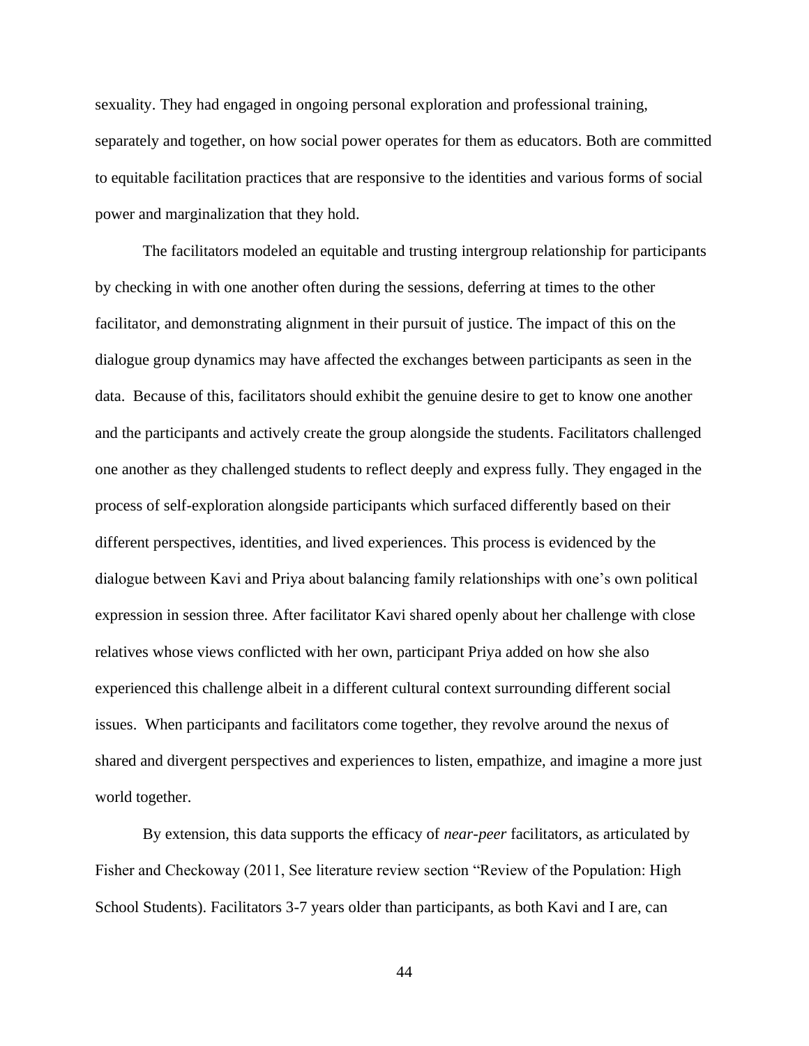sexuality. They had engaged in ongoing personal exploration and professional training, separately and together, on how social power operates for them as educators. Both are committed to equitable facilitation practices that are responsive to the identities and various forms of social power and marginalization that they hold.

The facilitators modeled an equitable and trusting intergroup relationship for participants by checking in with one another often during the sessions, deferring at times to the other facilitator, and demonstrating alignment in their pursuit of justice. The impact of this on the dialogue group dynamics may have affected the exchanges between participants as seen in the data. Because of this, facilitators should exhibit the genuine desire to get to know one another and the participants and actively create the group alongside the students. Facilitators challenged one another as they challenged students to reflect deeply and express fully. They engaged in the process of self-exploration alongside participants which surfaced differently based on their different perspectives, identities, and lived experiences. This process is evidenced by the dialogue between Kavi and Priya about balancing family relationships with one's own political expression in session three. After facilitator Kavi shared openly about her challenge with close relatives whose views conflicted with her own, participant Priya added on how she also experienced this challenge albeit in a different cultural context surrounding different social issues. When participants and facilitators come together, they revolve around the nexus of shared and divergent perspectives and experiences to listen, empathize, and imagine a more just world together.

By extension, this data supports the efficacy of *near-peer* facilitators, as articulated by Fisher and Checkoway (2011, See literature review section "Review of the Population: High School Students). Facilitators 3-7 years older than participants, as both Kavi and I are, can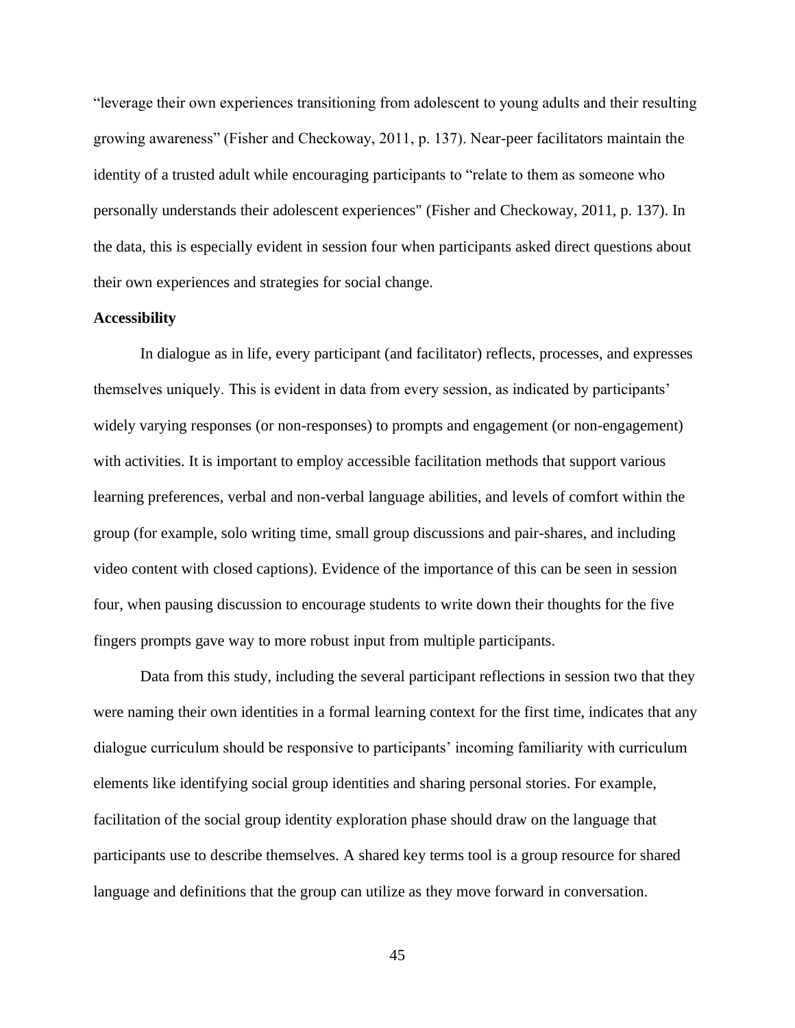"leverage their own experiences transitioning from adolescent to young adults and their resulting growing awareness" (Fisher and Checkoway, 2011, p. 137). Near-peer facilitators maintain the identity of a trusted adult while encouraging participants to "relate to them as someone who personally understands their adolescent experiences" (Fisher and Checkoway, 2011, p. 137). In the data, this is especially evident in session four when participants asked direct questions about their own experiences and strategies for social change.

**Accessibility**

In dialogue as in life, every participant (and facilitator) reflects, processes, and expresses themselves uniquely. This is evident in data from every session, as indicated by participants' widely varying responses (or non-responses) to prompts and engagement (or non-engagement) with activities. It is important to employ accessible facilitation methods that support various learning preferences, verbal and non-verbal language abilities, and levels of comfort within the group (for example, solo writing time, small group discussions and pair-shares, and including video content with closed captions). Evidence of the importance of this can be seen in session four, when pausing discussion to encourage students to write down their thoughts for the five fingers prompts gave way to more robust input from multiple participants.

Data from this study, including the several participant reflections in session two that they were naming their own identities in a formal learning context for the first time, indicates that any dialogue curriculum should be responsive to participants' incoming familiarity with curriculum elements like identifying social group identities and sharing personal stories. For example, facilitation of the social group identity exploration phase should draw on the language that participants use to describe themselves. A shared key terms tool is a group resource for shared language and definitions that the group can utilize as they move forward in conversation.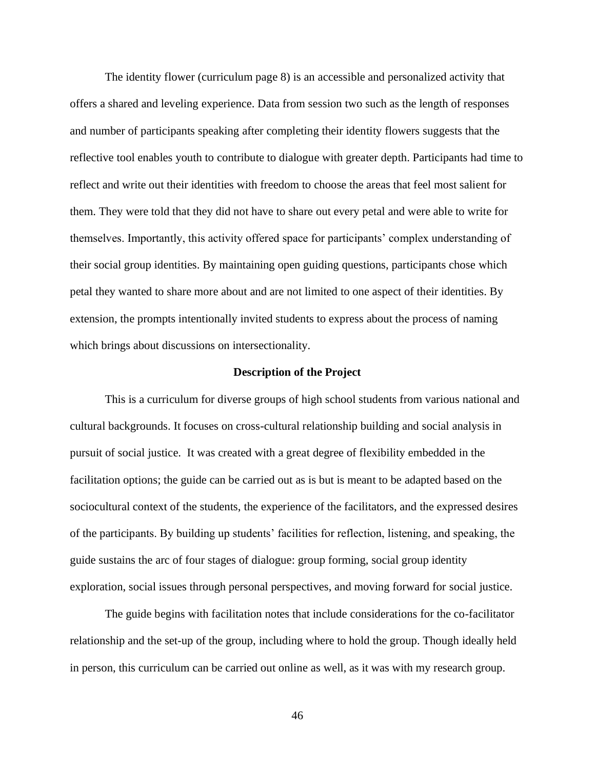The identity flower (curriculum page 8) is an accessible and personalized activity that offers a shared and leveling experience. Data from session two such as the length of responses and number of participants speaking after completing their identity flowers suggests that the reflective tool enables youth to contribute to dialogue with greater depth. Participants had time to reflect and write out their identities with freedom to choose the areas that feel most salient for them. They were told that they did not have to share out every petal and were able to write for themselves. Importantly, this activity offered space for participants' complex understanding of their social group identities. By maintaining open guiding questions, participants chose which petal they wanted to share more about and are not limited to one aspect of their identities. By extension, the prompts intentionally invited students to express about the process of naming which brings about discussions on intersectionality.

## Description of the Project

This is a curriculum for diverse groups of high school students from various national and cultural backgrounds. It focuses on cross-cultural relationship building and social analysis in pursuit of social justice. It was created with a great degree of flexibility embedded in the facilitation options; the guide can be carried out as is but is meant to be adapted based on the sociocultural context of the students, the experience of the facilitators, and the expressed desires of the participants. By building up students' facilities for reflection, listening, and speaking, the guide sustains the arc of four stages of dialogue: group forming, social group identity exploration, social issues through personal perspectives, and moving forward for social justice.

The guide begins with facilitation notes that include considerations for the co-facilitator relationship and the set-up of the group, including where to hold the group. Though ideally held in person, this curriculum can be carried out online as well, as it was with my research group.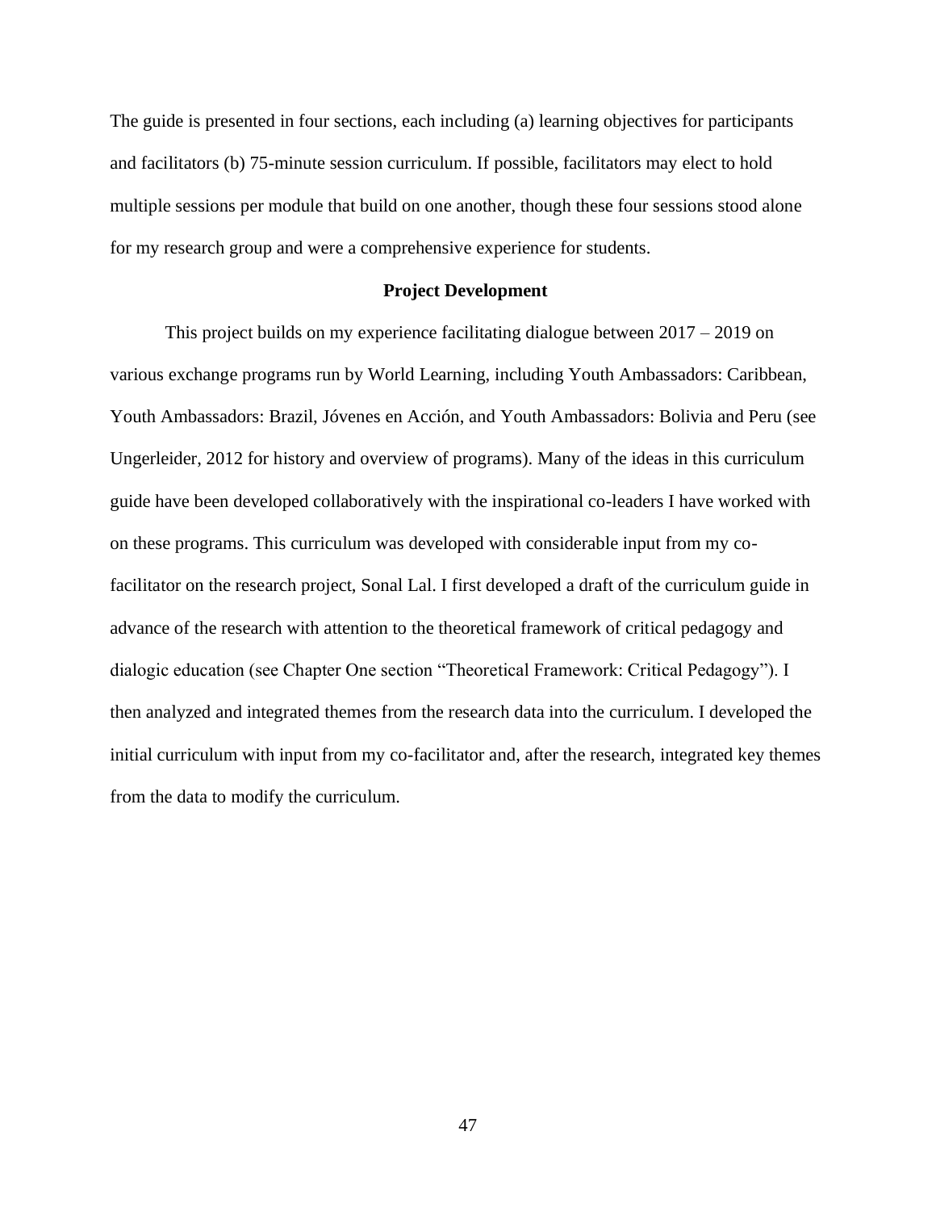The guide is presented in four sections, each including (a) learning objectives for participants and facilitators (b) 75-minute session curriculum. If possible, facilitators may elect to hold multiple sessions per module that build on one another, though these four sessions stood alone for my research group and were a comprehensive experience for students.

## Project Development

This project builds on my experience facilitating dialogue between 2017 – 2019 on various exchange programs run by World Learning, including Youth Ambassadors: Caribbean, Youth Ambassadors: Brazil, Jóvenes en Acción, and Youth Ambassadors: Bolivia and Peru (see Ungerleider, 2012 for history and overview of programs). Many of the ideas in this curriculum guide have been developed collaboratively with the inspirational co-leaders I have worked with on these programs. This curriculum was developed with considerable input from my co-facilitator on the research project, Sonal Lal. I first developed a draft of the curriculum guide in advance of the research with attention to the theoretical framework of critical pedagogy and dialogic education (see Chapter One section "Theoretical Framework: Critical Pedagogy"). I then analyzed and integrated themes from the research data into the curriculum. I developed the initial curriculum with input from my co-facilitator and, after the research, integrated key themes from the data to modify the curriculum.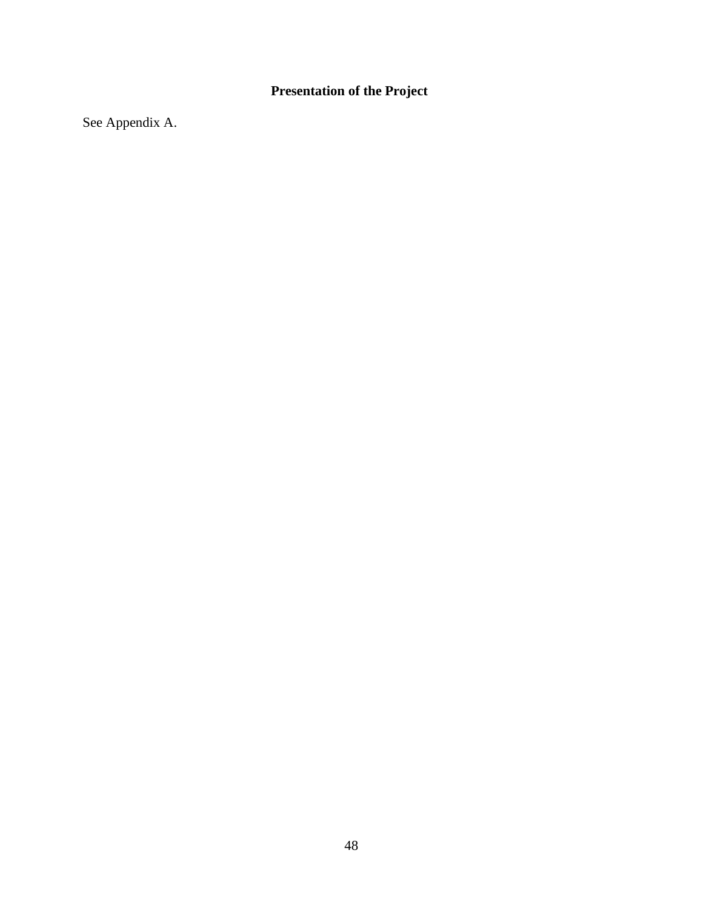## Presentation of the Project

See Appendix A.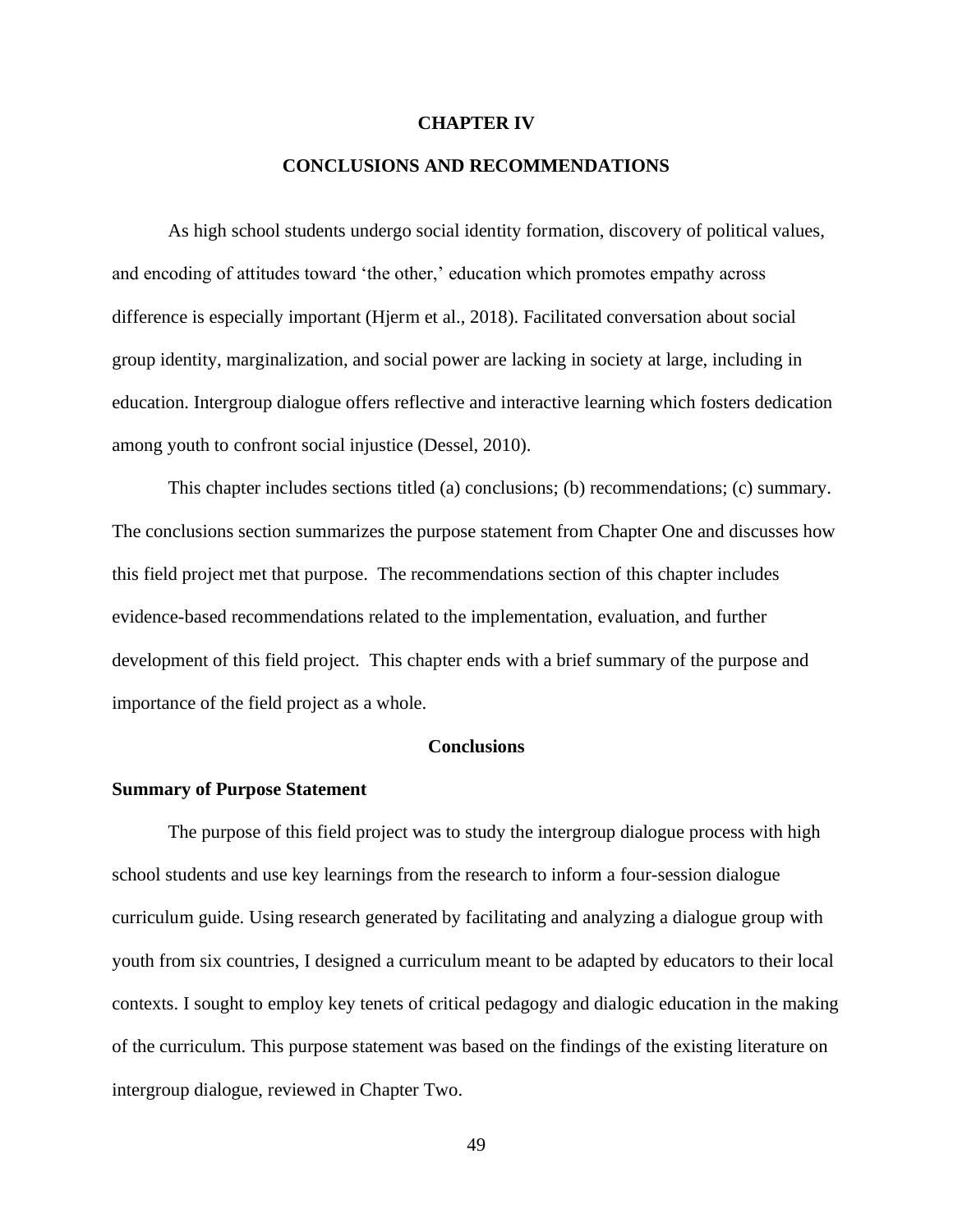# CHAPTER IV

# CONCLUSIONS AND RECOMMENDATIONS

As high school students undergo social identity formation, discovery of political values, and encoding of attitudes toward 'the other,' education which promotes empathy across difference is especially important (Hjerm et al., 2018). Facilitated conversation about social group identity, marginalization, and social power are lacking in society at large, including in education. Intergroup dialogue offers reflective and interactive learning which fosters dedication among youth to confront social injustice (Dessel, 2010).

This chapter includes sections titled (a) conclusions; (b) recommendations; (c) summary. The conclusions section summarizes the purpose statement from Chapter One and discusses how this field project met that purpose. The recommendations section of this chapter includes evidence-based recommendations related to the implementation, evaluation, and further development of this field project. This chapter ends with a brief summary of the purpose and importance of the field project as a whole.

## Conclusions

### Summary of Purpose Statement

The purpose of this field project was to study the intergroup dialogue process with high school students and use key learnings from the research to inform a four-session dialogue curriculum guide. Using research generated by facilitating and analyzing a dialogue group with youth from six countries, I designed a curriculum meant to be adapted by educators to their local contexts. I sought to employ key tenets of critical pedagogy and dialogic education in the making of the curriculum. This purpose statement was based on the findings of the existing literature on intergroup dialogue, reviewed in Chapter Two.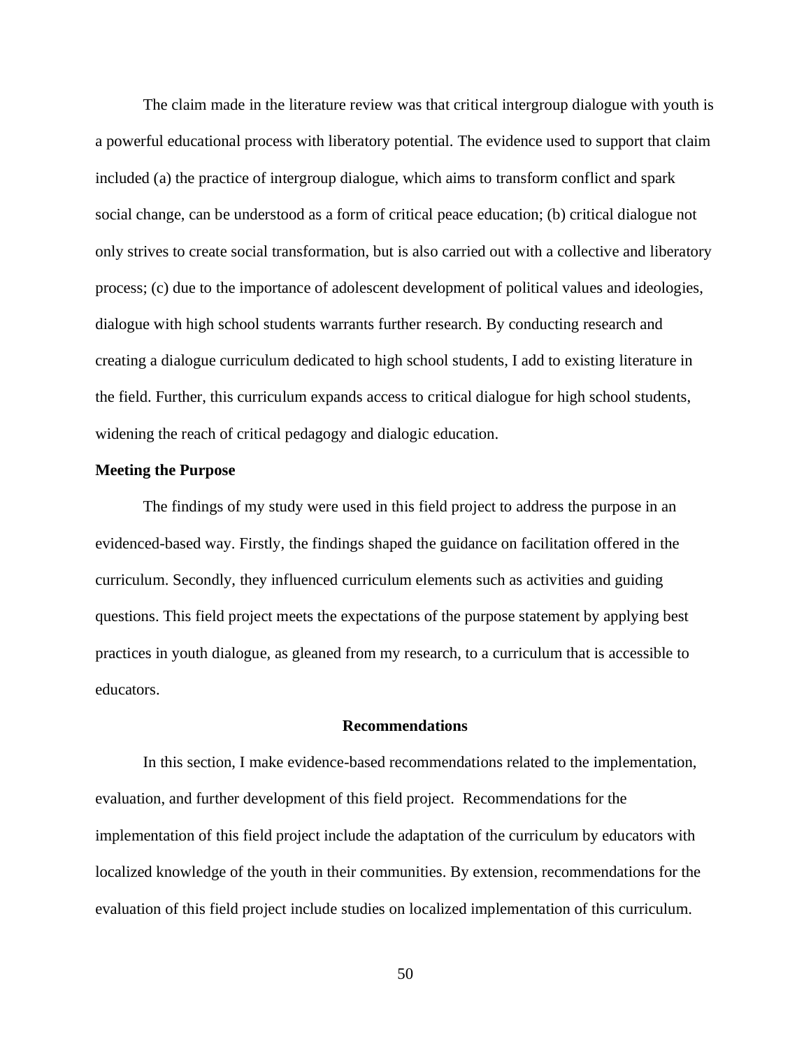The claim made in the literature review was that critical intergroup dialogue with youth is a powerful educational process with liberatory potential. The evidence used to support that claim included (a) the practice of intergroup dialogue, which aims to transform conflict and spark social change, can be understood as a form of critical peace education; (b) critical dialogue not only strives to create social transformation, but is also carried out with a collective and liberatory process; (c) due to the importance of adolescent development of political values and ideologies, dialogue with high school students warrants further research. By conducting research and creating a dialogue curriculum dedicated to high school students, I add to existing literature in the field. Further, this curriculum expands access to critical dialogue for high school students, widening the reach of critical pedagogy and dialogic education.

### Meeting the Purpose

The findings of my study were used in this field project to address the purpose in an evidenced-based way. Firstly, the findings shaped the guidance on facilitation offered in the curriculum. Secondly, they influenced curriculum elements such as activities and guiding questions. This field project meets the expectations of the purpose statement by applying best practices in youth dialogue, as gleaned from my research, to a curriculum that is accessible to educators.

## Recommendations

In this section, I make evidence-based recommendations related to the implementation, evaluation, and further development of this field project. Recommendations for the implementation of this field project include the adaptation of the curriculum by educators with localized knowledge of the youth in their communities. By extension, recommendations for the evaluation of this field project include studies on localized implementation of this curriculum.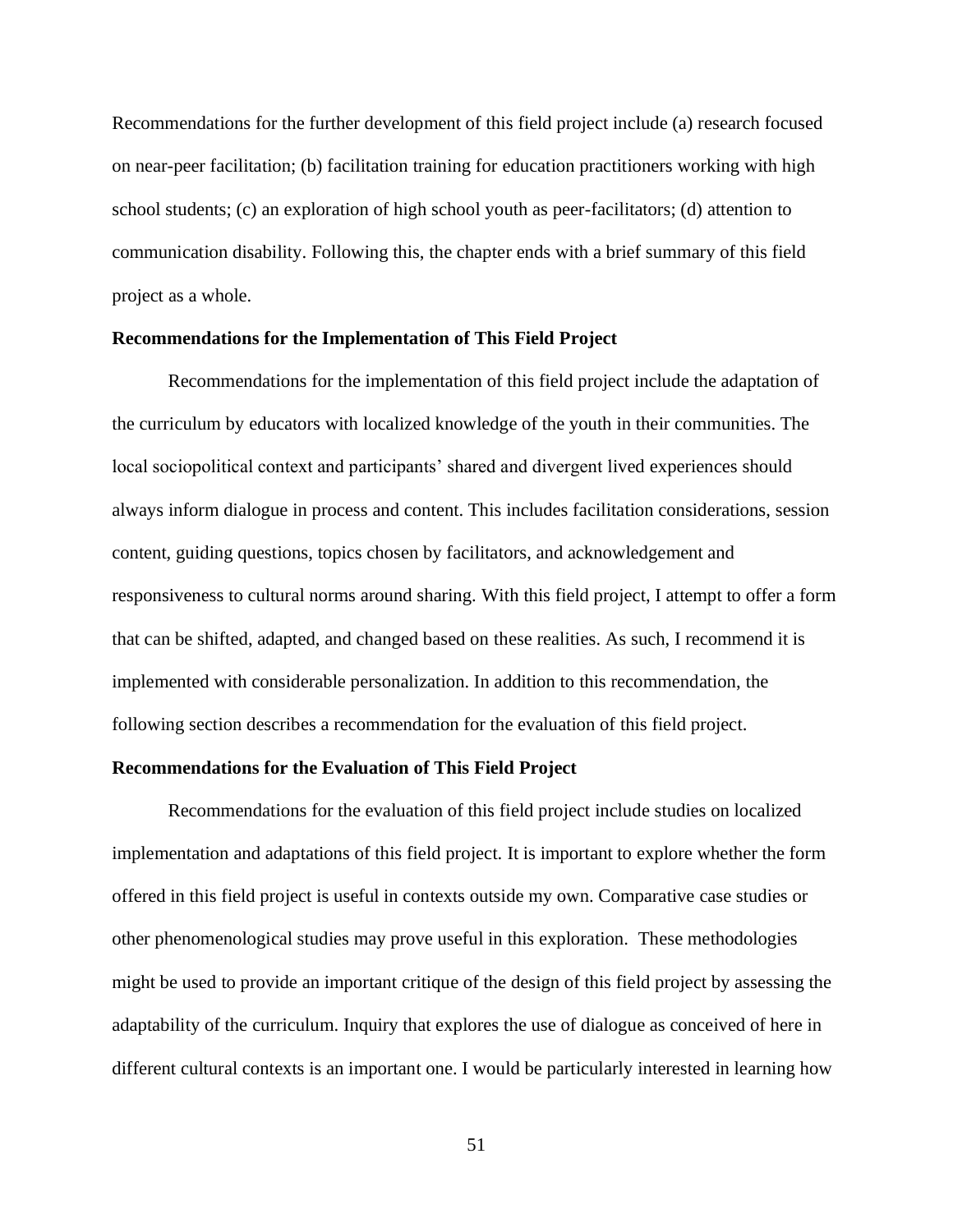Recommendations for the further development of this field project include (a) research focused on near-peer facilitation; (b) facilitation training for education practitioners working with high school students; (c) an exploration of high school youth as peer-facilitators; (d) attention to communication disability. Following this, the chapter ends with a brief summary of this field project as a whole.

**Recommendations for the Implementation of This Field Project**

Recommendations for the implementation of this field project include the adaptation of the curriculum by educators with localized knowledge of the youth in their communities. The local sociopolitical context and participants' shared and divergent lived experiences should always inform dialogue in process and content. This includes facilitation considerations, session content, guiding questions, topics chosen by facilitators, and acknowledgement and responsiveness to cultural norms around sharing. With this field project, I attempt to offer a form that can be shifted, adapted, and changed based on these realities. As such, I recommend it is implemented with considerable personalization. In addition to this recommendation, the following section describes a recommendation for the evaluation of this field project.

**Recommendations for the Evaluation of This Field Project**

Recommendations for the evaluation of this field project include studies on localized implementation and adaptations of this field project. It is important to explore whether the form offered in this field project is useful in contexts outside my own. Comparative case studies or other phenomenological studies may prove useful in this exploration. These methodologies might be used to provide an important critique of the design of this field project by assessing the adaptability of the curriculum. Inquiry that explores the use of dialogue as conceived of here in different cultural contexts is an important one. I would be particularly interested in learning how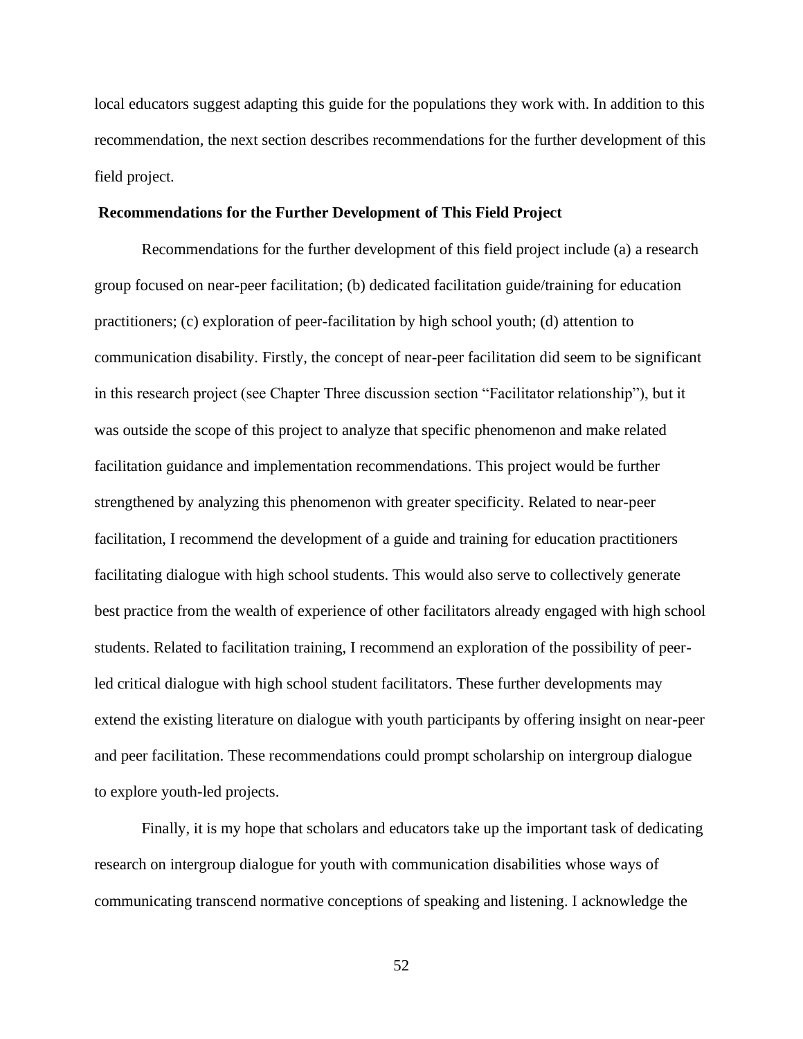local educators suggest adapting this guide for the populations they work with. In addition to this recommendation, the next section describes recommendations for the further development of this field project.

## Recommendations for the Further Development of This Field Project

Recommendations for the further development of this field project include (a) a research group focused on near-peer facilitation; (b) dedicated facilitation guide/training for education practitioners; (c) exploration of peer-facilitation by high school youth; (d) attention to communication disability. Firstly, the concept of near-peer facilitation did seem to be significant in this research project (see Chapter Three discussion section "Facilitator relationship"), but it was outside the scope of this project to analyze that specific phenomenon and make related facilitation guidance and implementation recommendations. This project would be further strengthened by analyzing this phenomenon with greater specificity. Related to near-peer facilitation, I recommend the development of a guide and training for education practitioners facilitating dialogue with high school students. This would also serve to collectively generate best practice from the wealth of experience of other facilitators already engaged with high school students. Related to facilitation training, I recommend an exploration of the possibility of peer-led critical dialogue with high school student facilitators. These further developments may extend the existing literature on dialogue with youth participants by offering insight on near-peer and peer facilitation. These recommendations could prompt scholarship on intergroup dialogue to explore youth-led projects.

Finally, it is my hope that scholars and educators take up the important task of dedicating research on intergroup dialogue for youth with communication disabilities whose ways of communicating transcend normative conceptions of speaking and listening. I acknowledge the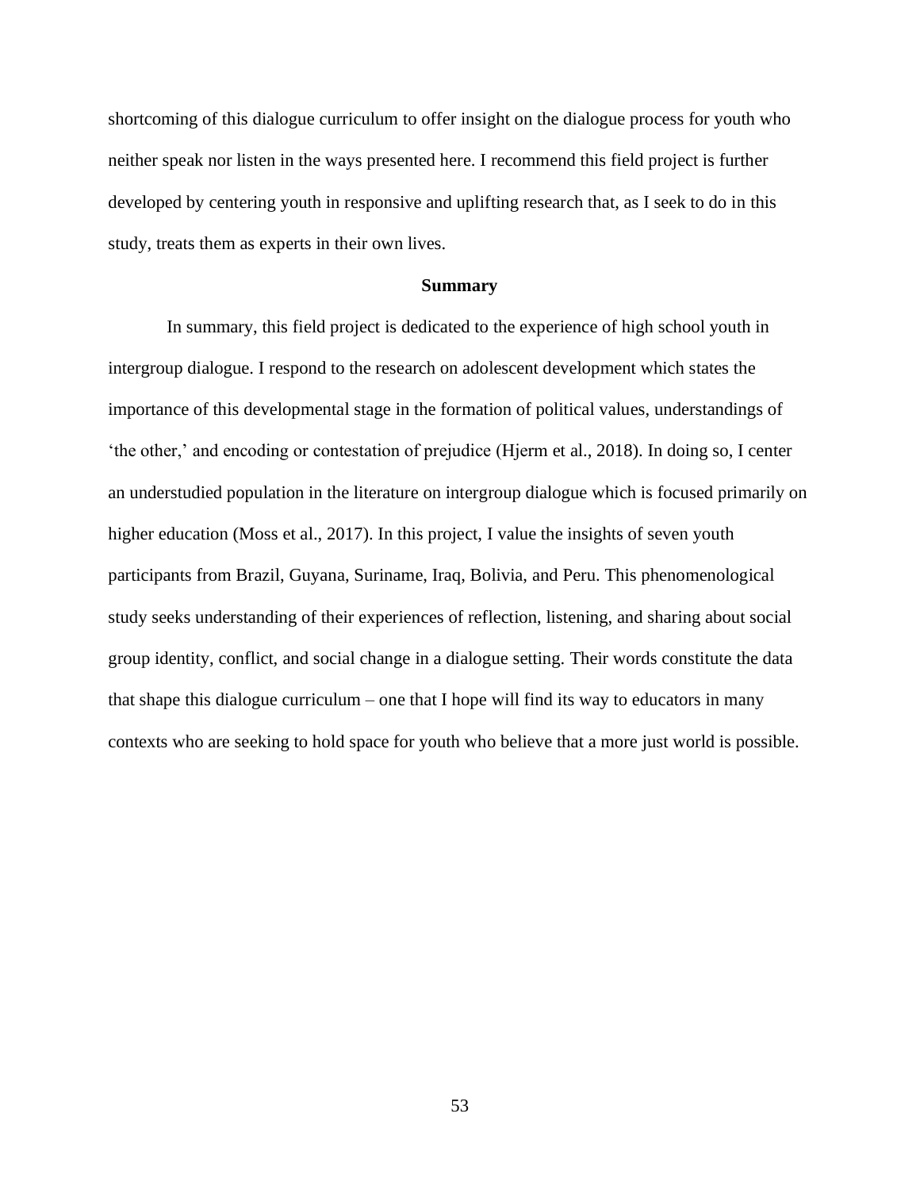shortcoming of this dialogue curriculum to offer insight on the dialogue process for youth who neither speak nor listen in the ways presented here. I recommend this field project is further developed by centering youth in responsive and uplifting research that, as I seek to do in this study, treats them as experts in their own lives.

## Summary

In summary, this field project is dedicated to the experience of high school youth in intergroup dialogue. I respond to the research on adolescent development which states the importance of this developmental stage in the formation of political values, understandings of 'the other,' and encoding or contestation of prejudice (Hjerm et al., 2018). In doing so, I center an understudied population in the literature on intergroup dialogue which is focused primarily on higher education (Moss et al., 2017). In this project, I value the insights of seven youth participants from Brazil, Guyana, Suriname, Iraq, Bolivia, and Peru. This phenomenological study seeks understanding of their experiences of reflection, listening, and sharing about social group identity, conflict, and social change in a dialogue setting. Their words constitute the data that shape this dialogue curriculum – one that I hope will find its way to educators in many contexts who are seeking to hold space for youth who believe that a more just world is possible.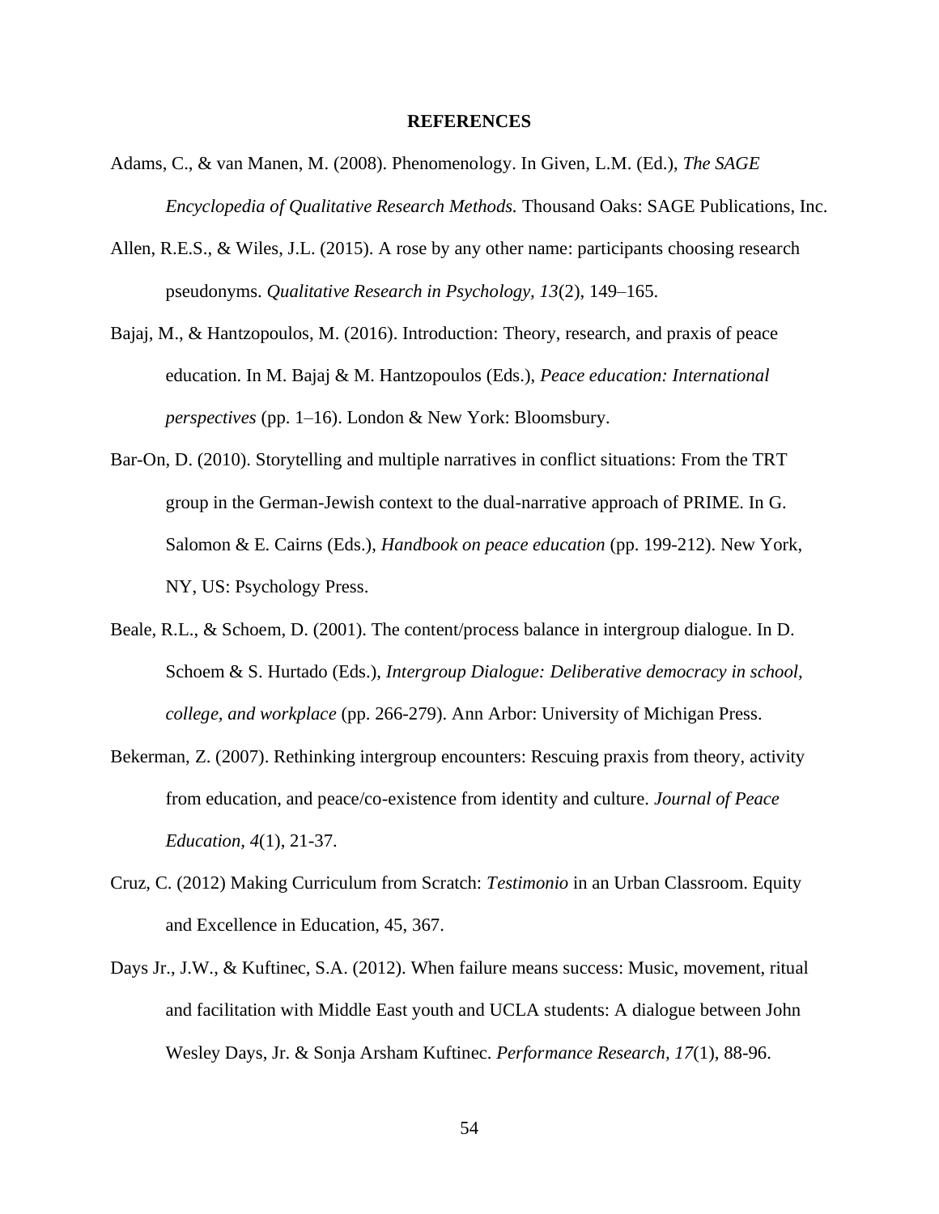## REFERENCES

Adams, C., & van Manen, M. (2008). Phenomenology. In Given, L.M. (Ed.), *The SAGE Encyclopedia of Qualitative Research Methods.* Thousand Oaks: SAGE Publications, Inc.

Allen, R.E.S., & Wiles, J.L. (2015). A rose by any other name: participants choosing research pseudonyms. *Qualitative Research in Psychology, 13*(2), 149–165.

Bajaj, M., & Hantzopoulos, M. (2016). Introduction: Theory, research, and praxis of peace education. In M. Bajaj & M. Hantzopoulos (Eds.), *Peace education: International perspectives* (pp. 1–16). London & New York: Bloomsbury.

Bar-On, D. (2010). Storytelling and multiple narratives in conflict situations: From the TRT group in the German-Jewish context to the dual-narrative approach of PRIME. In G. Salomon & E. Cairns (Eds.), *Handbook on peace education* (pp. 199-212). New York, NY, US: Psychology Press.

Beale, R.L., & Schoem, D. (2001). The content/process balance in intergroup dialogue. In D. Schoem & S. Hurtado (Eds.), *Intergroup Dialogue: Deliberative democracy in school, college, and workplace* (pp. 266-279). Ann Arbor: University of Michigan Press.

Bekerman, Z. (2007). Rethinking intergroup encounters: Rescuing praxis from theory, activity from education, and peace/co-existence from identity and culture. *Journal of Peace Education, 4*(1), 21-37.

Cruz, C. (2012) Making Curriculum from Scratch: *Testimonio* in an Urban Classroom. Equity and Excellence in Education, 45, 367.

Days Jr., J.W., & Kuftinec, S.A. (2012). When failure means success: Music, movement, ritual and facilitation with Middle East youth and UCLA students: A dialogue between John Wesley Days, Jr. & Sonja Arsham Kuftinec. *Performance Research, 17*(1), 88-96.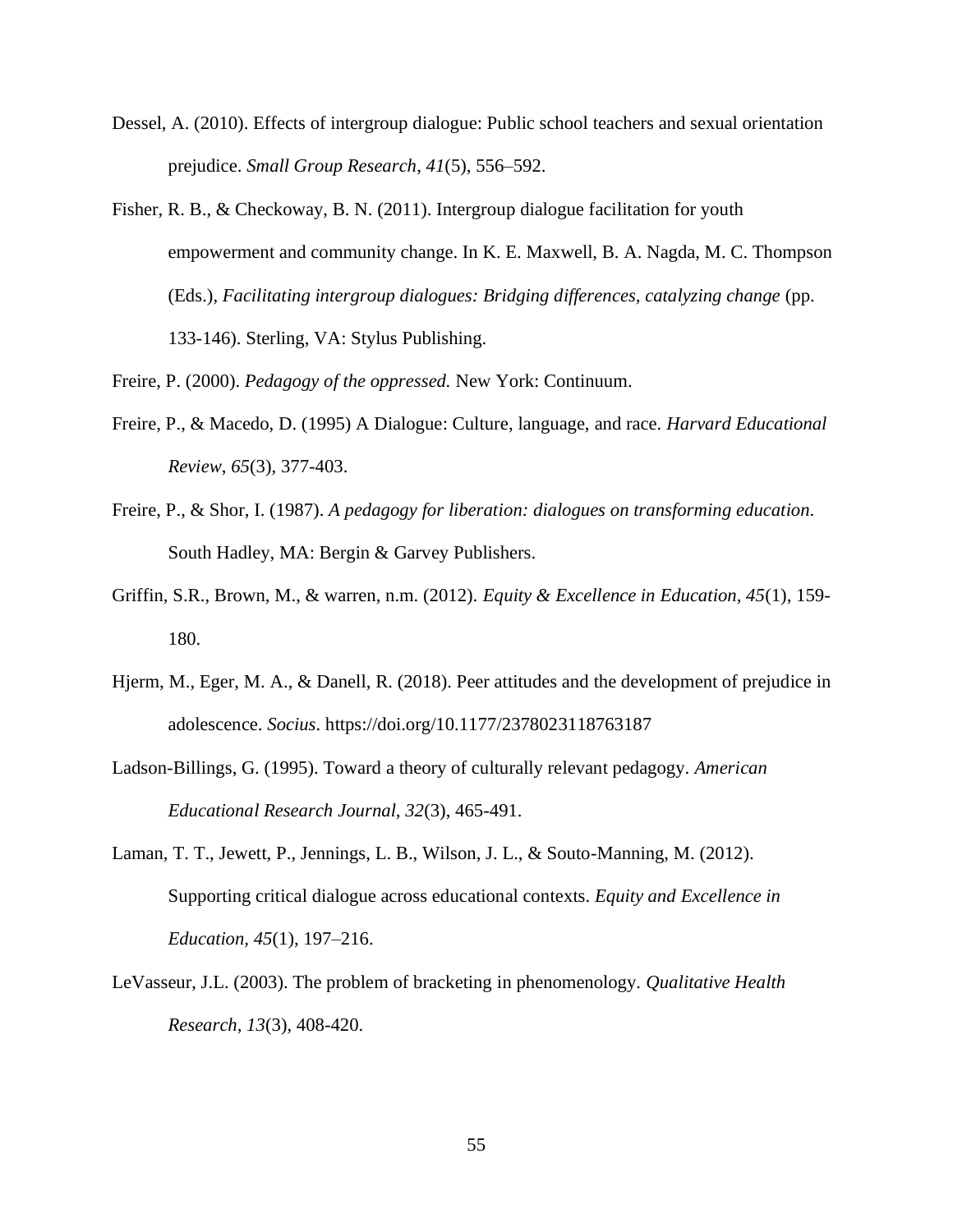Dessel, A. (2010). Effects of intergroup dialogue: Public school teachers and sexual orientation prejudice. *Small Group Research*, *41*(5), 556–592.

Fisher, R. B., & Checkoway, B. N. (2011). Intergroup dialogue facilitation for youth empowerment and community change. In K. E. Maxwell, B. A. Nagda, M. C. Thompson (Eds.), *Facilitating intergroup dialogues: Bridging differences, catalyzing change* (pp. 133-146). Sterling, VA: Stylus Publishing.

Freire, P. (2000). *Pedagogy of the oppressed.* New York: Continuum.

Freire, P., & Macedo, D. (1995) A Dialogue: Culture, language, and race. *Harvard Educational Review*, *65*(3), 377-403.

Freire, P., & Shor, I. (1987). *A pedagogy for liberation: dialogues on transforming education*. South Hadley, MA: Bergin & Garvey Publishers.

Griffin, S.R., Brown, M., & warren, n.m. (2012). *Equity & Excellence in Education*, *45*(1), 159-180.

Hjerm, M., Eger, M. A., & Danell, R. (2018). Peer attitudes and the development of prejudice in adolescence. *Socius*. https://doi.org/10.1177/2378023118763187

Ladson-Billings, G. (1995). Toward a theory of culturally relevant pedagogy. *American Educational Research Journal, 32*(3), 465-491.

Laman, T. T., Jewett, P., Jennings, L. B., Wilson, J. L., & Souto-Manning, M. (2012). Supporting critical dialogue across educational contexts. *Equity and Excellence in Education, 45*(1), 197–216.

LeVasseur, J.L. (2003). The problem of bracketing in phenomenology. *Qualitative Health Research, 13*(3), 408-420.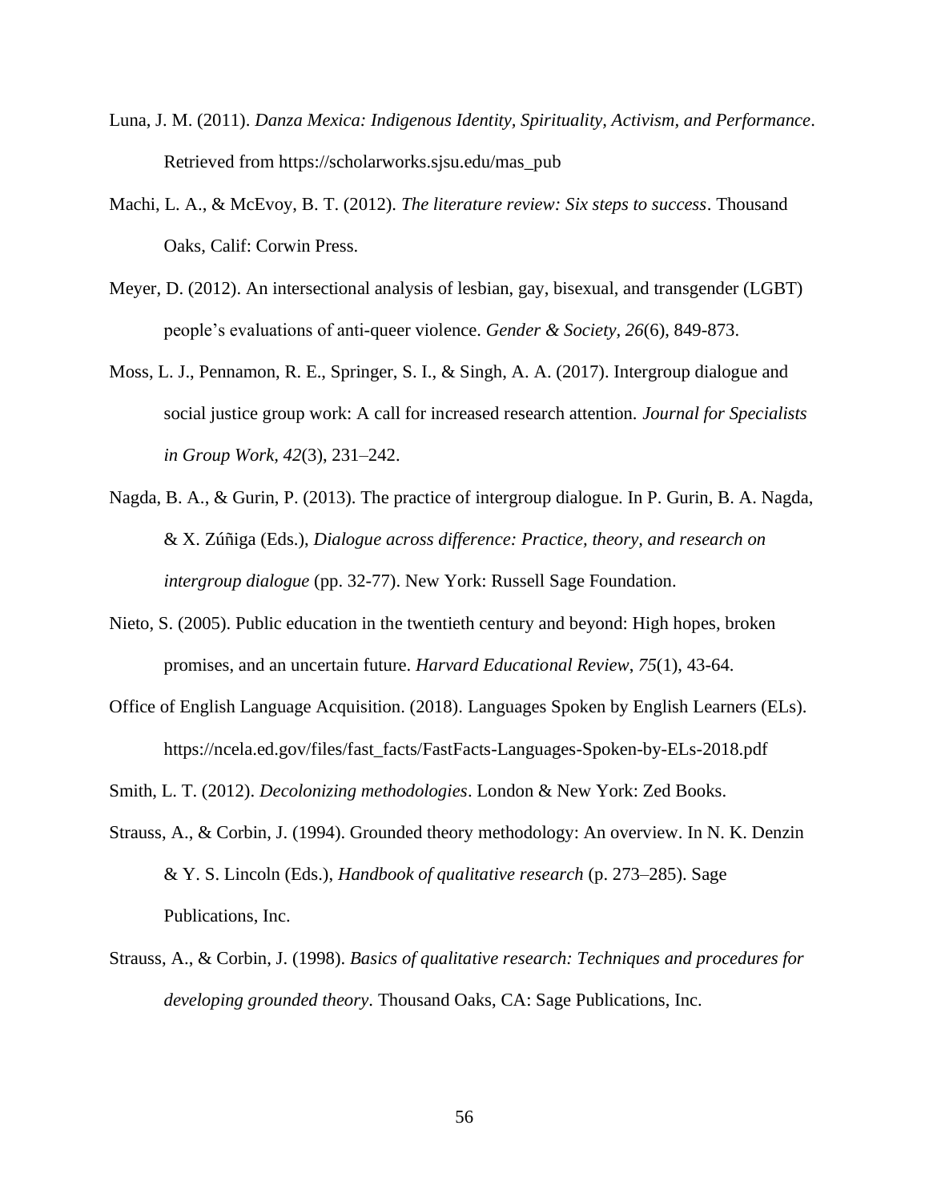Luna, J. M. (2011). *Danza Mexica: Indigenous Identity, Spirituality, Activism, and Performance*. Retrieved from https://scholarworks.sjsu.edu/mas_pub

Machi, L. A., & McEvoy, B. T. (2012). *The literature review: Six steps to success*. Thousand Oaks, Calif: Corwin Press.

Meyer, D. (2012). An intersectional analysis of lesbian, gay, bisexual, and transgender (LGBT) people's evaluations of anti-queer violence. *Gender & Society*, *26*(6), 849-873.

Moss, L. J., Pennamon, R. E., Springer, S. I., & Singh, A. A. (2017). Intergroup dialogue and social justice group work: A call for increased research attention. *Journal for Specialists in Group Work, 42*(3), 231–242.

Nagda, B. A., & Gurin, P. (2013). The practice of intergroup dialogue. In P. Gurin, B. A. Nagda, & X. Zúñiga (Eds.), *Dialogue across difference: Practice, theory, and research on intergroup dialogue* (pp. 32-77). New York: Russell Sage Foundation.

Nieto, S. (2005). Public education in the twentieth century and beyond: High hopes, broken promises, and an uncertain future. *Harvard Educational Review*, *75*(1), 43-64.

Office of English Language Acquisition. (2018). Languages Spoken by English Learners (ELs). https://ncela.ed.gov/files/fast_facts/FastFacts-Languages-Spoken-by-ELs-2018.pdf

Smith, L. T. (2012). *Decolonizing methodologies*. London & New York: Zed Books.

Strauss, A., & Corbin, J. (1994). Grounded theory methodology: An overview. In N. K. Denzin & Y. S. Lincoln (Eds.), *Handbook of qualitative research* (p. 273–285). Sage Publications, Inc.

Strauss, A., & Corbin, J. (1998). *Basics of qualitative research: Techniques and procedures for developing grounded theory*. Thousand Oaks, CA: Sage Publications, Inc.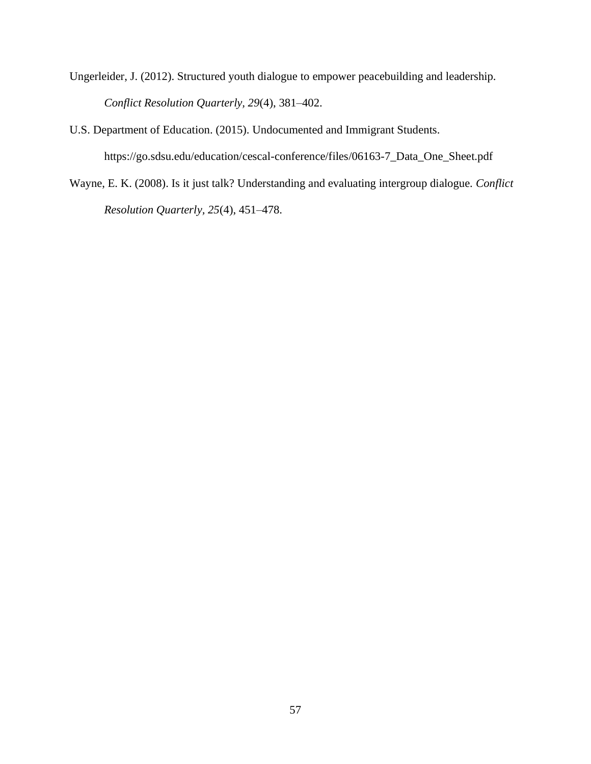Ungerleider, J. (2012). Structured youth dialogue to empower peacebuilding and leadership. *Conflict Resolution Quarterly*, *29*(4), 381–402.

U.S. Department of Education. (2015). Undocumented and Immigrant Students. https://go.sdsu.edu/education/cescal-conference/files/06163-7_Data_One_Sheet.pdf

Wayne, E. K. (2008). Is it just talk? Understanding and evaluating intergroup dialogue. *Conflict Resolution Quarterly*, *25*(4), 451–478.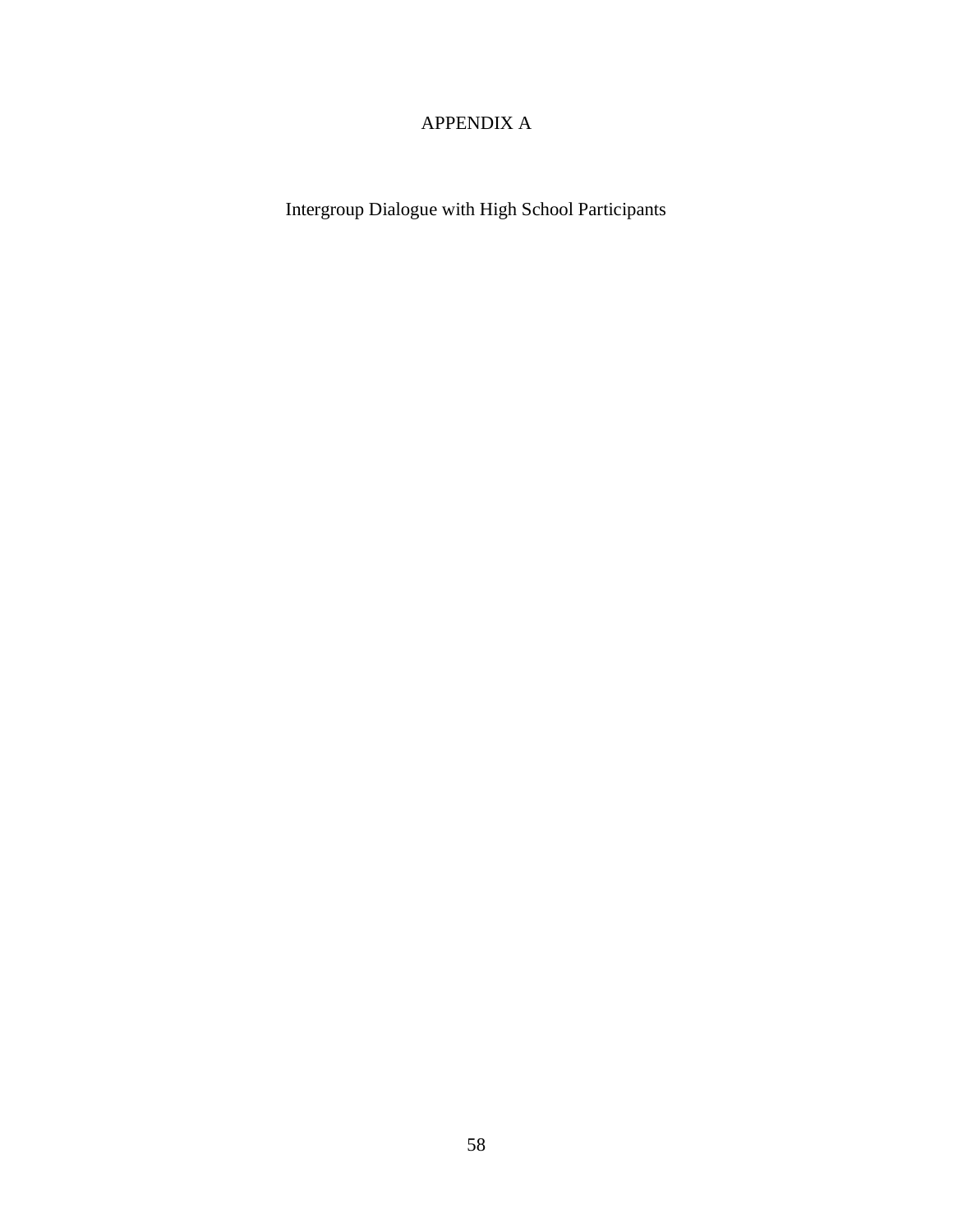# APPENDIX A

Intergroup Dialogue with High School Participants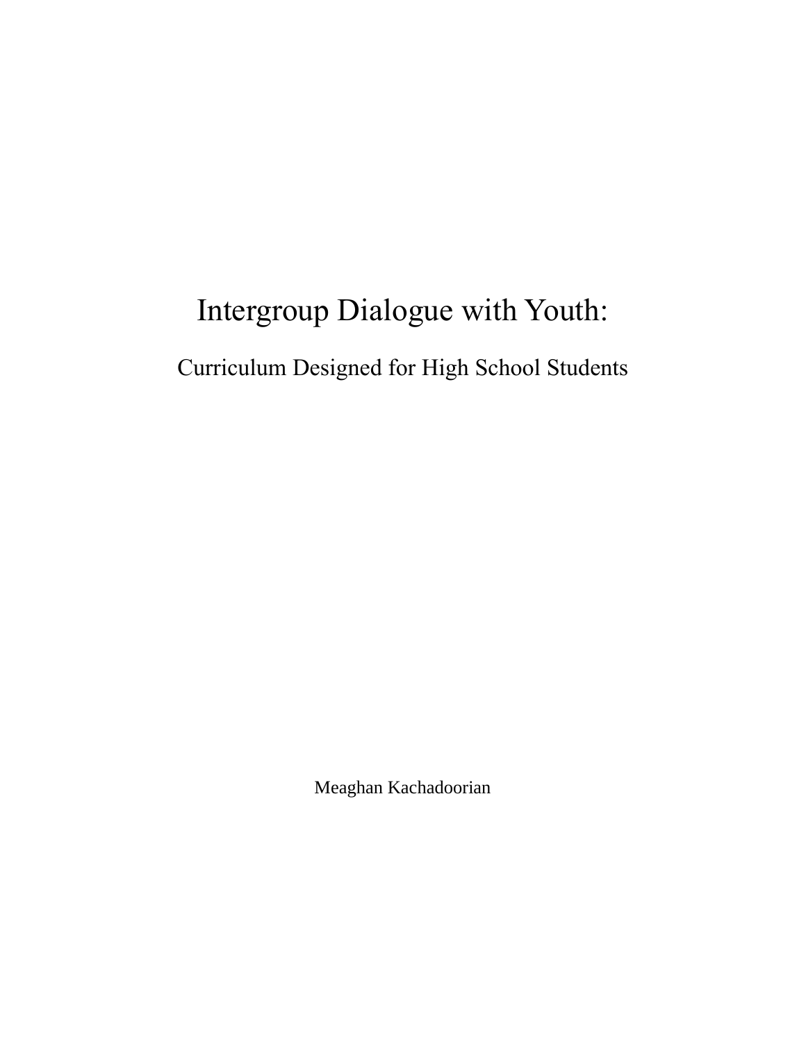# Intergroup Dialogue with Youth:

## Curriculum Designed for High School Students

Meaghan Kachadoorian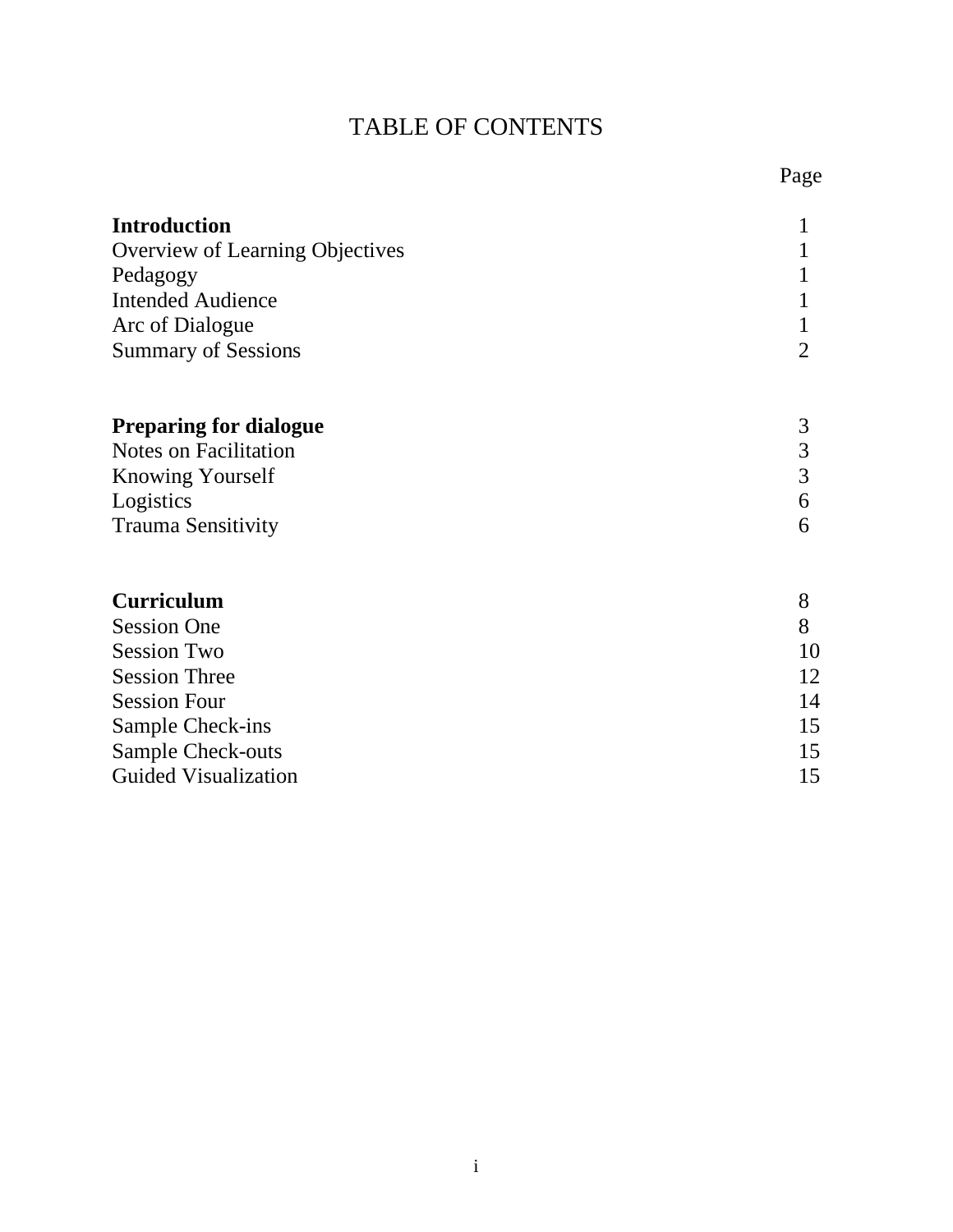# TABLE OF CONTENTS

| | Page |
|---|---|
| **Introduction** | 1 |
| Overview of Learning Objectives | 1 |
| Pedagogy | 1 |
| Intended Audience | 1 |
| Arc of Dialogue | 1 |
| Summary of Sessions | 2 |
| **Preparing for dialogue** | 3 |
| Notes on Facilitation | 3 |
| Knowing Yourself | 3 |
| Logistics | 6 |
| Trauma Sensitivity | 6 |
| **Curriculum** | 8 |
| Session One | 8 |
| Session Two | 10 |
| Session Three | 12 |
| Session Four | 14 |
| Sample Check-ins | 15 |
| Sample Check-outs | 15 |
| Guided Visualization | 15 |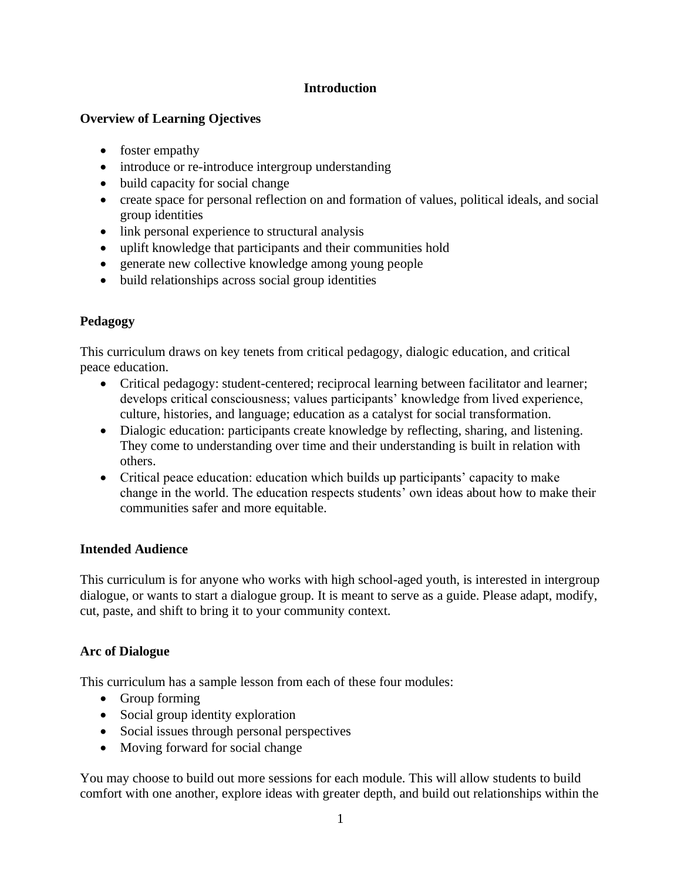# Introduction

## Overview of Learning Ojectives

- foster empathy
- introduce or re-introduce intergroup understanding
- build capacity for social change
- create space for personal reflection on and formation of values, political ideals, and social group identities
- link personal experience to structural analysis
- uplift knowledge that participants and their communities hold
- generate new collective knowledge among young people
- build relationships across social group identities

## Pedagogy

This curriculum draws on key tenets from critical pedagogy, dialogic education, and critical peace education.

- Critical pedagogy: student-centered; reciprocal learning between facilitator and learner; develops critical consciousness; values participants' knowledge from lived experience, culture, histories, and language; education as a catalyst for social transformation.
- Dialogic education: participants create knowledge by reflecting, sharing, and listening. They come to understanding over time and their understanding is built in relation with others.
- Critical peace education: education which builds up participants' capacity to make change in the world. The education respects students' own ideas about how to make their communities safer and more equitable.

## Intended Audience

This curriculum is for anyone who works with high school-aged youth, is interested in intergroup dialogue, or wants to start a dialogue group. It is meant to serve as a guide. Please adapt, modify, cut, paste, and shift to bring it to your community context.

## Arc of Dialogue

This curriculum has a sample lesson from each of these four modules:

- Group forming
- Social group identity exploration
- Social issues through personal perspectives
- Moving forward for social change

You may choose to build out more sessions for each module. This will allow students to build comfort with one another, explore ideas with greater depth, and build out relationships within the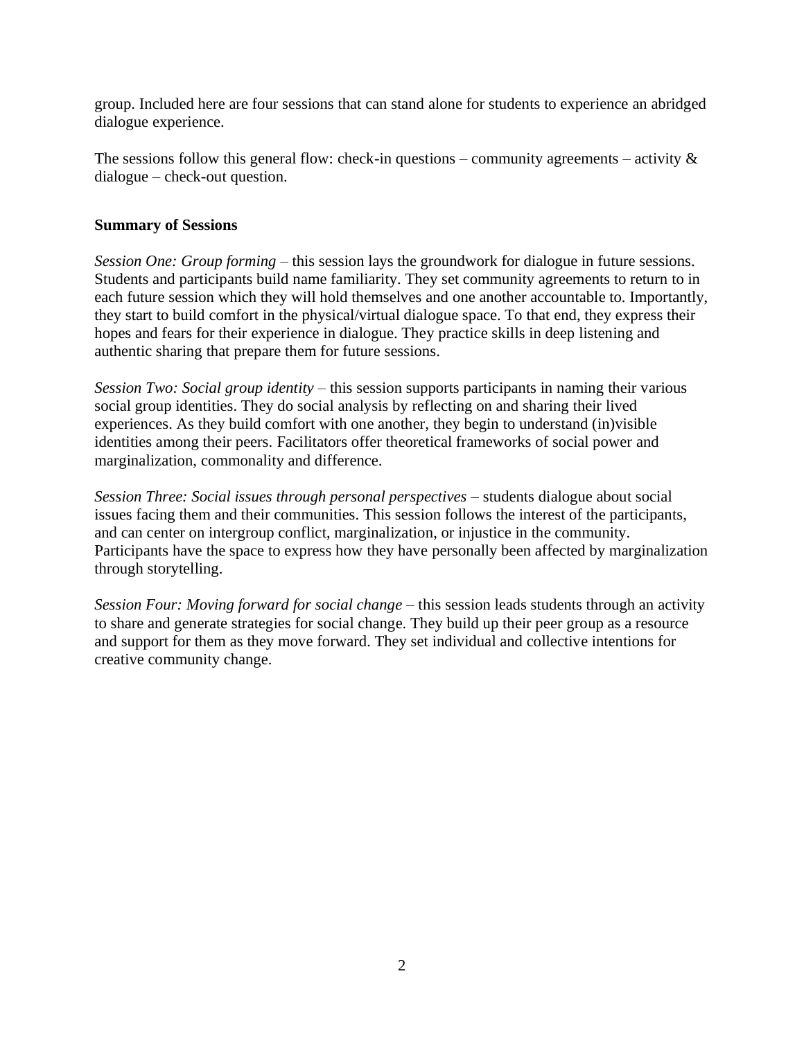group. Included here are four sessions that can stand alone for students to experience an abridged dialogue experience.

The sessions follow this general flow: check-in questions – community agreements – activity & dialogue – check-out question.

**Summary of Sessions**

*Session One: Group forming* – this session lays the groundwork for dialogue in future sessions. Students and participants build name familiarity. They set community agreements to return to in each future session which they will hold themselves and one another accountable to. Importantly, they start to build comfort in the physical/virtual dialogue space. To that end, they express their hopes and fears for their experience in dialogue. They practice skills in deep listening and authentic sharing that prepare them for future sessions.

*Session Two: Social group identity* – this session supports participants in naming their various social group identities. They do social analysis by reflecting on and sharing their lived experiences. As they build comfort with one another, they begin to understand (in)visible identities among their peers. Facilitators offer theoretical frameworks of social power and marginalization, commonality and difference.

*Session Three: Social issues through personal perspectives* – students dialogue about social issues facing them and their communities. This session follows the interest of the participants, and can center on intergroup conflict, marginalization, or injustice in the community. Participants have the space to express how they have personally been affected by marginalization through storytelling.

*Session Four: Moving forward for social change* – this session leads students through an activity to share and generate strategies for social change. They build up their peer group as a resource and support for them as they move forward. They set individual and collective intentions for creative community change.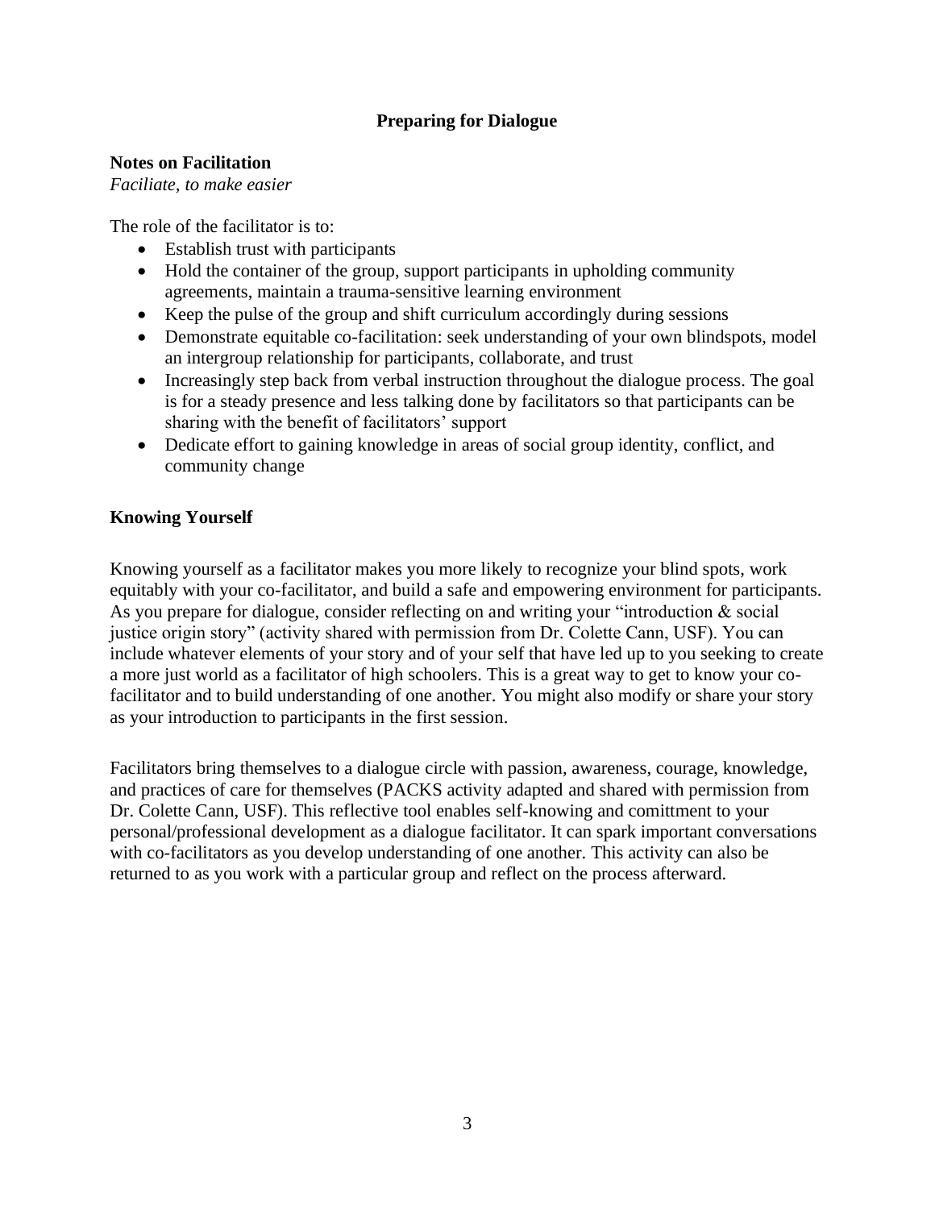## Preparing for Dialogue

### Notes on Facilitation

*Faciliate, to make easier*

The role of the facilitator is to:

- Establish trust with participants
- Hold the container of the group, support participants in upholding community agreements, maintain a trauma-sensitive learning environment
- Keep the pulse of the group and shift curriculum accordingly during sessions
- Demonstrate equitable co-facilitation: seek understanding of your own blindspots, model an intergroup relationship for participants, collaborate, and trust
- Increasingly step back from verbal instruction throughout the dialogue process. The goal is for a steady presence and less talking done by facilitators so that participants can be sharing with the benefit of facilitators' support
- Dedicate effort to gaining knowledge in areas of social group identity, conflict, and community change

### Knowing Yourself

Knowing yourself as a facilitator makes you more likely to recognize your blind spots, work equitably with your co-facilitator, and build a safe and empowering environment for participants. As you prepare for dialogue, consider reflecting on and writing your "introduction & social justice origin story" (activity shared with permission from Dr. Colette Cann, USF). You can include whatever elements of your story and of your self that have led up to you seeking to create a more just world as a facilitator of high schoolers. This is a great way to get to know your co-facilitator and to build understanding of one another. You might also modify or share your story as your introduction to participants in the first session.

Facilitators bring themselves to a dialogue circle with passion, awareness, courage, knowledge, and practices of care for themselves (PACKS activity adapted and shared with permission from Dr. Colette Cann, USF). This reflective tool enables self-knowing and comittment to your personal/professional development as a dialogue facilitator. It can spark important conversations with co-facilitators as you develop understanding of one another. This activity can also be returned to as you work with a particular group and reflect on the process afterward.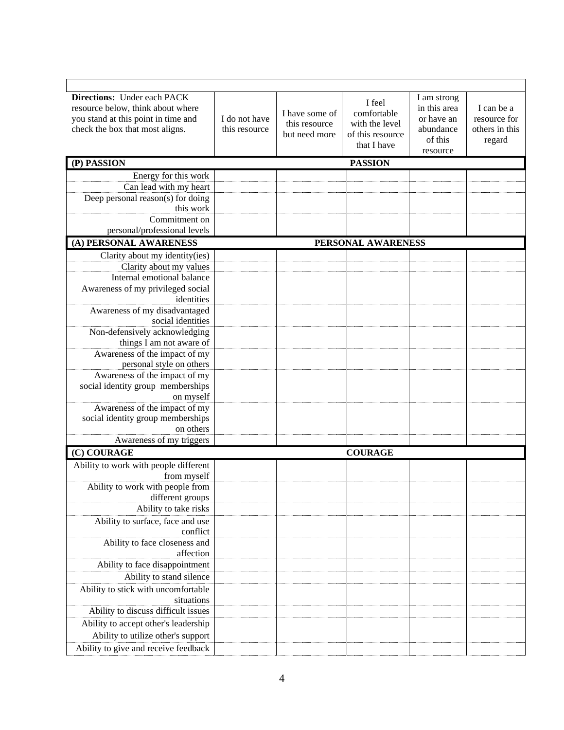| **Directions:** Under each PACK resource below, think about where you stand at this point in time and check the box that most aligns. | I do not have this resource | I have some of this resource but need more | I feel comfortable with the level of this resource that I have | I am strong in this area or have an abundance of this resource | I can be a resource for others in this regard |
|---|---|---|---|---|---|
| **(P) PASSION** | | | **PASSION** | | |
| Energy for this work | | | | | |
| Can lead with my heart | | | | | |
| Deep personal reason(s) for doing this work | | | | | |
| Commitment on personal/professional levels | | | | | |
| **(A) PERSONAL AWARENESS** | | | **PERSONAL AWARENESS** | | |
| Clarity about my identity(ies) | | | | | |
| Clarity about my values | | | | | |
| Internal emotional balance | | | | | |
| Awareness of my privileged social identities | | | | | |
| Awareness of my disadvantaged social identities | | | | | |
| Non-defensively acknowledging things I am not aware of | | | | | |
| Awareness of the impact of my personal style on others | | | | | |
| Awareness of the impact of my social identity group memberships on myself | | | | | |
| Awareness of the impact of my social identity group memberships on others | | | | | |
| Awareness of my triggers | | | | | |
| **(C) COURAGE** | | | **COURAGE** | | |
| Ability to work with people different from myself | | | | | |
| Ability to work with people from different groups | | | | | |
| Ability to take risks | | | | | |
| Ability to surface, face and use conflict | | | | | |
| Ability to face closeness and affection | | | | | |
| Ability to face disappointment | | | | | |
| Ability to stand silence | | | | | |
| Ability to stick with uncomfortable situations | | | | | |
| Ability to discuss difficult issues | | | | | |
| Ability to accept other's leadership | | | | | |
| Ability to utilize other's support | | | | | |
| Ability to give and receive feedback | | | | | |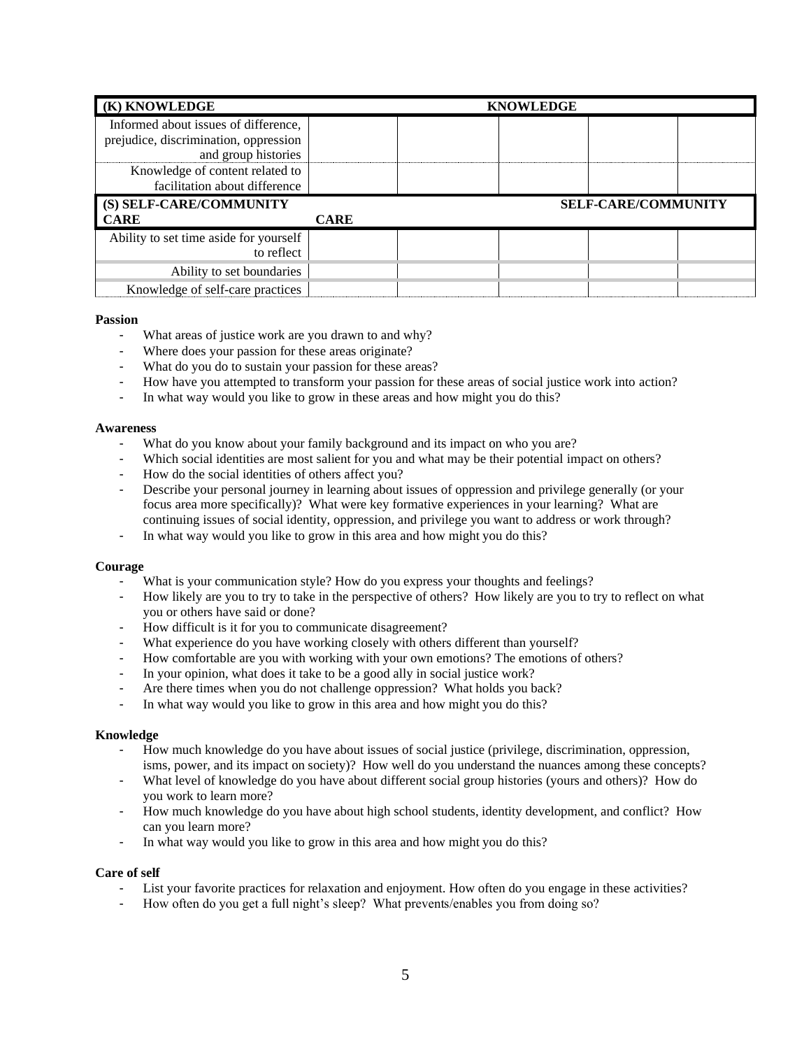| (K) KNOWLEDGE | | KNOWLEDGE | | |
|---|---|---|---|---|
| Informed about issues of difference, prejudice, discrimination, oppression and group histories | | | | |
| Knowledge of content related to facilitation about difference | | | | |
| (S) SELF-CARE/COMMUNITY CARE | | | SELF-CARE/COMMUNITY | |
| Ability to set time aside for yourself to reflect | | | | |
| Ability to set boundaries | | | | |
| Knowledge of self-care practices | | | | |

**Passion**

- What areas of justice work are you drawn to and why?
- Where does your passion for these areas originate?
- What do you do to sustain your passion for these areas?
- How have you attempted to transform your passion for these areas of social justice work into action?
- In what way would you like to grow in these areas and how might you do this?

**Awareness**

- What do you know about your family background and its impact on who you are?
- Which social identities are most salient for you and what may be their potential impact on others?
- How do the social identities of others affect you?
- Describe your personal journey in learning about issues of oppression and privilege generally (or your focus area more specifically)? What were key formative experiences in your learning? What are continuing issues of social identity, oppression, and privilege you want to address or work through?
- In what way would you like to grow in this area and how might you do this?

**Courage**

- What is your communication style? How do you express your thoughts and feelings?
- How likely are you to try to take in the perspective of others? How likely are you to try to reflect on what you or others have said or done?
- How difficult is it for you to communicate disagreement?
- What experience do you have working closely with others different than yourself?
- How comfortable are you with working with your own emotions? The emotions of others?
- In your opinion, what does it take to be a good ally in social justice work?
- Are there times when you do not challenge oppression? What holds you back?
- In what way would you like to grow in this area and how might you do this?

**Knowledge**

- How much knowledge do you have about issues of social justice (privilege, discrimination, oppression, isms, power, and its impact on society)? How well do you understand the nuances among these concepts?
- What level of knowledge do you have about different social group histories (yours and others)? How do you work to learn more?
- How much knowledge do you have about high school students, identity development, and conflict? How can you learn more?
- In what way would you like to grow in this area and how might you do this?

**Care of self**

- List your favorite practices for relaxation and enjoyment. How often do you engage in these activities?
- How often do you get a full night's sleep? What prevents/enables you from doing so?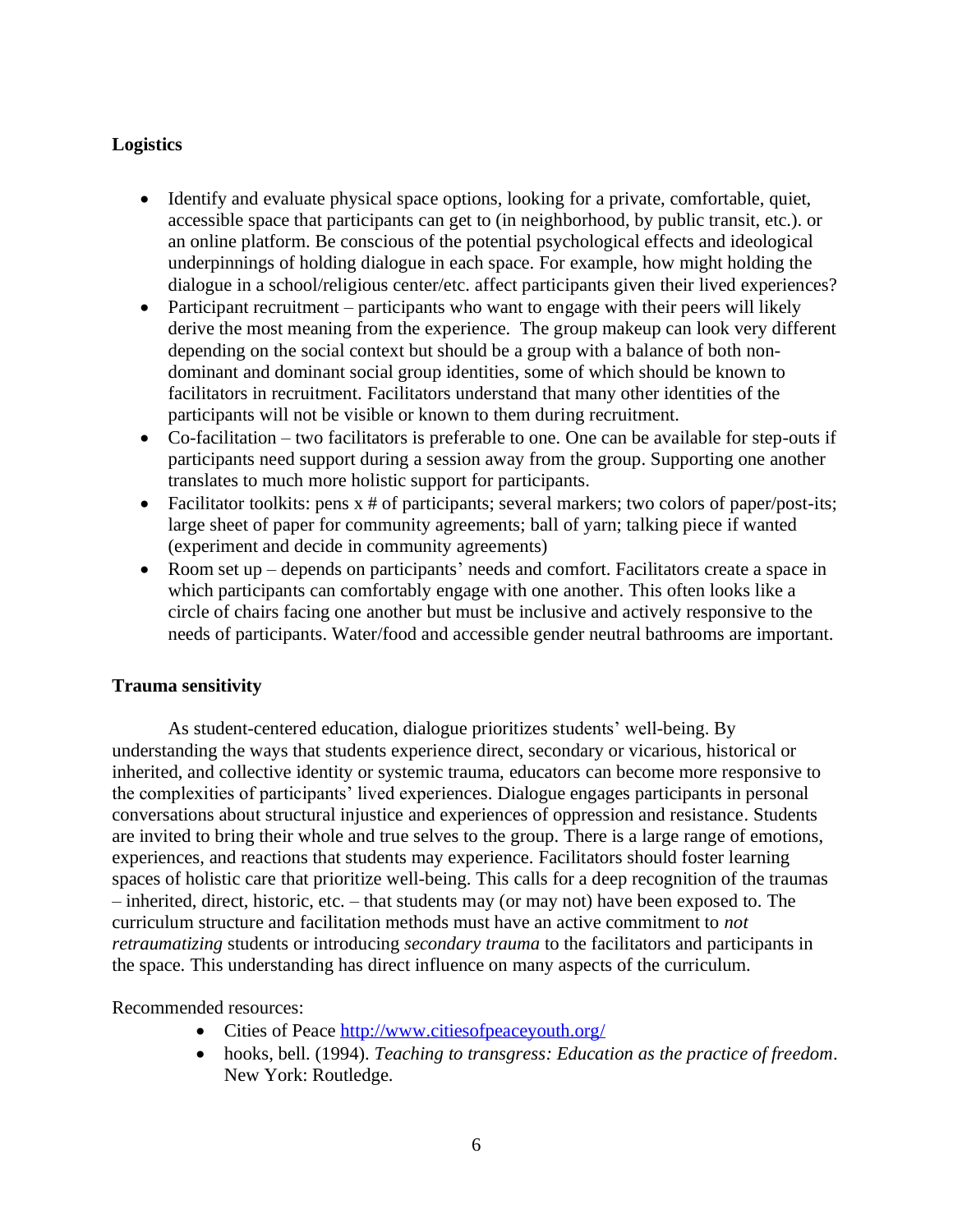**Logistics**

- Identify and evaluate physical space options, looking for a private, comfortable, quiet, accessible space that participants can get to (in neighborhood, by public transit, etc.). or an online platform. Be conscious of the potential psychological effects and ideological underpinnings of holding dialogue in each space. For example, how might holding the dialogue in a school/religious center/etc. affect participants given their lived experiences?
- Participant recruitment – participants who want to engage with their peers will likely derive the most meaning from the experience. The group makeup can look very different depending on the social context but should be a group with a balance of both non-dominant and dominant social group identities, some of which should be known to facilitators in recruitment. Facilitators understand that many other identities of the participants will not be visible or known to them during recruitment.
- Co-facilitation – two facilitators is preferable to one. One can be available for step-outs if participants need support during a session away from the group. Supporting one another translates to much more holistic support for participants.
- Facilitator toolkits: pens x # of participants; several markers; two colors of paper/post-its; large sheet of paper for community agreements; ball of yarn; talking piece if wanted (experiment and decide in community agreements)
- Room set up – depends on participants' needs and comfort. Facilitators create a space in which participants can comfortably engage with one another. This often looks like a circle of chairs facing one another but must be inclusive and actively responsive to the needs of participants. Water/food and accessible gender neutral bathrooms are important.

**Trauma sensitivity**

As student-centered education, dialogue prioritizes students' well-being. By understanding the ways that students experience direct, secondary or vicarious, historical or inherited, and collective identity or systemic trauma, educators can become more responsive to the complexities of participants' lived experiences. Dialogue engages participants in personal conversations about structural injustice and experiences of oppression and resistance. Students are invited to bring their whole and true selves to the group. There is a large range of emotions, experiences, and reactions that students may experience. Facilitators should foster learning spaces of holistic care that prioritize well-being. This calls for a deep recognition of the traumas – inherited, direct, historic, etc. – that students may (or may not) have been exposed to. The curriculum structure and facilitation methods must have an active commitment to *not retraumatizing* students or introducing *secondary trauma* to the facilitators and participants in the space. This understanding has direct influence on many aspects of the curriculum.

Recommended resources:

- Cities of Peace http://www.citiesofpeaceyouth.org/
- hooks, bell. (1994). *Teaching to transgress: Education as the practice of freedom*. New York: Routledge.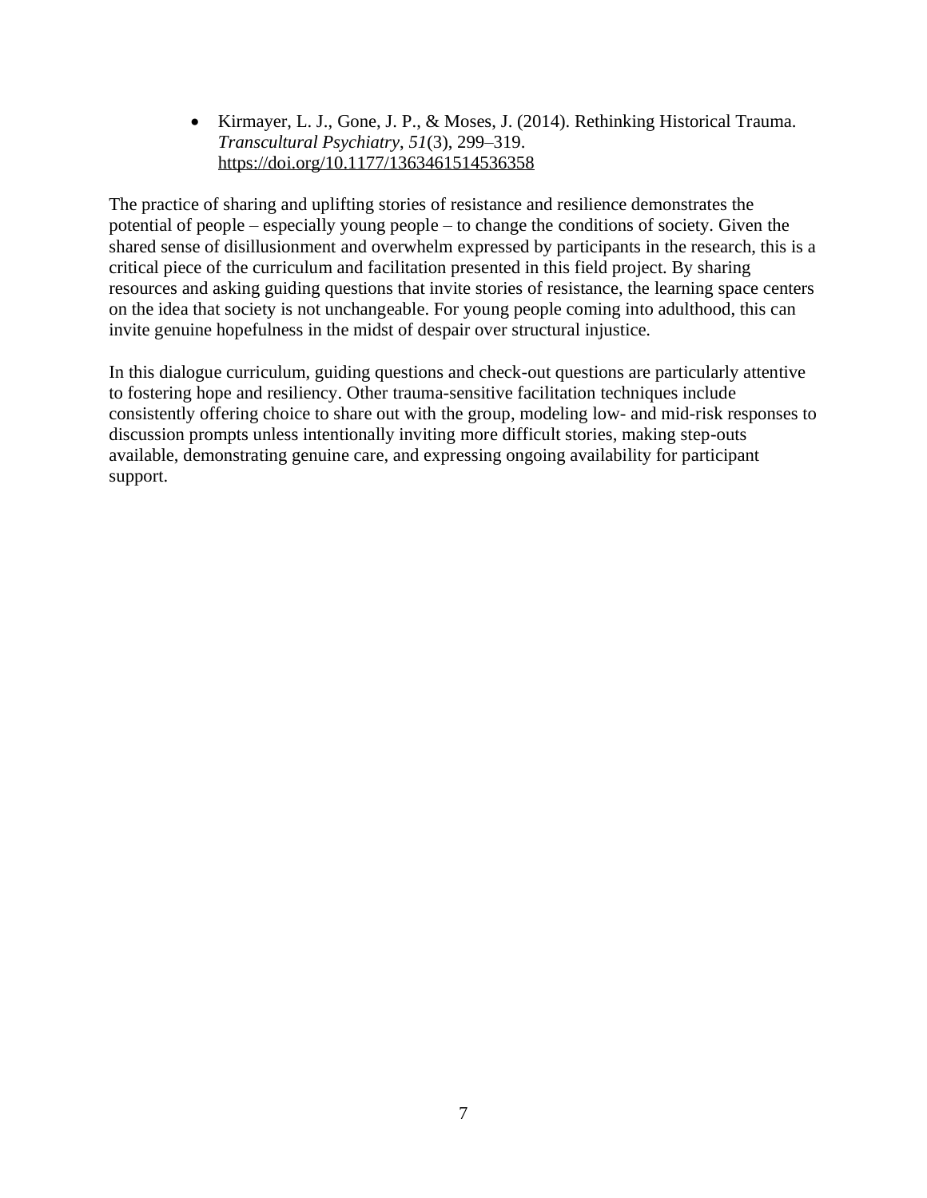- Kirmayer, L. J., Gone, J. P., & Moses, J. (2014). Rethinking Historical Trauma. *Transcultural Psychiatry*, *51*(3), 299–319. https://doi.org/10.1177/1363461514536358

The practice of sharing and uplifting stories of resistance and resilience demonstrates the potential of people – especially young people – to change the conditions of society. Given the shared sense of disillusionment and overwhelm expressed by participants in the research, this is a critical piece of the curriculum and facilitation presented in this field project. By sharing resources and asking guiding questions that invite stories of resistance, the learning space centers on the idea that society is not unchangeable. For young people coming into adulthood, this can invite genuine hopefulness in the midst of despair over structural injustice.

In this dialogue curriculum, guiding questions and check-out questions are particularly attentive to fostering hope and resiliency. Other trauma-sensitive facilitation techniques include consistently offering choice to share out with the group, modeling low- and mid-risk responses to discussion prompts unless intentionally inviting more difficult stories, making step-outs available, demonstrating genuine care, and expressing ongoing availability for participant support.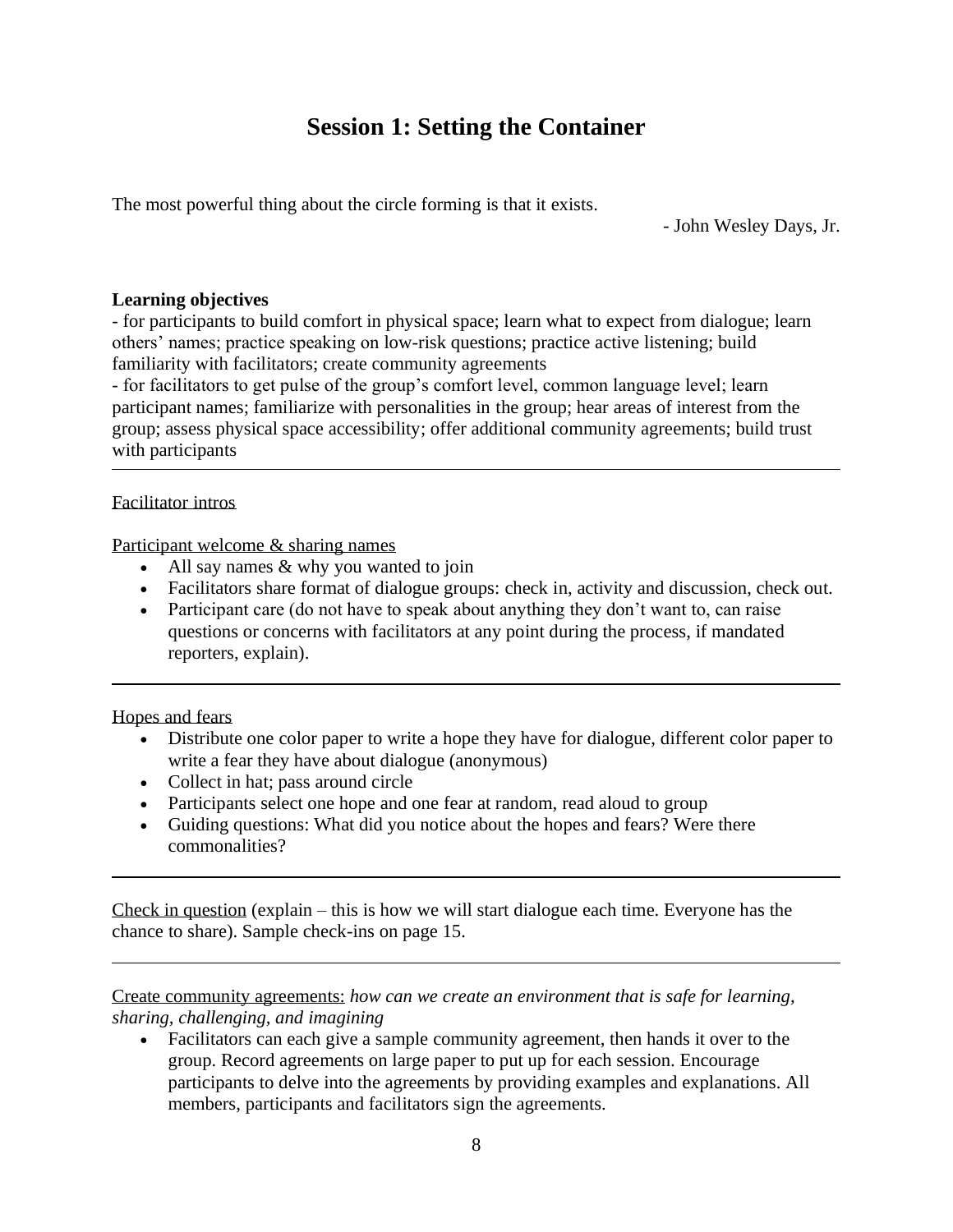# Session 1: Setting the Container

The most powerful thing about the circle forming is that it exists.

- John Wesley Days, Jr.

**Learning objectives**

- for participants to build comfort in physical space; learn what to expect from dialogue; learn others' names; practice speaking on low-risk questions; practice active listening; build familiarity with facilitators; create community agreements
- for facilitators to get pulse of the group's comfort level, common language level; learn participant names; familiarize with personalities in the group; hear areas of interest from the group; assess physical space accessibility; offer additional community agreements; build trust with participants

---

Facilitator intros

Participant welcome & sharing names

- All say names & why you wanted to join
- Facilitators share format of dialogue groups: check in, activity and discussion, check out.
- Participant care (do not have to speak about anything they don't want to, can raise questions or concerns with facilitators at any point during the process, if mandated reporters, explain).

---

Hopes and fears

- Distribute one color paper to write a hope they have for dialogue, different color paper to write a fear they have about dialogue (anonymous)
- Collect in hat; pass around circle
- Participants select one hope and one fear at random, read aloud to group
- Guiding questions: What did you notice about the hopes and fears? Were there commonalities?

---

Check in question (explain – this is how we will start dialogue each time. Everyone has the chance to share). Sample check-ins on page 15.

---

Create community agreements: *how can we create an environment that is safe for learning, sharing, challenging, and imagining*

- Facilitators can each give a sample community agreement, then hands it over to the group. Record agreements on large paper to put up for each session. Encourage participants to delve into the agreements by providing examples and explanations. All members, participants and facilitators sign the agreements.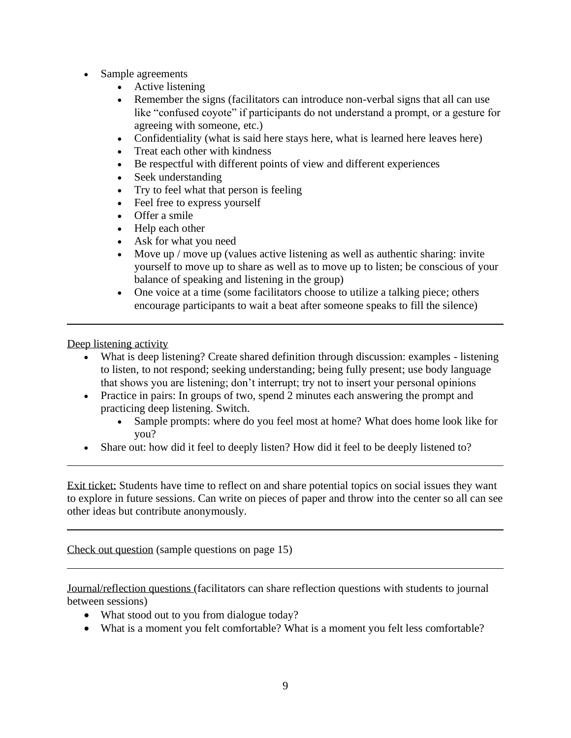- Sample agreements
  - Active listening
  - Remember the signs (facilitators can introduce non-verbal signs that all can use like "confused coyote" if participants do not understand a prompt, or a gesture for agreeing with someone, etc.)
  - Confidentiality (what is said here stays here, what is learned here leaves here)
  - Treat each other with kindness
  - Be respectful with different points of view and different experiences
  - Seek understanding
  - Try to feel what that person is feeling
  - Feel free to express yourself
  - Offer a smile
  - Help each other
  - Ask for what you need
  - Move up / move up (values active listening as well as authentic sharing: invite yourself to move up to share as well as to move up to listen; be conscious of your balance of speaking and listening in the group)
  - One voice at a time (some facilitators choose to utilize a talking piece; others encourage participants to wait a beat after someone speaks to fill the silence)

---

Deep listening activity

- What is deep listening? Create shared definition through discussion: examples - listening to listen, to not respond; seeking understanding; being fully present; use body language that shows you are listening; don't interrupt; try not to insert your personal opinions
- Practice in pairs: In groups of two, spend 2 minutes each answering the prompt and practicing deep listening. Switch.
  - Sample prompts: where do you feel most at home? What does home look like for you?
- Share out: how did it feel to deeply listen? How did it feel to be deeply listened to?

---

Exit ticket: Students have time to reflect on and share potential topics on social issues they want to explore in future sessions. Can write on pieces of paper and throw into the center so all can see other ideas but contribute anonymously.

---

Check out question (sample questions on page 15)

---

Journal/reflection questions (facilitators can share reflection questions with students to journal between sessions)

- What stood out to you from dialogue today?
- What is a moment you felt comfortable? What is a moment you felt less comfortable?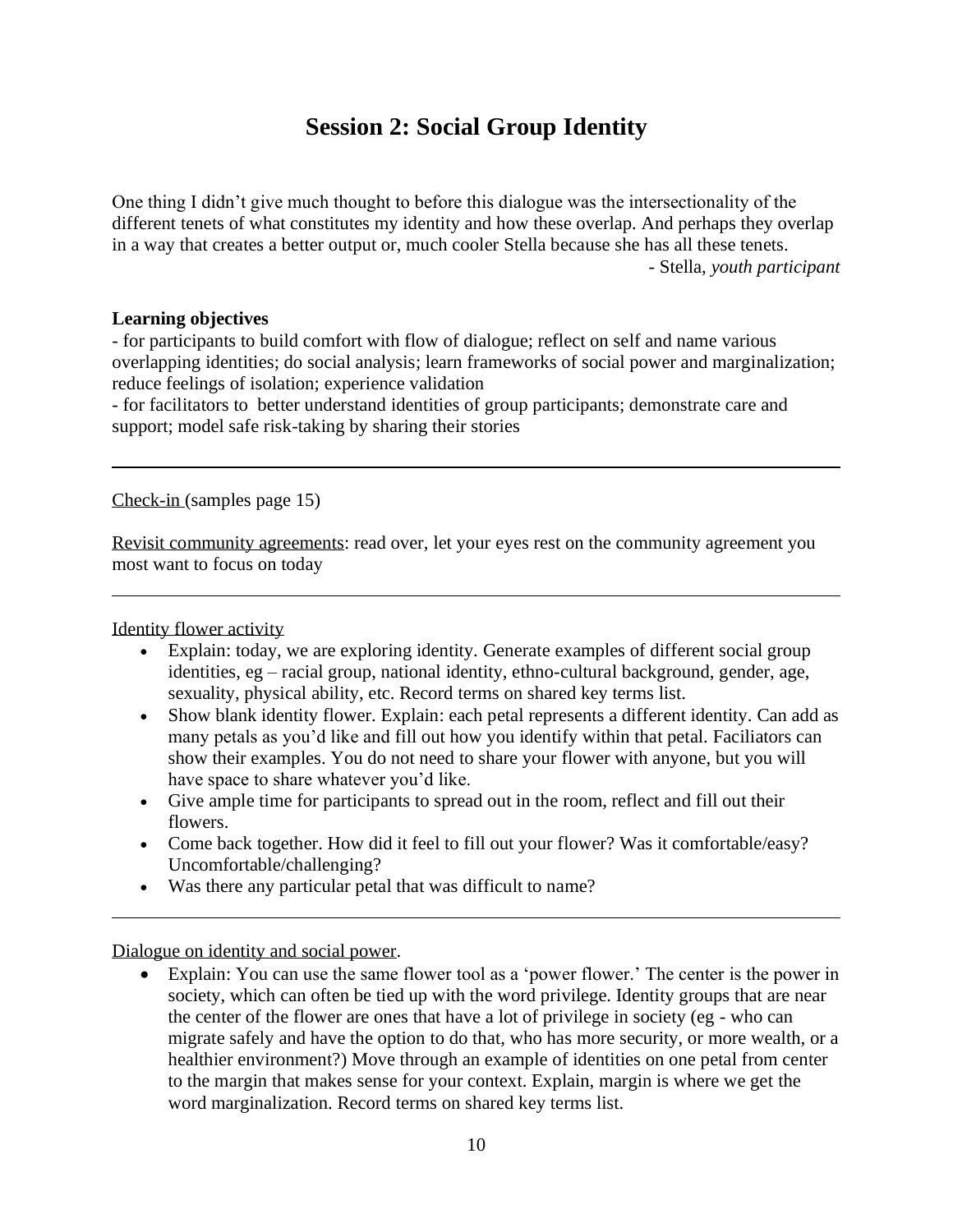# Session 2: Social Group Identity

One thing I didn't give much thought to before this dialogue was the intersectionality of the different tenets of what constitutes my identity and how these overlap. And perhaps they overlap in a way that creates a better output or, much cooler Stella because she has all these tenets.

- Stella, *youth participant*

**Learning objectives**

- for participants to build comfort with flow of dialogue; reflect on self and name various overlapping identities; do social analysis; learn frameworks of social power and marginalization; reduce feelings of isolation; experience validation
- for facilitators to better understand identities of group participants; demonstrate care and support; model safe risk-taking by sharing their stories

---

Check-in (samples page 15)

Revisit community agreements: read over, let your eyes rest on the community agreement you most want to focus on today

---

Identity flower activity

- Explain: today, we are exploring identity. Generate examples of different social group identities, eg – racial group, national identity, ethno-cultural background, gender, age, sexuality, physical ability, etc. Record terms on shared key terms list.
- Show blank identity flower. Explain: each petal represents a different identity. Can add as many petals as you'd like and fill out how you identify within that petal. Faciliators can show their examples. You do not need to share your flower with anyone, but you will have space to share whatever you'd like.
- Give ample time for participants to spread out in the room, reflect and fill out their flowers.
- Come back together. How did it feel to fill out your flower? Was it comfortable/easy? Uncomfortable/challenging?
- Was there any particular petal that was difficult to name?

---

Dialogue on identity and social power.

- Explain: You can use the same flower tool as a 'power flower.' The center is the power in society, which can often be tied up with the word privilege. Identity groups that are near the center of the flower are ones that have a lot of privilege in society (eg - who can migrate safely and have the option to do that, who has more security, or more wealth, or a healthier environment?) Move through an example of identities on one petal from center to the margin that makes sense for your context. Explain, margin is where we get the word marginalization. Record terms on shared key terms list.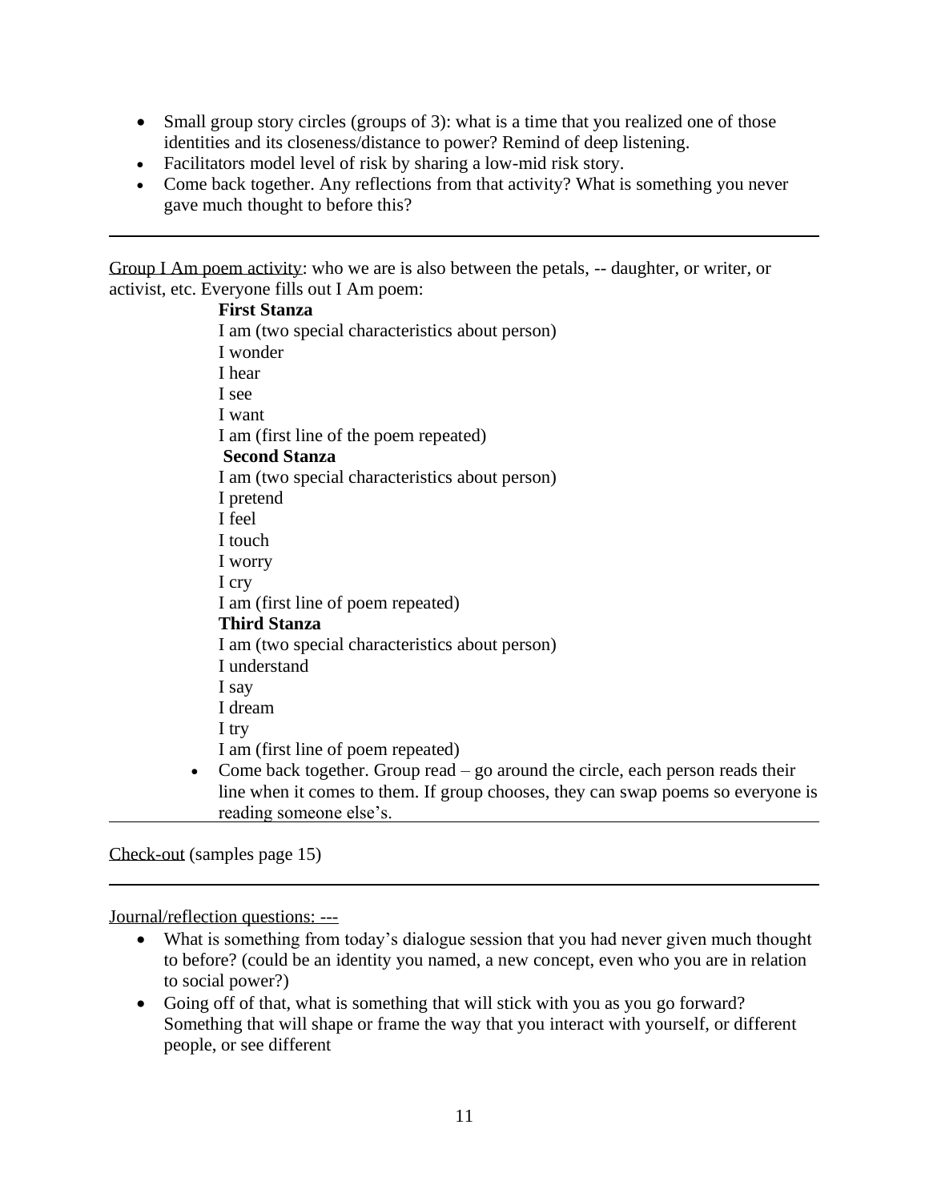- Small group story circles (groups of 3): what is a time that you realized one of those identities and its closeness/distance to power? Remind of deep listening.
- Facilitators model level of risk by sharing a low-mid risk story.
- Come back together. Any reflections from that activity? What is something you never gave much thought to before this?

---

Group I Am poem activity: who we are is also between the petals, -- daughter, or writer, or activist, etc. Everyone fills out I Am poem:

**First Stanza**
I am (two special characteristics about person)
I wonder
I hear
I see
I want
I am (first line of the poem repeated)
**Second Stanza**
I am (two special characteristics about person)
I pretend
I feel
I touch
I worry
I cry
I am (first line of poem repeated)
**Third Stanza**
I am (two special characteristics about person)
I understand
I say
I dream
I try
I am (first line of poem repeated)

- Come back together. Group read – go around the circle, each person reads their line when it comes to them. If group chooses, they can swap poems so everyone is reading someone else's.

---

Check-out (samples page 15)

---

Journal/reflection questions: ---

- What is something from today's dialogue session that you had never given much thought to before? (could be an identity you named, a new concept, even who you are in relation to social power?)
- Going off of that, what is something that will stick with you as you go forward? Something that will shape or frame the way that you interact with yourself, or different people, or see different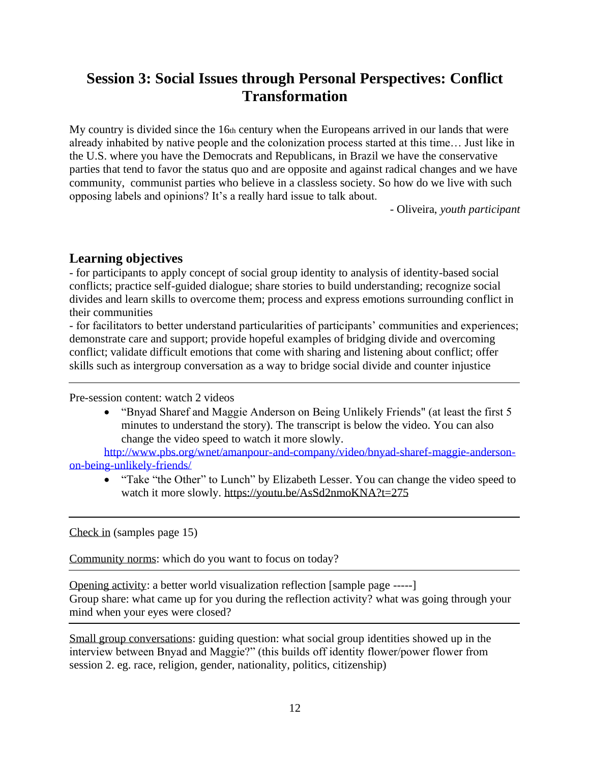## Session 3: Social Issues through Personal Perspectives: Conflict Transformation

My country is divided since the 16th century when the Europeans arrived in our lands that were already inhabited by native people and the colonization process started at this time… Just like in the U.S. where you have the Democrats and Republicans, in Brazil we have the conservative parties that tend to favor the status quo and are opposite and against radical changes and we have community, communist parties who believe in a classless society. So how do we live with such opposing labels and opinions? It's a really hard issue to talk about.

- Oliveira, *youth participant*

### Learning objectives

- for participants to apply concept of social group identity to analysis of identity-based social conflicts; practice self-guided dialogue; share stories to build understanding; recognize social divides and learn skills to overcome them; process and express emotions surrounding conflict in their communities
- for facilitators to better understand particularities of participants' communities and experiences; demonstrate care and support; provide hopeful examples of bridging divide and overcoming conflict; validate difficult emotions that come with sharing and listening about conflict; offer skills such as intergroup conversation as a way to bridge social divide and counter injustice

---

Pre-session content: watch 2 videos

- "Bnyad Sharef and Maggie Anderson on Being Unlikely Friends" (at least the first 5 minutes to understand the story). The transcript is below the video. You can also change the video speed to watch it more slowly.

  http://www.pbs.org/wnet/amanpour-and-company/video/bnyad-sharef-maggie-anderson-on-being-unlikely-friends/

- "Take "the Other" to Lunch" by Elizabeth Lesser. You can change the video speed to watch it more slowly. https://youtu.be/AsSd2nmoKNA?t=275

---

Check in (samples page 15)

Community norms: which do you want to focus on today?

---

Opening activity: a better world visualization reflection [sample page -----]

Group share: what came up for you during the reflection activity? what was going through your mind when your eyes were closed?

---

Small group conversations: guiding question: what social group identities showed up in the interview between Bnyad and Maggie?" (this builds off identity flower/power flower from session 2. eg. race, religion, gender, nationality, politics, citizenship)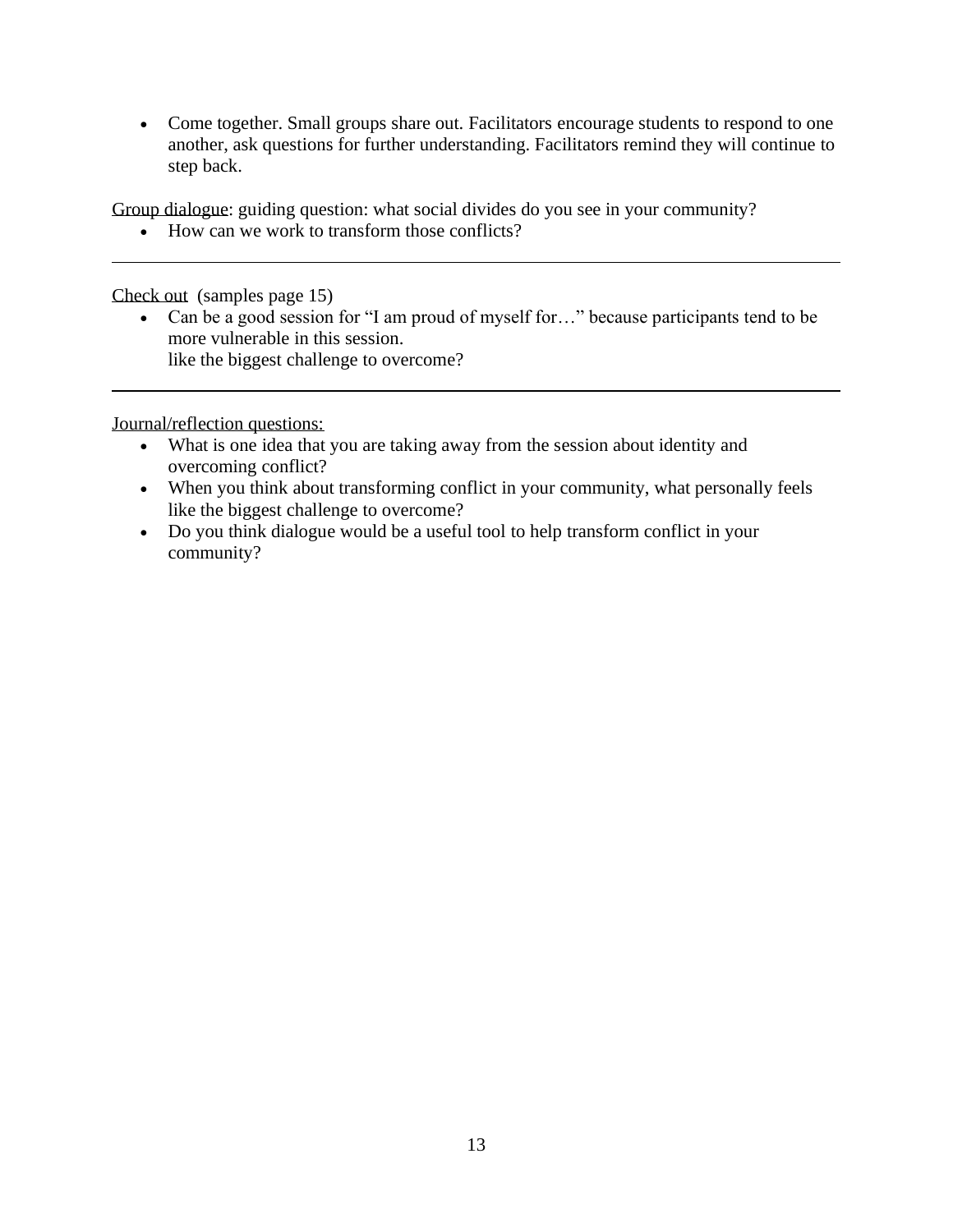- Come together. Small groups share out. Facilitators encourage students to respond to one another, ask questions for further understanding. Facilitators remind they will continue to step back.

Group dialogue: guiding question: what social divides do you see in your community?

- How can we work to transform those conflicts?

---

Check out (samples page 15)

- Can be a good session for "I am proud of myself for…" because participants tend to be more vulnerable in this session.
  like the biggest challenge to overcome?

---

Journal/reflection questions:

- What is one idea that you are taking away from the session about identity and overcoming conflict?
- When you think about transforming conflict in your community, what personally feels like the biggest challenge to overcome?
- Do you think dialogue would be a useful tool to help transform conflict in your community?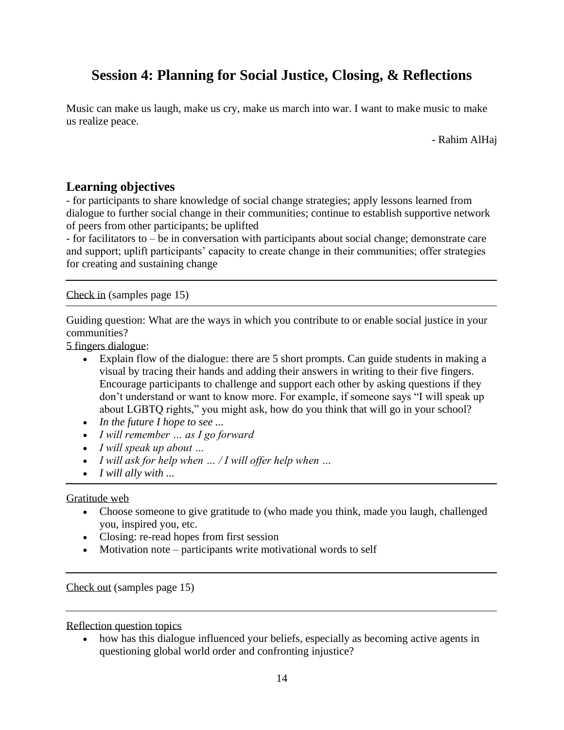# Session 4: Planning for Social Justice, Closing, & Reflections

Music can make us laugh, make us cry, make us march into war. I want to make music to make us realize peace.

- Rahim AlHaj

## Learning objectives

- for participants to share knowledge of social change strategies; apply lessons learned from dialogue to further social change in their communities; continue to establish supportive network of peers from other participants; be uplifted
- for facilitators to – be in conversation with participants about social change; demonstrate care and support; uplift participants' capacity to create change in their communities; offer strategies for creating and sustaining change

---

Check in (samples page 15)

---

Guiding question: What are the ways in which you contribute to or enable social justice in your communities?

5 fingers dialogue:

- Explain flow of the dialogue: there are 5 short prompts. Can guide students in making a visual by tracing their hands and adding their answers in writing to their five fingers. Encourage participants to challenge and support each other by asking questions if they don't understand or want to know more. For example, if someone says "I will speak up about LGBTQ rights," you might ask, how do you think that will go in your school?
- *In the future I hope to see ...*
- *I will remember … as I go forward*
- *I will speak up about …*
- *I will ask for help when … / I will offer help when …*
- *I will ally with ...*

---

Gratitude web

- Choose someone to give gratitude to (who made you think, made you laugh, challenged you, inspired you, etc.
- Closing: re-read hopes from first session
- Motivation note – participants write motivational words to self

---

Check out (samples page 15)

---

Reflection question topics

- how has this dialogue influenced your beliefs, especially as becoming active agents in questioning global world order and confronting injustice?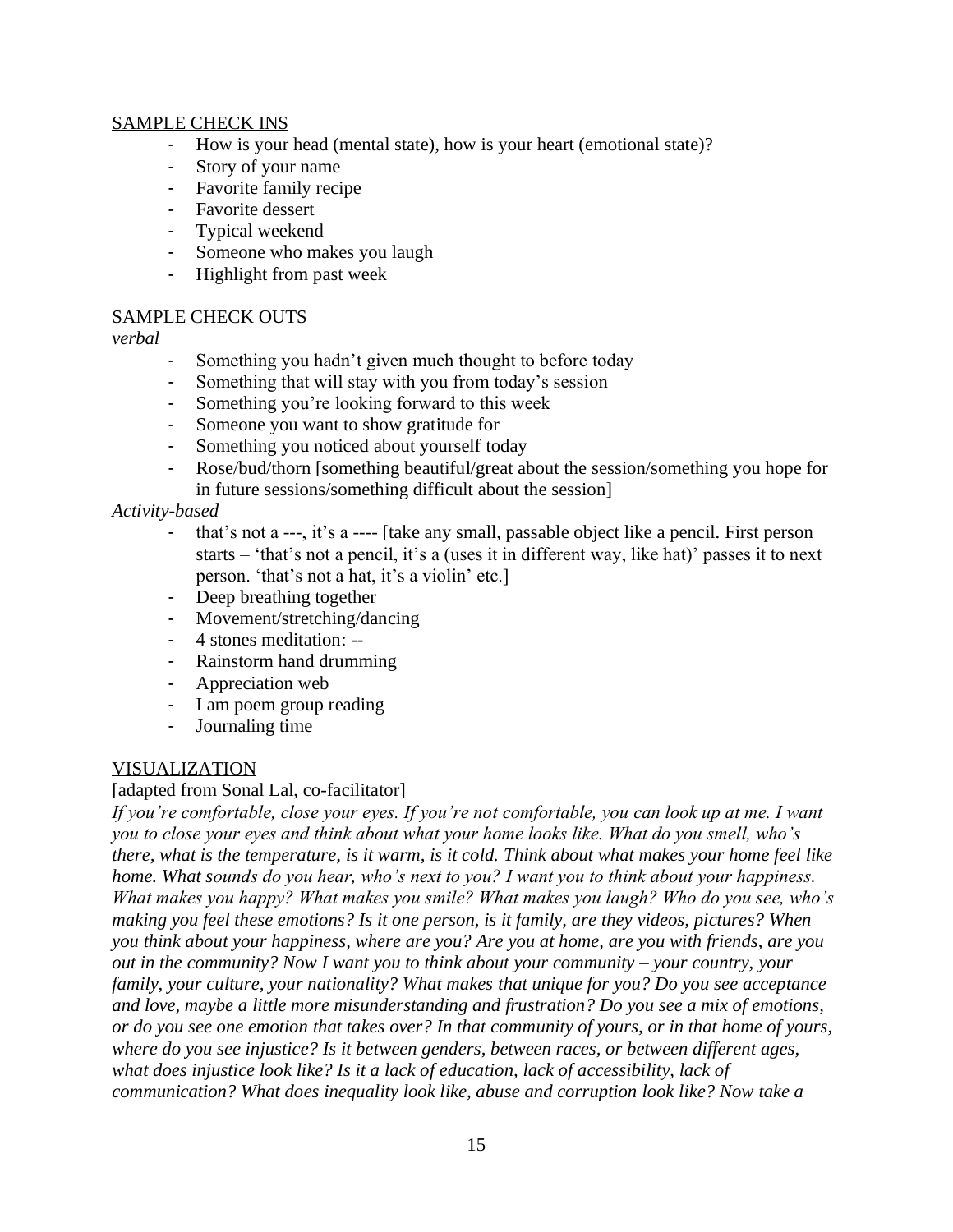SAMPLE CHECK INS

- How is your head (mental state), how is your heart (emotional state)?
- Story of your name
- Favorite family recipe
- Favorite dessert
- Typical weekend
- Someone who makes you laugh
- Highlight from past week

SAMPLE CHECK OUTS

*verbal*

- Something you hadn't given much thought to before today
- Something that will stay with you from today's session
- Something you're looking forward to this week
- Someone you want to show gratitude for
- Something you noticed about yourself today
- Rose/bud/thorn [something beautiful/great about the session/something you hope for in future sessions/something difficult about the session]

*Activity-based*

- that's not a ---, it's a ---- [take any small, passable object like a pencil. First person starts – 'that's not a pencil, it's a (uses it in different way, like hat)' passes it to next person. 'that's not a hat, it's a violin' etc.]
- Deep breathing together
- Movement/stretching/dancing
- 4 stones meditation: --
- Rainstorm hand drumming
- Appreciation web
- I am poem group reading
- Journaling time

VISUALIZATION

[adapted from Sonal Lal, co-facilitator]

*If you're comfortable, close your eyes. If you're not comfortable, you can look up at me. I want you to close your eyes and think about what your home looks like. What do you smell, who's there, what is the temperature, is it warm, is it cold. Think about what makes your home feel like home. What sounds do you hear, who's next to you? I want you to think about your happiness. What makes you happy? What makes you smile? What makes you laugh? Who do you see, who's making you feel these emotions? Is it one person, is it family, are they videos, pictures? When you think about your happiness, where are you? Are you at home, are you with friends, are you out in the community? Now I want you to think about your community – your country, your family, your culture, your nationality? What makes that unique for you? Do you see acceptance and love, maybe a little more misunderstanding and frustration? Do you see a mix of emotions, or do you see one emotion that takes over? In that community of yours, or in that home of yours, where do you see injustice? Is it between genders, between races, or between different ages, what does injustice look like? Is it a lack of education, lack of accessibility, lack of communication? What does inequality look like, abuse and corruption look like? Now take a*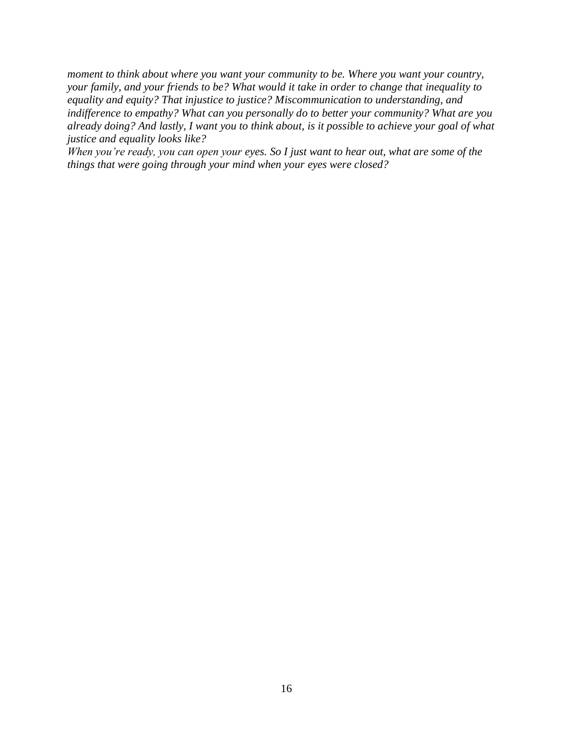*moment to think about where you want your community to be. Where you want your country, your family, and your friends to be? What would it take in order to change that inequality to equality and equity? That injustice to justice? Miscommunication to understanding, and indifference to empathy? What can you personally do to better your community? What are you already doing? And lastly, I want you to think about, is it possible to achieve your goal of what justice and equality looks like?*

*When you're ready, you can open your eyes. So I just want to hear out, what are some of the things that were going through your mind when your eyes were closed?*